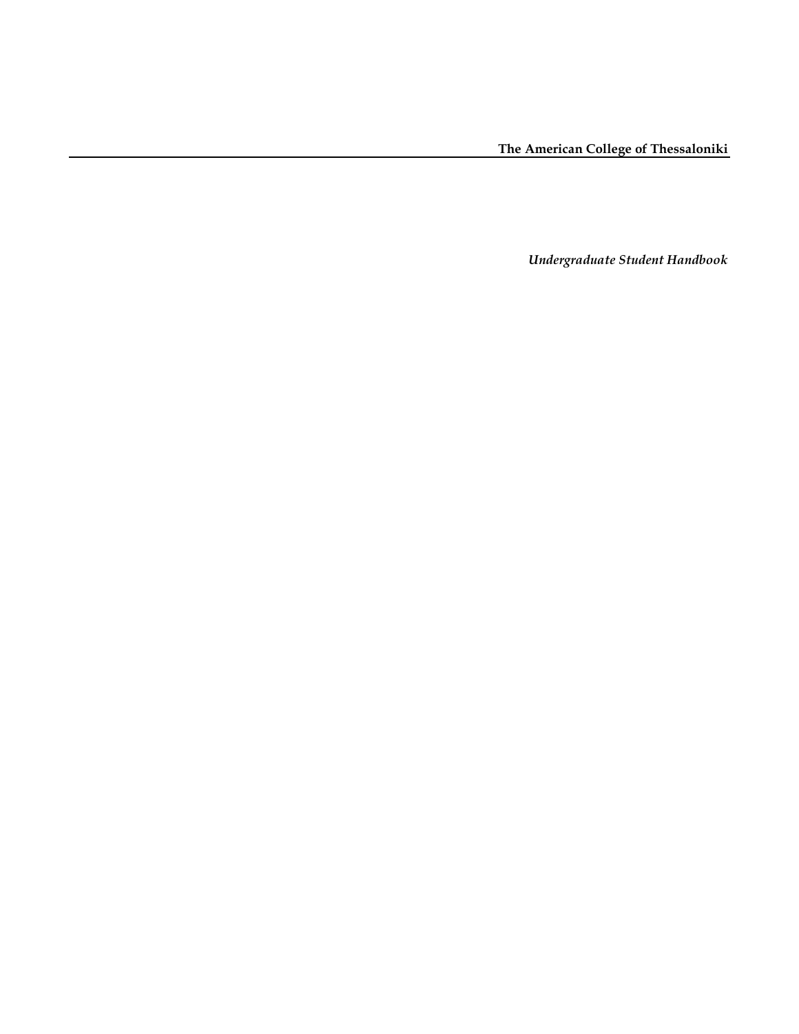**The American College of Thessaloniki**

---

***Undergraduate Student Handbook***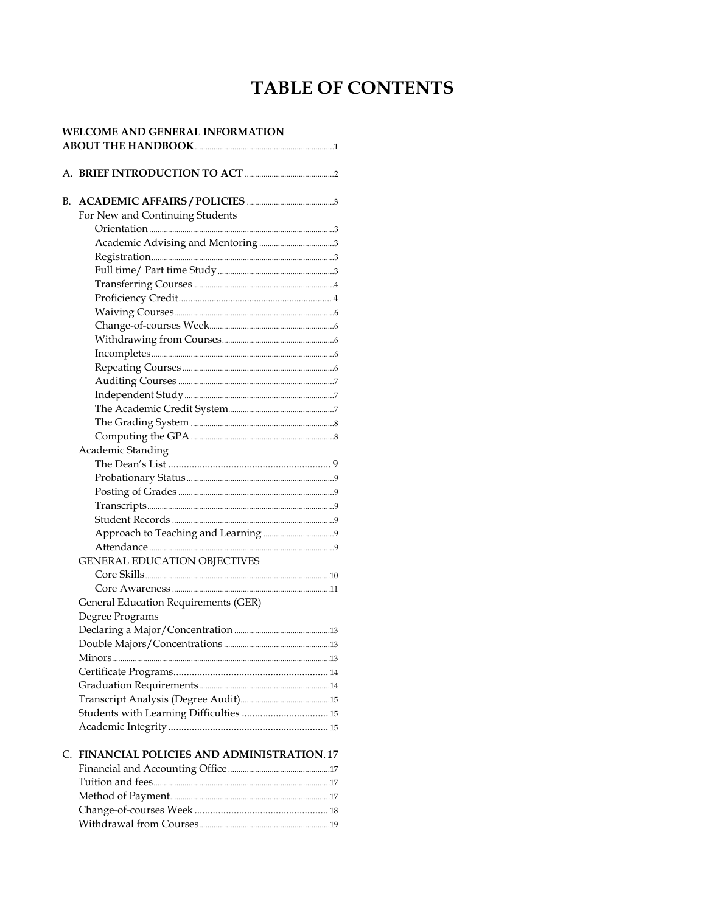# TABLE OF CONTENTS

**WELCOME AND GENERAL INFORMATION ABOUT THE HANDBOOK** .......... 1

A. **BRIEF INTRODUCTION TO ACT** .......... 2

B. **ACADEMIC AFFAIRS / POLICIES** .......... 3

- For New and Continuing Students
  - Orientation .......... 3
  - Academic Advising and Mentoring .......... 3
  - Registration .......... 3
  - Full time/ Part time Study .......... 3
  - Transferring Courses .......... 4
  - Proficiency Credit .......... 4
  - Waiving Courses .......... 6
  - Change-of-courses Week .......... 6
  - Withdrawing from Courses .......... 6
  - Incompletes .......... 6
  - Repeating Courses .......... 6
  - Auditing Courses .......... 7
  - Independent Study .......... 7
  - The Academic Credit System .......... 7
  - The Grading System .......... 8
  - Computing the GPA .......... 8
- Academic Standing
  - The Dean's List .......... 9
  - Probationary Status .......... 9
  - Posting of Grades .......... 9
  - Transcripts .......... 9
  - Student Records .......... 9
  - Approach to Teaching and Learning .......... 9
  - Attendance .......... 9
- GENERAL EDUCATION OBJECTIVES
  - Core Skills .......... 10
  - Core Awareness .......... 11
- General Education Requirements (GER)
- Degree Programs
- Declaring a Major/Concentration .......... 13
- Double Majors/Concentrations .......... 13
- Minors .......... 13
- Certificate Programs .......... 14
- Graduation Requirements .......... 14
- Transcript Analysis (Degree Audit) .......... 15
- Students with Learning Difficulties .......... 15
- Academic Integrity .......... 15

C. **FINANCIAL POLICIES AND ADMINISTRATION** .......... **17**

- Financial and Accounting Office .......... 17
- Tuition and fees .......... 17
- Method of Payment .......... 17
- Change-of-courses Week .......... 18
- Withdrawal from Courses .......... 19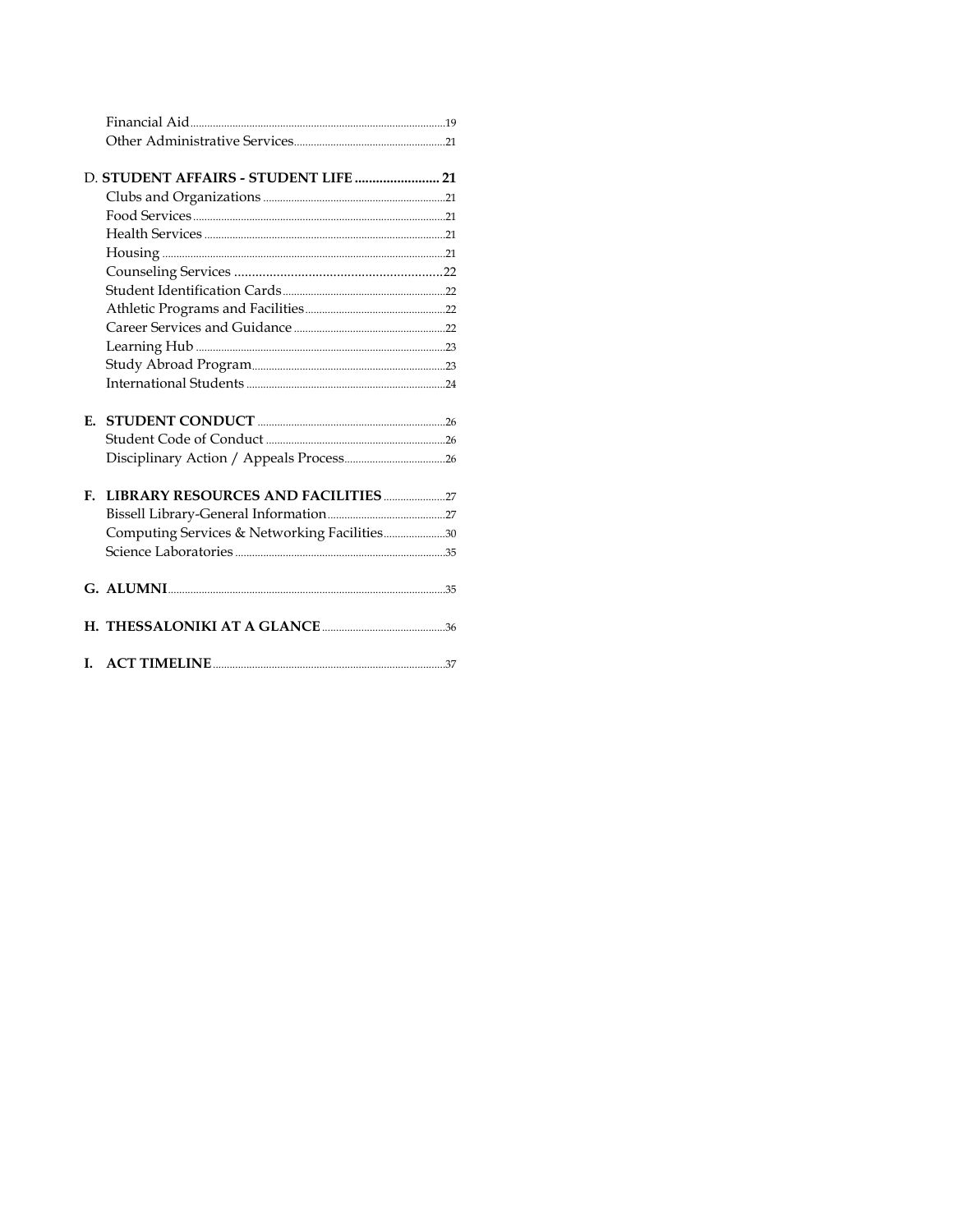Financial Aid ........ 19
Other Administrative Services ........ 21

D. **STUDENT AFFAIRS - STUDENT LIFE ........ 21**

Clubs and Organizations ........ 21
Food Services ........ 21
Health Services ........ 21
Housing ........ 21
Counseling Services ........ 22
Student Identification Cards ........ 22
Athletic Programs and Facilities ........ 22
Career Services and Guidance ........ 22
Learning Hub ........ 23
Study Abroad Program ........ 23
International Students ........ 24

**E. STUDENT CONDUCT** ........ 26

Student Code of Conduct ........ 26
Disciplinary Action / Appeals Process ........ 26

**F. LIBRARY RESOURCES AND FACILITIES** ........ 27

Bissell Library-General Information ........ 27
Computing Services & Networking Facilities ........ 30
Science Laboratories ........ 35

**G. ALUMNI** ........ 35

**H. THESSALONIKI AT A GLANCE** ........ 36

**I. ACT TIMELINE** ........ 37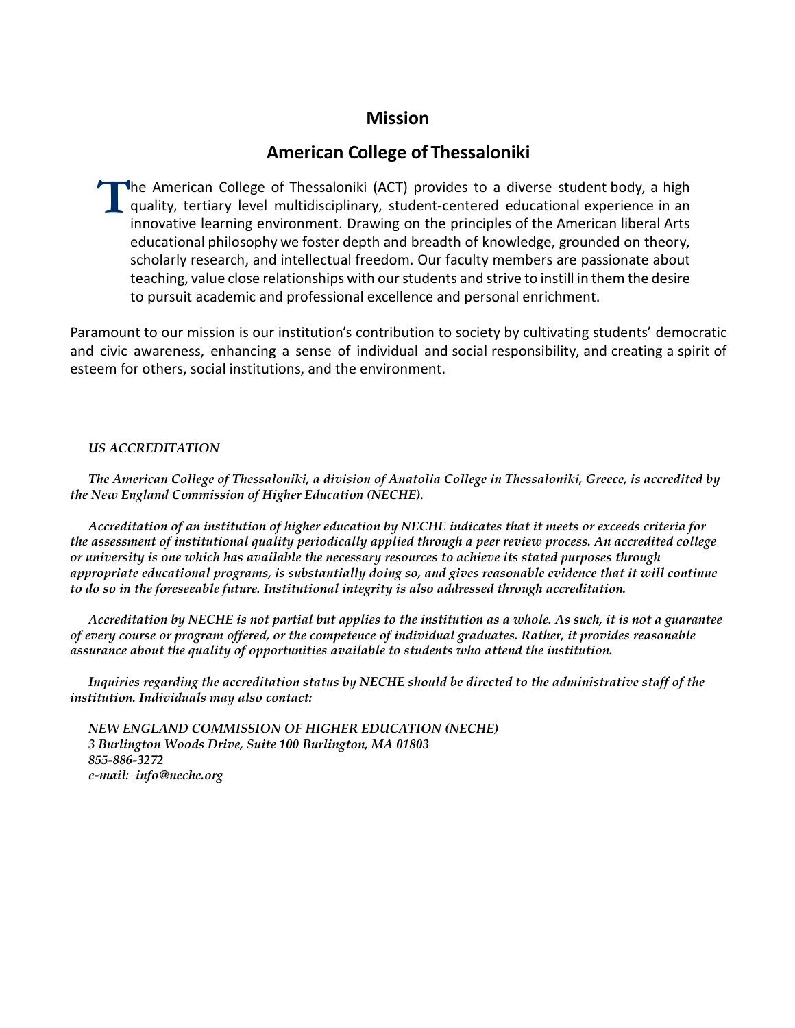# Mission

## American College of Thessaloniki

The American College of Thessaloniki (ACT) provides to a diverse student body, a high quality, tertiary level multidisciplinary, student-centered educational experience in an innovative learning environment. Drawing on the principles of the American liberal Arts educational philosophy we foster depth and breadth of knowledge, grounded on theory, scholarly research, and intellectual freedom. Our faculty members are passionate about teaching, value close relationships with our students and strive to instill in them the desire to pursuit academic and professional excellence and personal enrichment.

Paramount to our mission is our institution's contribution to society by cultivating students' democratic and civic awareness, enhancing a sense of individual and social responsibility, and creating a spirit of esteem for others, social institutions, and the environment.

***US ACCREDITATION***

***The American College of Thessaloniki, a division of Anatolia College in Thessaloniki, Greece, is accredited by the New England Commission of Higher Education (NECHE).***

***Accreditation of an institution of higher education by NECHE indicates that it meets or exceeds criteria for the assessment of institutional quality periodically applied through a peer review process. An accredited college or university is one which has available the necessary resources to achieve its stated purposes through appropriate educational programs, is substantially doing so, and gives reasonable evidence that it will continue to do so in the foreseeable future. Institutional integrity is also addressed through accreditation.***

***Accreditation by NECHE is not partial but applies to the institution as a whole. As such, it is not a guarantee of every course or program offered, or the competence of individual graduates. Rather, it provides reasonable assurance about the quality of opportunities available to students who attend the institution.***

***Inquiries regarding the accreditation status by NECHE should be directed to the administrative staff of the institution. Individuals may also contact:***

***NEW ENGLAND COMMISSION OF HIGHER EDUCATION (NECHE)***
***3 Burlington Woods Drive, Suite 100 Burlington, MA 01803***
***855-886-3272***
***e-mail: info@neche.org***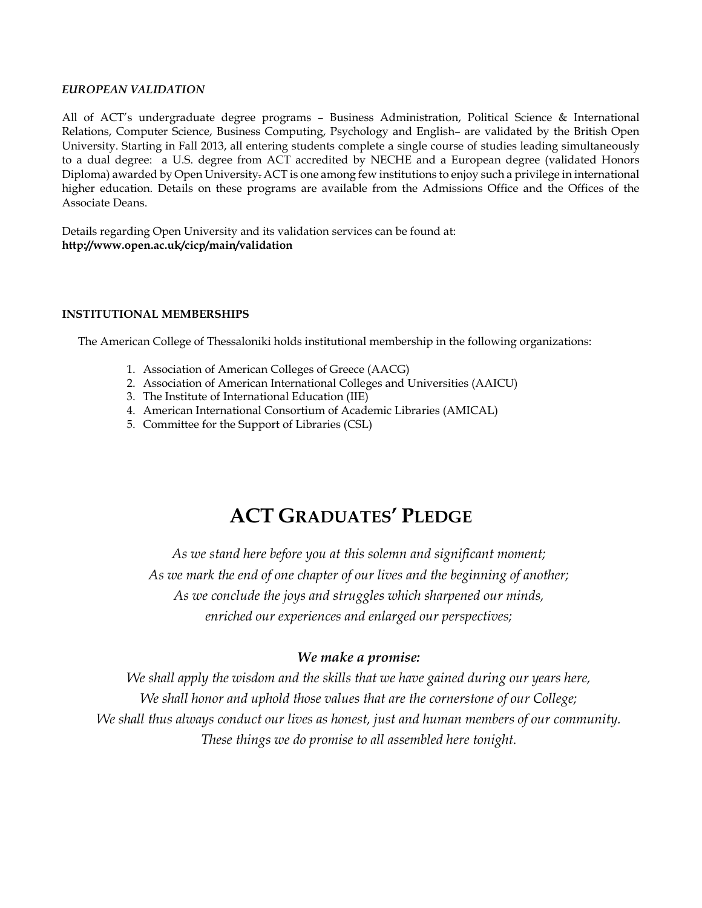***EUROPEAN VALIDATION***

All of ACT's undergraduate degree programs – Business Administration, Political Science & International Relations, Computer Science, Business Computing, Psychology and English– are validated by the British Open University. Starting in Fall 2013, all entering students complete a single course of studies leading simultaneously to a dual degree: a U.S. degree from ACT accredited by NECHE and a European degree (validated Honors Diploma) awarded by Open University. ACT is one among few institutions to enjoy such a privilege in international higher education. Details on these programs are available from the Admissions Office and the Offices of the Associate Deans.

Details regarding Open University and its validation services can be found at:
**http://www.open.ac.uk/cicp/main/validation**

**INSTITUTIONAL MEMBERSHIPS**

The American College of Thessaloniki holds institutional membership in the following organizations:

1. Association of American Colleges of Greece (AACG)
2. Association of American International Colleges and Universities (AAICU)
3. The Institute of International Education (IIE)
4. American International Consortium of Academic Libraries (AMICAL)
5. Committee for the Support of Libraries (CSL)

# ACT GRADUATES' PLEDGE

*As we stand here before you at this solemn and significant moment;*
*As we mark the end of one chapter of our lives and the beginning of another;*
*As we conclude the joys and struggles which sharpened our minds,*
*enriched our experiences and enlarged our perspectives;*

***We make a promise:***
*We shall apply the wisdom and the skills that we have gained during our years here,*
*We shall honor and uphold those values that are the cornerstone of our College;*
*We shall thus always conduct our lives as honest, just and human members of our community.*
*These things we do promise to all assembled here tonight.*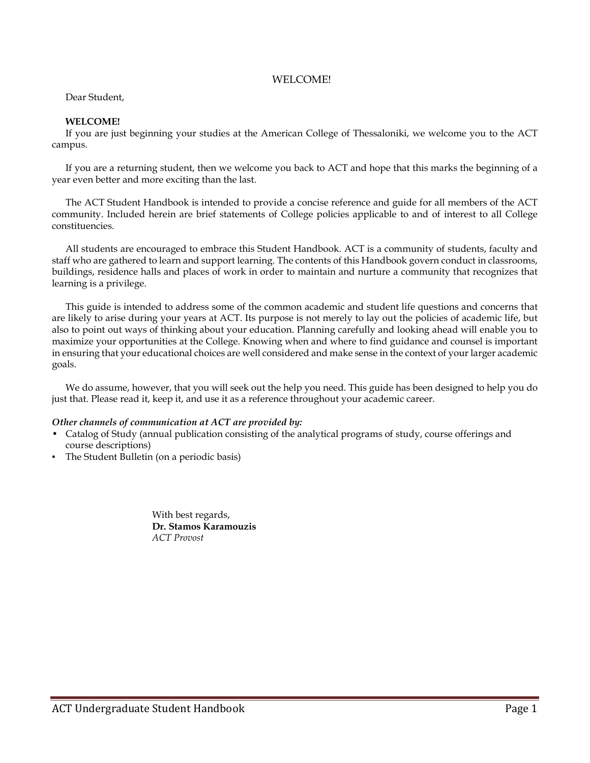# WELCOME!

Dear Student,

**WELCOME!**

If you are just beginning your studies at the American College of Thessaloniki, we welcome you to the ACT campus.

If you are a returning student, then we welcome you back to ACT and hope that this marks the beginning of a year even better and more exciting than the last.

The ACT Student Handbook is intended to provide a concise reference and guide for all members of the ACT community. Included herein are brief statements of College policies applicable to and of interest to all College constituencies.

All students are encouraged to embrace this Student Handbook. ACT is a community of students, faculty and staff who are gathered to learn and support learning. The contents of this Handbook govern conduct in classrooms, buildings, residence halls and places of work in order to maintain and nurture a community that recognizes that learning is a privilege.

This guide is intended to address some of the common academic and student life questions and concerns that are likely to arise during your years at ACT. Its purpose is not merely to lay out the policies of academic life, but also to point out ways of thinking about your education. Planning carefully and looking ahead will enable you to maximize your opportunities at the College. Knowing when and where to find guidance and counsel is important in ensuring that your educational choices are well considered and make sense in the context of your larger academic goals.

We do assume, however, that you will seek out the help you need. This guide has been designed to help you do just that. Please read it, keep it, and use it as a reference throughout your academic career.

***Other channels of communication at ACT are provided by:***

- Catalog of Study (annual publication consisting of the analytical programs of study, course offerings and course descriptions)
- The Student Bulletin (on a periodic basis)

With best regards,
**Dr. Stamos Karamouzis**
*ACT Provost*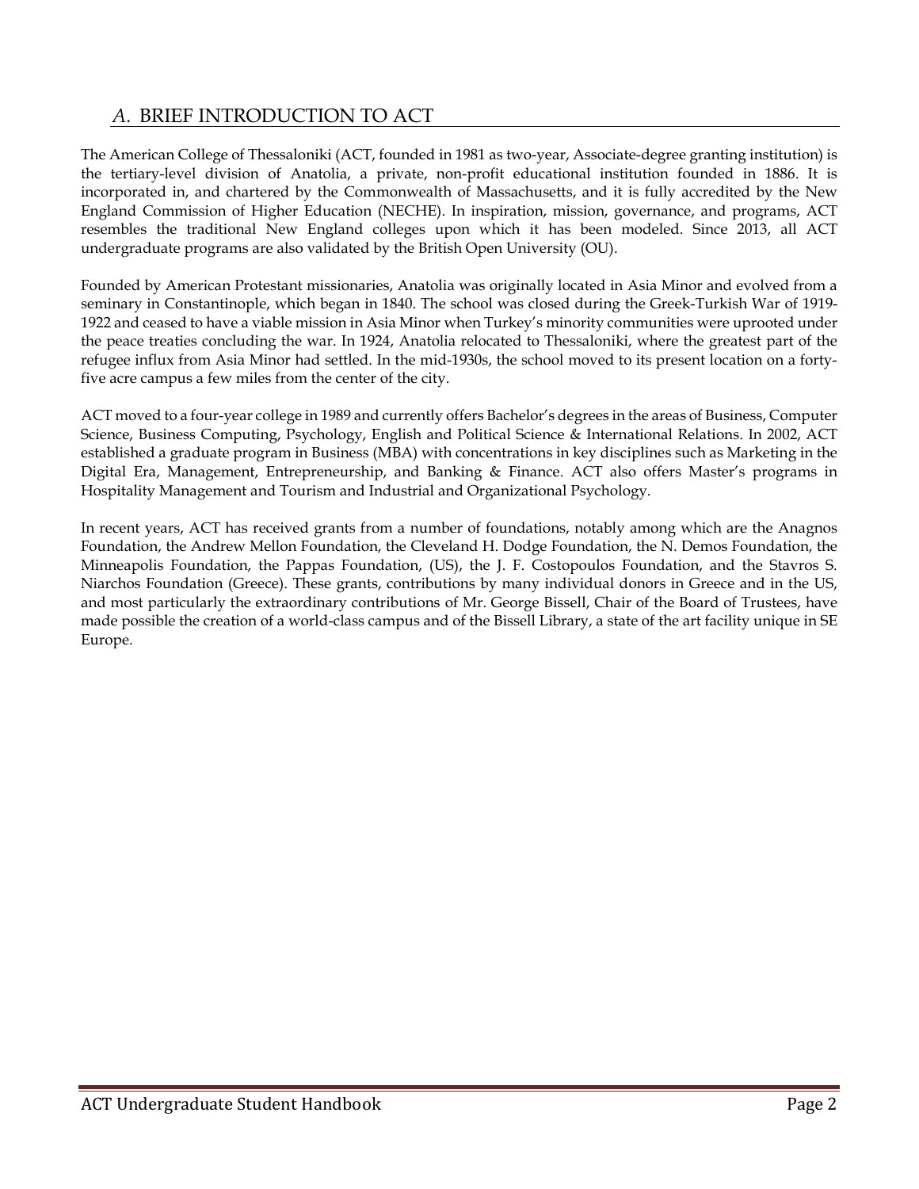## *A.* BRIEF INTRODUCTION TO ACT

The American College of Thessaloniki (ACT, founded in 1981 as two-year, Associate-degree granting institution) is the tertiary-level division of Anatolia, a private, non-profit educational institution founded in 1886. It is incorporated in, and chartered by the Commonwealth of Massachusetts, and it is fully accredited by the New England Commission of Higher Education (NECHE). In inspiration, mission, governance, and programs, ACT resembles the traditional New England colleges upon which it has been modeled. Since 2013, all ACT undergraduate programs are also validated by the British Open University (OU).

Founded by American Protestant missionaries, Anatolia was originally located in Asia Minor and evolved from a seminary in Constantinople, which began in 1840. The school was closed during the Greek-Turkish War of 1919-1922 and ceased to have a viable mission in Asia Minor when Turkey's minority communities were uprooted under the peace treaties concluding the war. In 1924, Anatolia relocated to Thessaloniki, where the greatest part of the refugee influx from Asia Minor had settled. In the mid-1930s, the school moved to its present location on a forty-five acre campus a few miles from the center of the city.

ACT moved to a four-year college in 1989 and currently offers Bachelor's degrees in the areas of Business, Computer Science, Business Computing, Psychology, English and Political Science & International Relations. In 2002, ACT established a graduate program in Business (MBA) with concentrations in key disciplines such as Marketing in the Digital Era, Management, Entrepreneurship, and Banking & Finance. ACT also offers Master's programs in Hospitality Management and Tourism and Industrial and Organizational Psychology.

In recent years, ACT has received grants from a number of foundations, notably among which are the Anagnos Foundation, the Andrew Mellon Foundation, the Cleveland H. Dodge Foundation, the N. Demos Foundation, the Minneapolis Foundation, the Pappas Foundation, (US), the J. F. Costopoulos Foundation, and the Stavros S. Niarchos Foundation (Greece). These grants, contributions by many individual donors in Greece and in the US, and most particularly the extraordinary contributions of Mr. George Bissell, Chair of the Board of Trustees, have made possible the creation of a world-class campus and of the Bissell Library, a state of the art facility unique in SE Europe.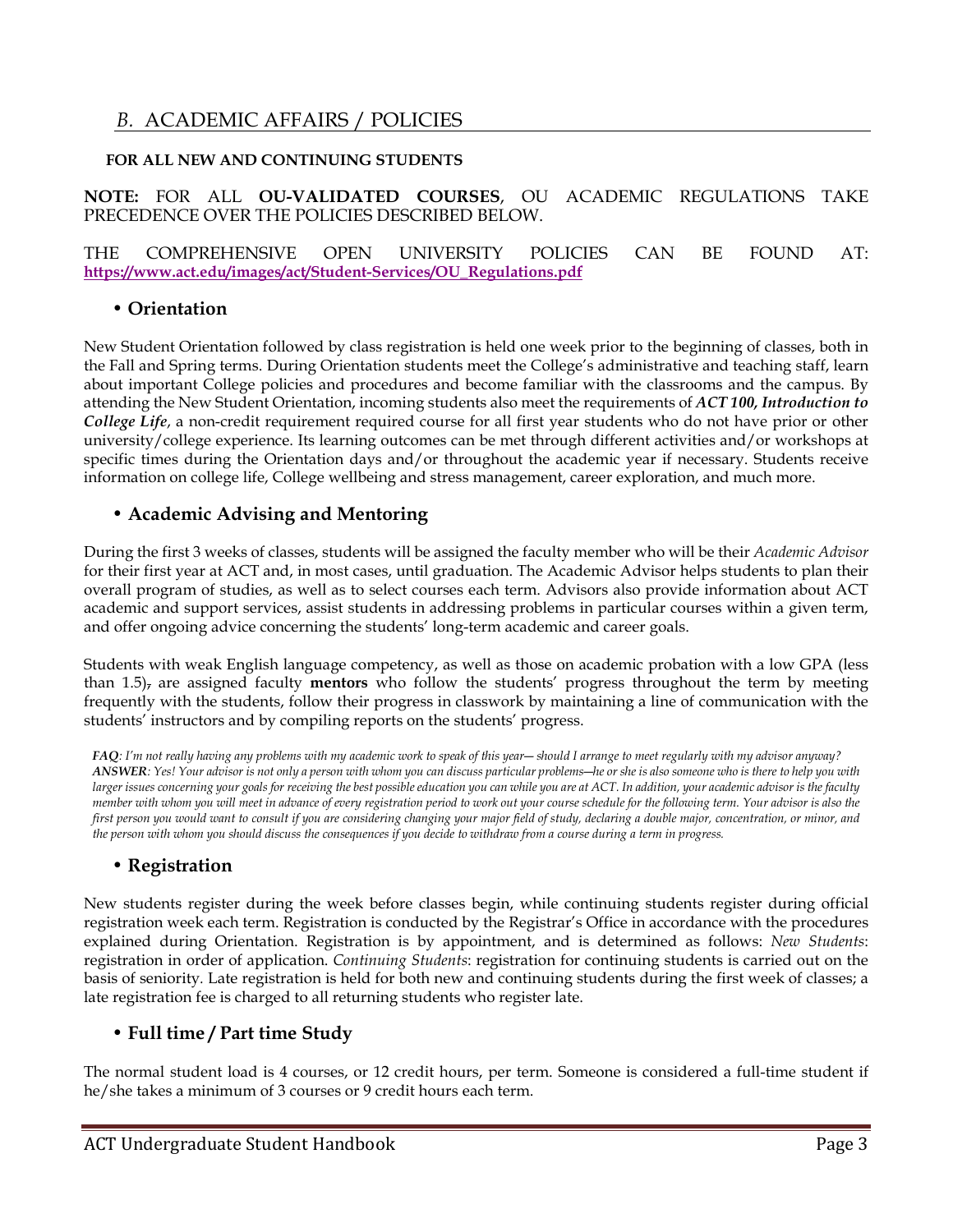## *B.* ACADEMIC AFFAIRS / POLICIES

**FOR ALL NEW AND CONTINUING STUDENTS**

**NOTE:** FOR ALL **OU-VALIDATED COURSES**, OU ACADEMIC REGULATIONS TAKE PRECEDENCE OVER THE POLICIES DESCRIBED BELOW.

THE COMPREHENSIVE OPEN UNIVERSITY POLICIES CAN BE FOUND AT: **https://www.act.edu/images/act/Student-Services/OU_Regulations.pdf**

### • Orientation

New Student Orientation followed by class registration is held one week prior to the beginning of classes, both in the Fall and Spring terms. During Orientation students meet the College's administrative and teaching staff, learn about important College policies and procedures and become familiar with the classrooms and the campus. By attending the New Student Orientation, incoming students also meet the requirements of ***ACT 100, Introduction to College Life***, a non-credit requirement required course for all first year students who do not have prior or other university/college experience. Its learning outcomes can be met through different activities and/or workshops at specific times during the Orientation days and/or throughout the academic year if necessary. Students receive information on college life, College wellbeing and stress management, career exploration, and much more.

### • Academic Advising and Mentoring

During the first 3 weeks of classes, students will be assigned the faculty member who will be their *Academic Advisor* for their first year at ACT and, in most cases, until graduation. The Academic Advisor helps students to plan their overall program of studies, as well as to select courses each term. Advisors also provide information about ACT academic and support services, assist students in addressing problems in particular courses within a given term, and offer ongoing advice concerning the students' long-term academic and career goals.

Students with weak English language competency, as well as those on academic probation with a low GPA (less than 1.5), are assigned faculty **mentors** who follow the students' progress throughout the term by meeting frequently with the students, follow their progress in classwork by maintaining a line of communication with the students' instructors and by compiling reports on the students' progress.

***FAQ**: I'm not really having any problems with my academic work to speak of this year— should I arrange to meet regularly with my advisor anyway?*
***ANSWER**: Yes! Your advisor is not only a person with whom you can discuss particular problems—he or she is also someone who is there to help you with larger issues concerning your goals for receiving the best possible education you can while you are at ACT. In addition, your academic advisor is the faculty member with whom you will meet in advance of every registration period to work out your course schedule for the following term. Your advisor is also the first person you would want to consult if you are considering changing your major field of study, declaring a double major, concentration, or minor, and the person with whom you should discuss the consequences if you decide to withdraw from a course during a term in progress.*

### • Registration

New students register during the week before classes begin, while continuing students register during official registration week each term. Registration is conducted by the Registrar's Office in accordance with the procedures explained during Orientation. Registration is by appointment, and is determined as follows: *New Students*: registration in order of application. *Continuing Students*: registration for continuing students is carried out on the basis of seniority. Late registration is held for both new and continuing students during the first week of classes; a late registration fee is charged to all returning students who register late.

### • Full time / Part time Study

The normal student load is 4 courses, or 12 credit hours, per term. Someone is considered a full-time student if he/she takes a minimum of 3 courses or 9 credit hours each term.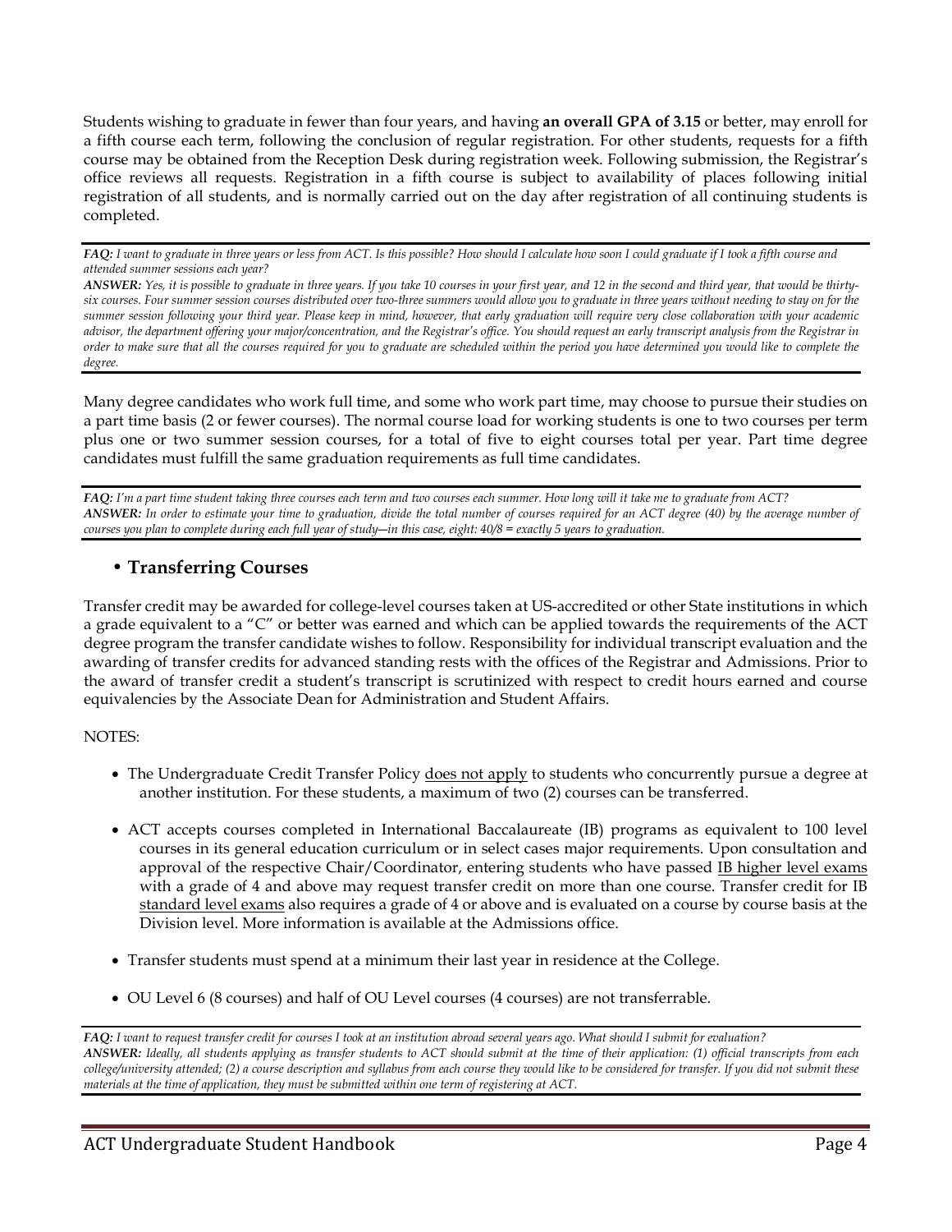Students wishing to graduate in fewer than four years, and having **an overall GPA of 3.15** or better, may enroll for a fifth course each term, following the conclusion of regular registration. For other students, requests for a fifth course may be obtained from the Reception Desk during registration week. Following submission, the Registrar's office reviews all requests. Registration in a fifth course is subject to availability of places following initial registration of all students, and is normally carried out on the day after registration of all continuing students is completed.

***FAQ:*** *I want to graduate in three years or less from ACT. Is this possible? How should I calculate how soon I could graduate if I took a fifth course and attended summer sessions each year?*
***ANSWER:*** *Yes, it is possible to graduate in three years. If you take 10 courses in your first year, and 12 in the second and third year, that would be thirty-six courses. Four summer session courses distributed over two-three summers would allow you to graduate in three years without needing to stay on for the summer session following your third year. Please keep in mind, however, that early graduation will require very close collaboration with your academic advisor, the department offering your major/concentration, and the Registrar's office. You should request an early transcript analysis from the Registrar in order to make sure that all the courses required for you to graduate are scheduled within the period you have determined you would like to complete the degree.*

Many degree candidates who work full time, and some who work part time, may choose to pursue their studies on a part time basis (2 or fewer courses). The normal course load for working students is one to two courses per term plus one or two summer session courses, for a total of five to eight courses total per year. Part time degree candidates must fulfill the same graduation requirements as full time candidates.

***FAQ:*** *I'm a part time student taking three courses each term and two courses each summer. How long will it take me to graduate from ACT?*
***ANSWER:*** *In order to estimate your time to graduation, divide the total number of courses required for an ACT degree (40) by the average number of courses you plan to complete during each full year of study—in this case, eight: 40/8 = exactly 5 years to graduation.*

## • Transferring Courses

Transfer credit may be awarded for college-level courses taken at US-accredited or other State institutions in which a grade equivalent to a "C" or better was earned and which can be applied towards the requirements of the ACT degree program the transfer candidate wishes to follow. Responsibility for individual transcript evaluation and the awarding of transfer credits for advanced standing rests with the offices of the Registrar and Admissions. Prior to the award of transfer credit a student's transcript is scrutinized with respect to credit hours earned and course equivalencies by the Associate Dean for Administration and Student Affairs.

NOTES:

- The Undergraduate Credit Transfer Policy <u>does not apply</u> to students who concurrently pursue a degree at another institution. For these students, a maximum of two (2) courses can be transferred.
- ACT accepts courses completed in International Baccalaureate (IB) programs as equivalent to 100 level courses in its general education curriculum or in select cases major requirements. Upon consultation and approval of the respective Chair/Coordinator, entering students who have passed <u>IB higher level exams</u> with a grade of 4 and above may request transfer credit on more than one course. Transfer credit for IB <u>standard level exams</u> also requires a grade of 4 or above and is evaluated on a course by course basis at the Division level. More information is available at the Admissions office.
- Transfer students must spend at a minimum their last year in residence at the College.
- OU Level 6 (8 courses) and half of OU Level courses (4 courses) are not transferrable.

***FAQ:*** *I want to request transfer credit for courses I took at an institution abroad several years ago. What should I submit for evaluation?*
***ANSWER:*** *Ideally, all students applying as transfer students to ACT should submit at the time of their application: (1) official transcripts from each college/university attended; (2) a course description and syllabus from each course they would like to be considered for transfer. If you did not submit these materials at the time of application, they must be submitted within one term of registering at ACT.*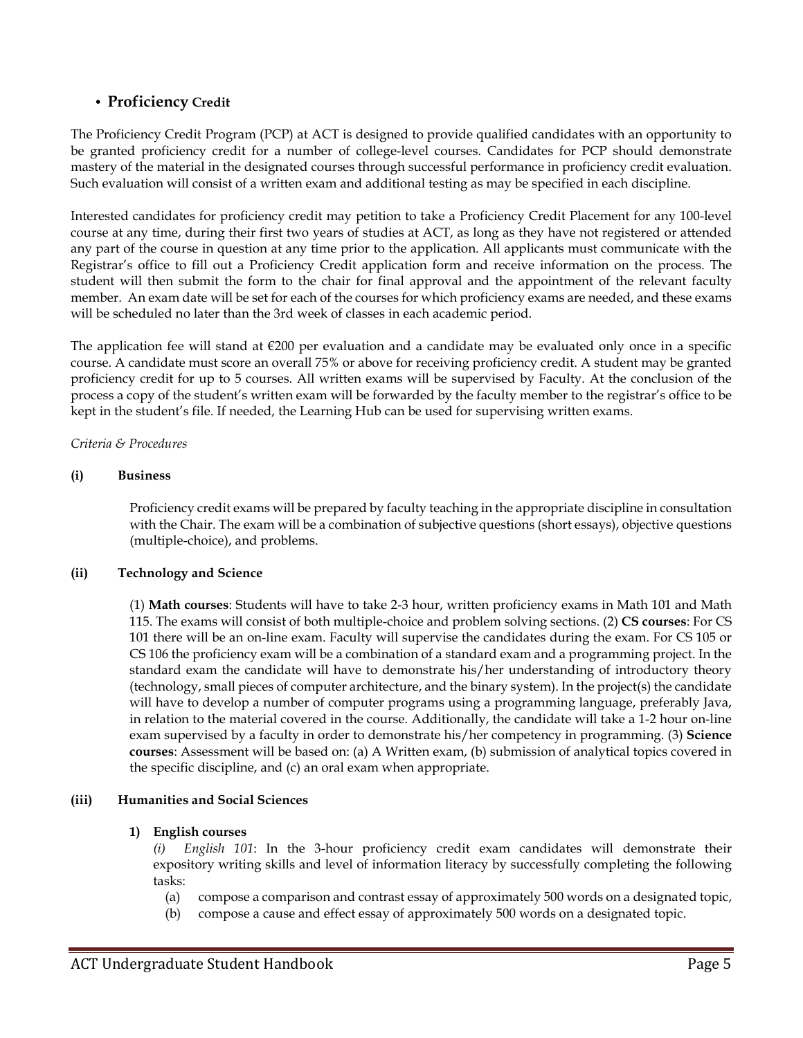- **Proficiency Credit**

The Proficiency Credit Program (PCP) at ACT is designed to provide qualified candidates with an opportunity to be granted proficiency credit for a number of college-level courses. Candidates for PCP should demonstrate mastery of the material in the designated courses through successful performance in proficiency credit evaluation. Such evaluation will consist of a written exam and additional testing as may be specified in each discipline.

Interested candidates for proficiency credit may petition to take a Proficiency Credit Placement for any 100-level course at any time, during their first two years of studies at ACT, as long as they have not registered or attended any part of the course in question at any time prior to the application. All applicants must communicate with the Registrar's office to fill out a Proficiency Credit application form and receive information on the process. The student will then submit the form to the chair for final approval and the appointment of the relevant faculty member. An exam date will be set for each of the courses for which proficiency exams are needed, and these exams will be scheduled no later than the 3rd week of classes in each academic period.

The application fee will stand at €200 per evaluation and a candidate may be evaluated only once in a specific course. A candidate must score an overall 75% or above for receiving proficiency credit. A student may be granted proficiency credit for up to 5 courses. All written exams will be supervised by Faculty. At the conclusion of the process a copy of the student's written exam will be forwarded by the faculty member to the registrar's office to be kept in the student's file. If needed, the Learning Hub can be used for supervising written exams.

*Criteria & Procedures*

**(i) Business**

Proficiency credit exams will be prepared by faculty teaching in the appropriate discipline in consultation with the Chair. The exam will be a combination of subjective questions (short essays), objective questions (multiple-choice), and problems.

**(ii) Technology and Science**

(1) **Math courses**: Students will have to take 2-3 hour, written proficiency exams in Math 101 and Math 115. The exams will consist of both multiple-choice and problem solving sections. (2) **CS courses**: For CS 101 there will be an on-line exam. Faculty will supervise the candidates during the exam. For CS 105 or CS 106 the proficiency exam will be a combination of a standard exam and a programming project. In the standard exam the candidate will have to demonstrate his/her understanding of introductory theory (technology, small pieces of computer architecture, and the binary system). In the project(s) the candidate will have to develop a number of computer programs using a programming language, preferably Java, in relation to the material covered in the course. Additionally, the candidate will take a 1-2 hour on-line exam supervised by a faculty in order to demonstrate his/her competency in programming. (3) **Science courses**: Assessment will be based on: (a) A Written exam, (b) submission of analytical topics covered in the specific discipline, and (c) an oral exam when appropriate.

**(iii) Humanities and Social Sciences**

**1) English courses**

*(i) English 101*: In the 3-hour proficiency credit exam candidates will demonstrate their expository writing skills and level of information literacy by successfully completing the following tasks:

(a) compose a comparison and contrast essay of approximately 500 words on a designated topic,

(b) compose a cause and effect essay of approximately 500 words on a designated topic.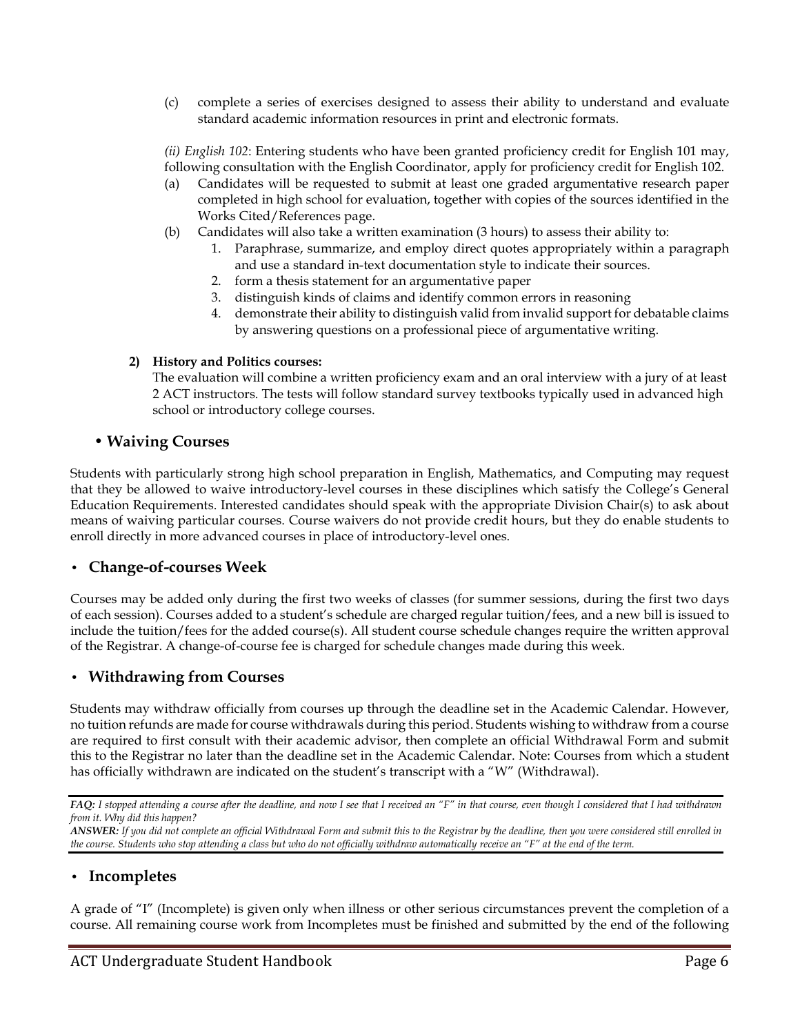(c) complete a series of exercises designed to assess their ability to understand and evaluate standard academic information resources in print and electronic formats.

*(ii) English 102*: Entering students who have been granted proficiency credit for English 101 may, following consultation with the English Coordinator, apply for proficiency credit for English 102.

(a) Candidates will be requested to submit at least one graded argumentative research paper completed in high school for evaluation, together with copies of the sources identified in the Works Cited/References page.

(b) Candidates will also take a written examination (3 hours) to assess their ability to:

1. Paraphrase, summarize, and employ direct quotes appropriately within a paragraph and use a standard in-text documentation style to indicate their sources.
2. form a thesis statement for an argumentative paper
3. distinguish kinds of claims and identify common errors in reasoning
4. demonstrate their ability to distinguish valid from invalid support for debatable claims by answering questions on a professional piece of argumentative writing.

**2) History and Politics courses:**

The evaluation will combine a written proficiency exam and an oral interview with a jury of at least 2 ACT instructors. The tests will follow standard survey textbooks typically used in advanced high school or introductory college courses.

## • Waiving Courses

Students with particularly strong high school preparation in English, Mathematics, and Computing may request that they be allowed to waive introductory-level courses in these disciplines which satisfy the College's General Education Requirements. Interested candidates should speak with the appropriate Division Chair(s) to ask about means of waiving particular courses. Course waivers do not provide credit hours, but they do enable students to enroll directly in more advanced courses in place of introductory-level ones.

## • Change-of-courses Week

Courses may be added only during the first two weeks of classes (for summer sessions, during the first two days of each session). Courses added to a student's schedule are charged regular tuition/fees, and a new bill is issued to include the tuition/fees for the added course(s). All student course schedule changes require the written approval of the Registrar. A change-of-course fee is charged for schedule changes made during this week.

## • Withdrawing from Courses

Students may withdraw officially from courses up through the deadline set in the Academic Calendar. However, no tuition refunds are made for course withdrawals during this period. Students wishing to withdraw from a course are required to first consult with their academic advisor, then complete an official Withdrawal Form and submit this to the Registrar no later than the deadline set in the Academic Calendar. Note: Courses from which a student has officially withdrawn are indicated on the student's transcript with a "W" (Withdrawal).

***FAQ:*** *I stopped attending a course after the deadline, and now I see that I received an "F" in that course, even though I considered that I had withdrawn from it. Why did this happen?*

***ANSWER:*** *If you did not complete an official Withdrawal Form and submit this to the Registrar by the deadline, then you were considered still enrolled in the course. Students who stop attending a class but who do not officially withdraw automatically receive an "F" at the end of the term.*

## • Incompletes

A grade of "I" (Incomplete) is given only when illness or other serious circumstances prevent the completion of a course. All remaining course work from Incompletes must be finished and submitted by the end of the following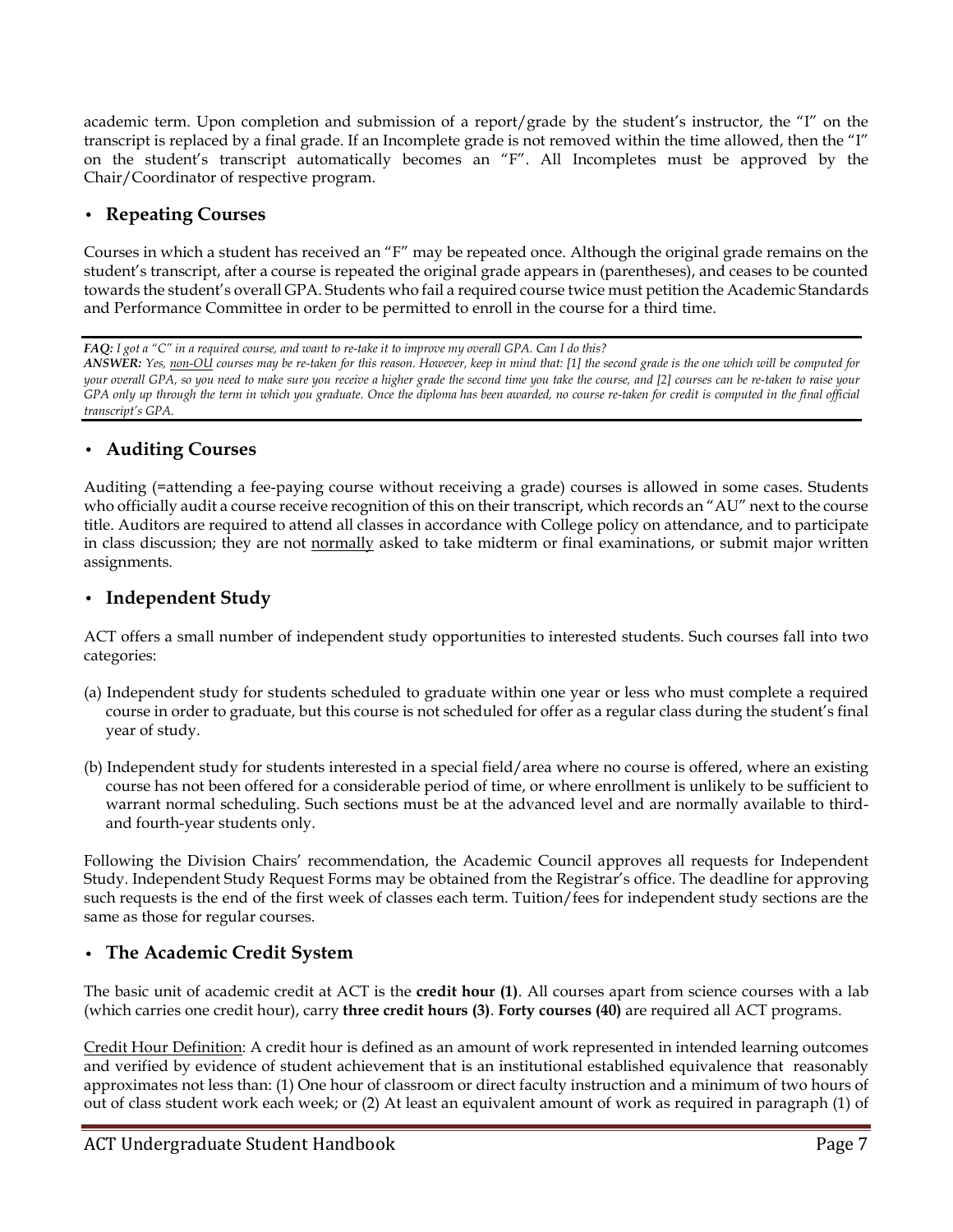academic term. Upon completion and submission of a report/grade by the student's instructor, the "I" on the transcript is replaced by a final grade. If an Incomplete grade is not removed within the time allowed, then the "I" on the student's transcript automatically becomes an "F". All Incompletes must be approved by the Chair/Coordinator of respective program.

## • Repeating Courses

Courses in which a student has received an "F" may be repeated once. Although the original grade remains on the student's transcript, after a course is repeated the original grade appears in (parentheses), and ceases to be counted towards the student's overall GPA. Students who fail a required course twice must petition the Academic Standards and Performance Committee in order to be permitted to enroll in the course for a third time.

---

***FAQ:*** *I got a "C" in a required course, and want to re-take it to improve my overall GPA. Can I do this?*
***ANSWER:*** *Yes, <u>non-OU</u> courses may be re-taken for this reason. However, keep in mind that: [1] the second grade is the one which will be computed for your overall GPA, so you need to make sure you receive a higher grade the second time you take the course, and [2] courses can be re-taken to raise your GPA only up through the term in which you graduate. Once the diploma has been awarded, no course re-taken for credit is computed in the final official transcript's GPA.*

---

## • Auditing Courses

Auditing (=attending a fee-paying course without receiving a grade) courses is allowed in some cases. Students who officially audit a course receive recognition of this on their transcript, which records an "AU" next to the course title. Auditors are required to attend all classes in accordance with College policy on attendance, and to participate in class discussion; they are not <u>normally</u> asked to take midterm or final examinations, or submit major written assignments.

## • Independent Study

ACT offers a small number of independent study opportunities to interested students. Such courses fall into two categories:

(a) Independent study for students scheduled to graduate within one year or less who must complete a required course in order to graduate, but this course is not scheduled for offer as a regular class during the student's final year of study.

(b) Independent study for students interested in a special field/area where no course is offered, where an existing course has not been offered for a considerable period of time, or where enrollment is unlikely to be sufficient to warrant normal scheduling. Such sections must be at the advanced level and are normally available to third- and fourth-year students only.

Following the Division Chairs' recommendation, the Academic Council approves all requests for Independent Study. Independent Study Request Forms may be obtained from the Registrar's office. The deadline for approving such requests is the end of the first week of classes each term. Tuition/fees for independent study sections are the same as those for regular courses.

## • The Academic Credit System

The basic unit of academic credit at ACT is the **credit hour (1)**. All courses apart from science courses with a lab (which carries one credit hour), carry **three credit hours (3)**. **Forty courses (40)** are required all ACT programs.

<u>Credit Hour Definition</u>: A credit hour is defined as an amount of work represented in intended learning outcomes and verified by evidence of student achievement that is an institutional established equivalence that reasonably approximates not less than: (1) One hour of classroom or direct faculty instruction and a minimum of two hours of out of class student work each week; or (2) At least an equivalent amount of work as required in paragraph (1) of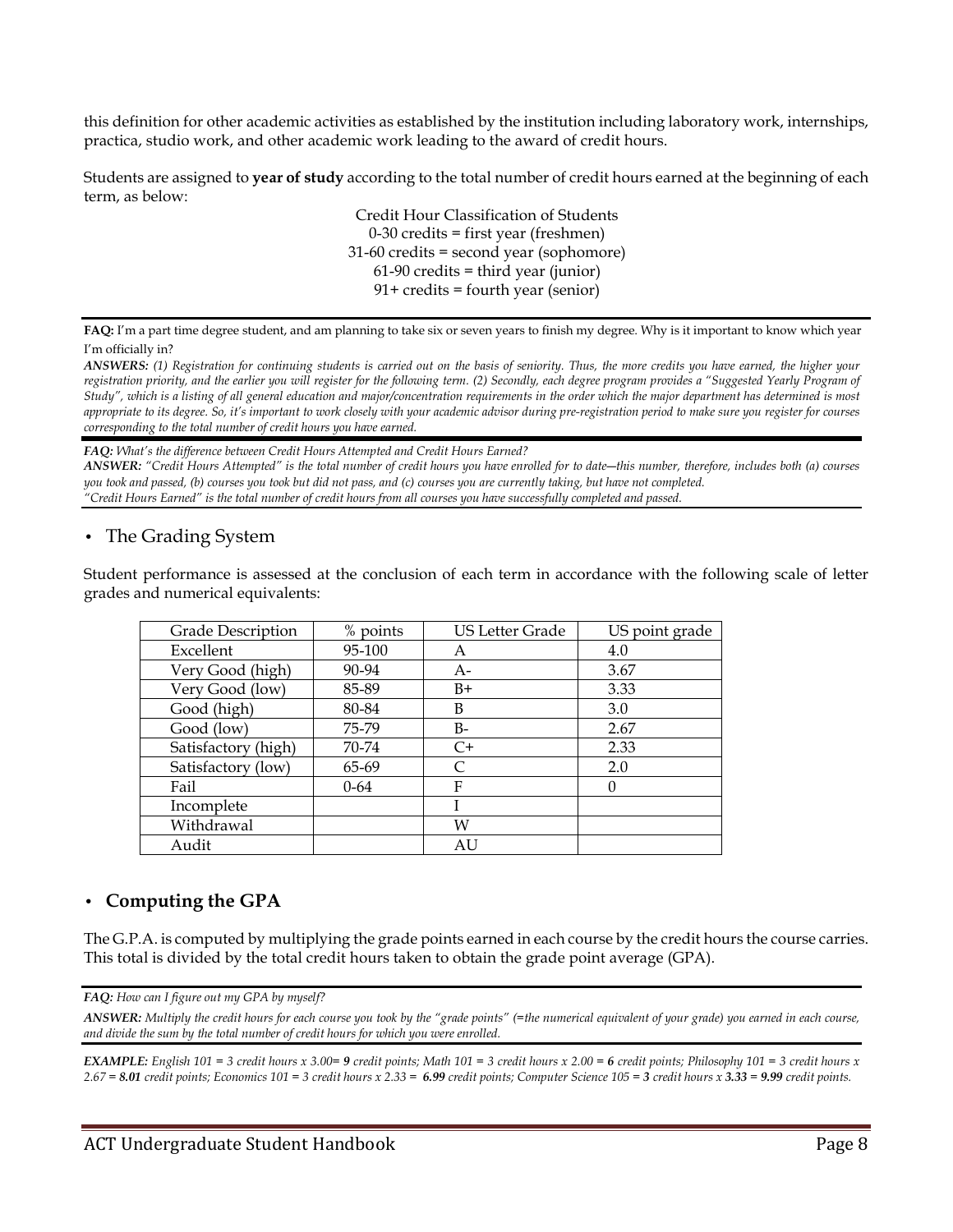this definition for other academic activities as established by the institution including laboratory work, internships, practica, studio work, and other academic work leading to the award of credit hours.

Students are assigned to **year of study** according to the total number of credit hours earned at the beginning of each term, as below:

Credit Hour Classification of Students
0-30 credits = first year (freshmen)
31-60 credits = second year (sophomore)
61-90 credits = third year (junior)
91+ credits = fourth year (senior)

---

**FAQ:** I'm a part time degree student, and am planning to take six or seven years to finish my degree. Why is it important to know which year I'm officially in?

***ANSWERS:*** *(1) Registration for continuing students is carried out on the basis of seniority. Thus, the more credits you have earned, the higher your registration priority, and the earlier you will register for the following term. (2) Secondly, each degree program provides a "Suggested Yearly Program of Study", which is a listing of all general education and major/concentration requirements in the order which the major department has determined is most appropriate to its degree. So, it's important to work closely with your academic advisor during pre-registration period to make sure you register for courses corresponding to the total number of credit hours you have earned.*

---

***FAQ:*** *What's the difference between Credit Hours Attempted and Credit Hours Earned?*

***ANSWER:*** *"Credit Hours Attempted" is the total number of credit hours you have enrolled for to date—this number, therefore, includes both (a) courses you took and passed, (b) courses you took but did not pass, and (c) courses you are currently taking, but have not completed.*
*"Credit Hours Earned" is the total number of credit hours from all courses you have successfully completed and passed.*

---

- The Grading System

Student performance is assessed at the conclusion of each term in accordance with the following scale of letter grades and numerical equivalents:

| Grade Description | % points | US Letter Grade | US point grade |
|---|---|---|---|
| Excellent | 95-100 | A | 4.0 |
| Very Good (high) | 90-94 | A- | 3.67 |
| Very Good (low) | 85-89 | B+ | 3.33 |
| Good (high) | 80-84 | B | 3.0 |
| Good (low) | 75-79 | B- | 2.67 |
| Satisfactory (high) | 70-74 | C+ | 2.33 |
| Satisfactory (low) | 65-69 | C | 2.0 |
| Fail | 0-64 | F | 0 |
| Incomplete | | I | |
| Withdrawal | | W | |
| Audit | | AU | |

- **Computing the GPA**

The G.P.A. is computed by multiplying the grade points earned in each course by the credit hours the course carries. This total is divided by the total credit hours taken to obtain the grade point average (GPA).

---

***FAQ:*** *How can I figure out my GPA by myself?*

***ANSWER:*** *Multiply the credit hours for each course you took by the "grade points" (=the numerical equivalent of your grade) you earned in each course, and divide the sum by the total number of credit hours for which you were enrolled.*

---

***EXAMPLE:*** *English 101 = 3 credit hours x 3.00=* ***9*** *credit points; Math 101 = 3 credit hours x 2.00 =* ***6*** *credit points; Philosophy 101 = 3 credit hours x 2.67 =* ***8.01*** *credit points; Economics 101 = 3 credit hours x 2.33 =* ***6.99*** *credit points; Computer Science 105 =* ***3*** *credit hours x* ***3.33*** *=* ***9.99*** *credit points.*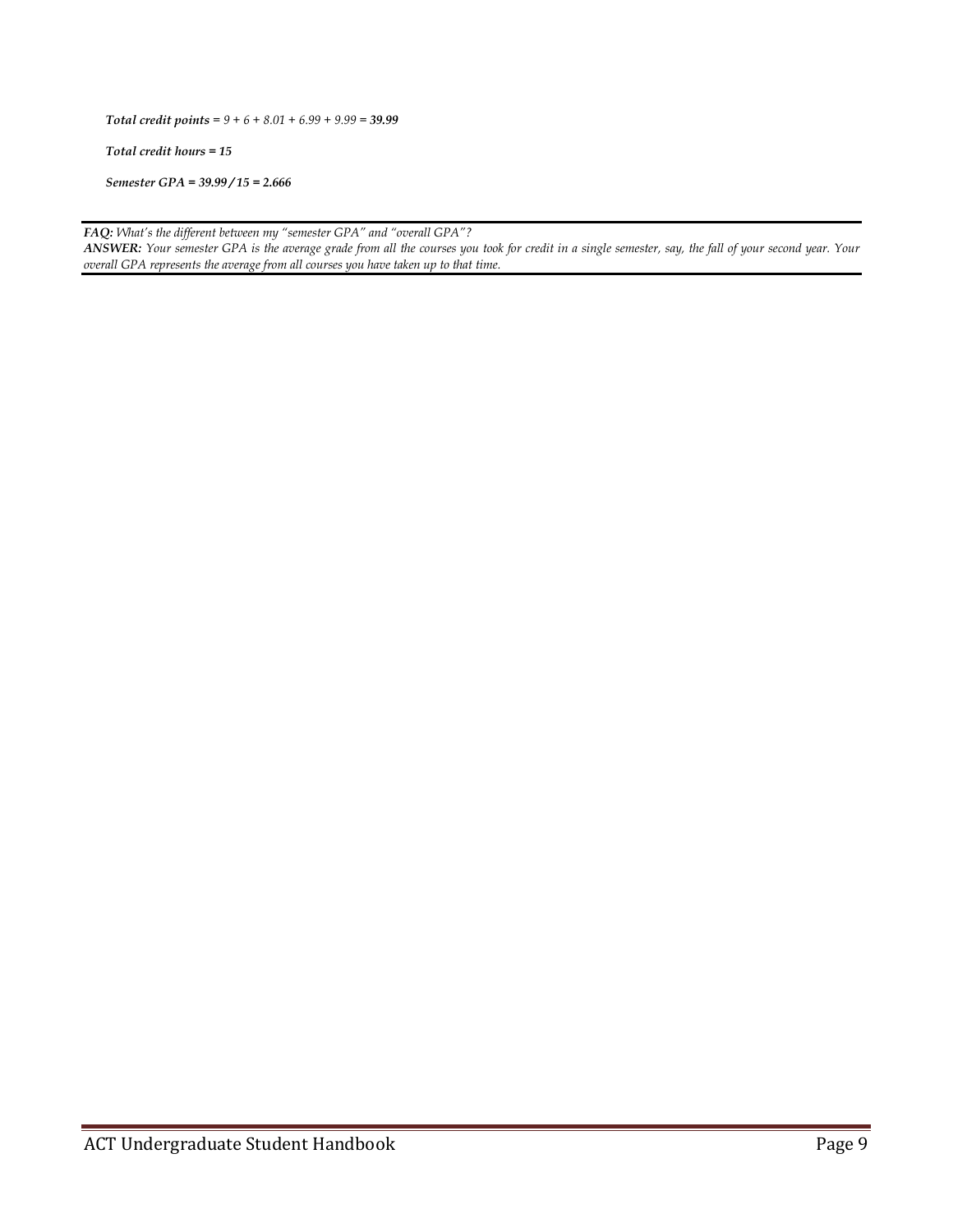***Total credit points** = 9 + 6 + 8.01 + 6.99 + 9.99 = **39.99***

***Total credit hours = 15***

***Semester GPA = 39.99 / 15 = 2.666***

---

***FAQ:** What's the different between my "semester GPA" and "overall GPA"?*
***ANSWER:** Your semester GPA is the average grade from all the courses you took for credit in a single semester, say, the fall of your second year. Your overall GPA represents the average from all courses you have taken up to that time.*

---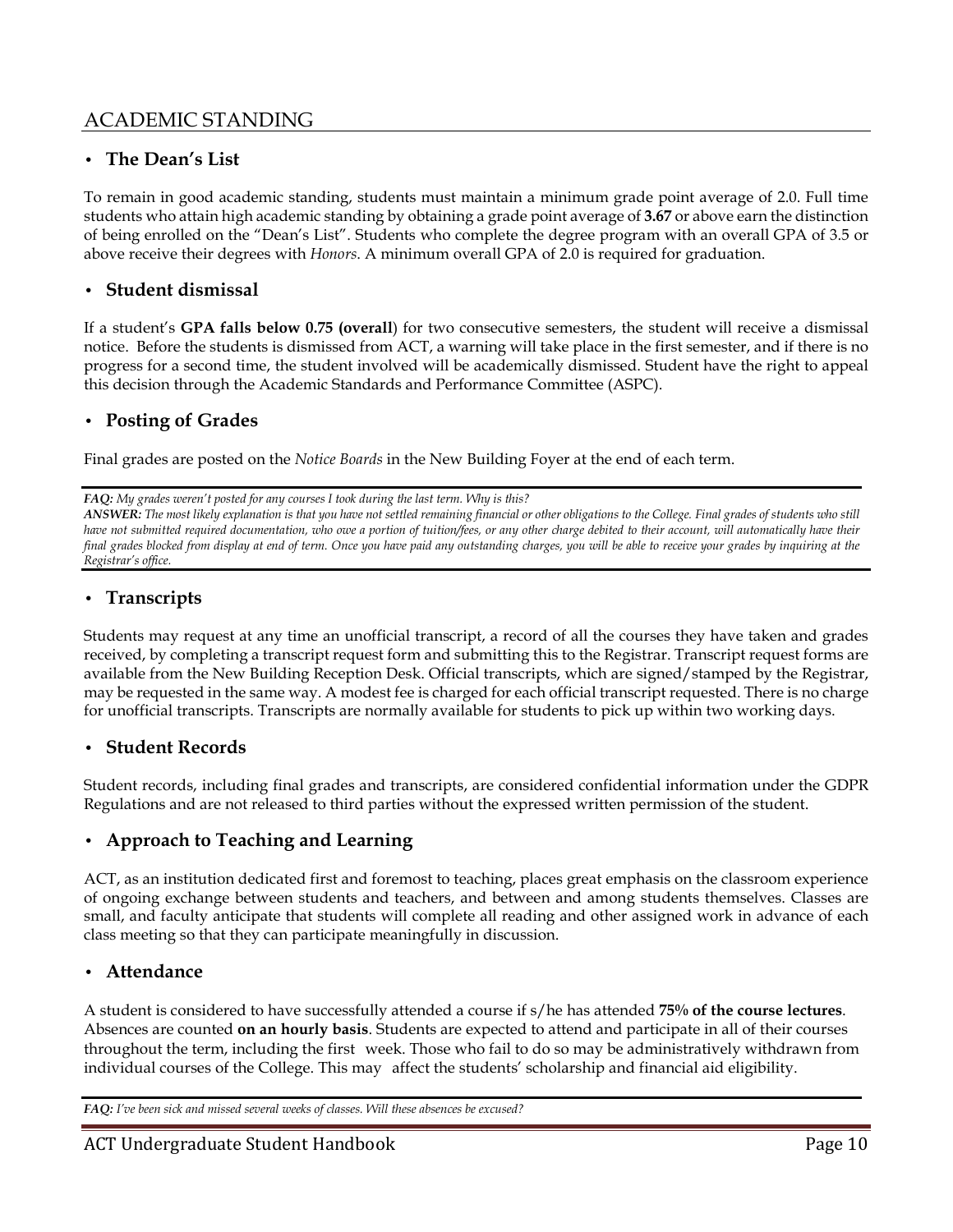## ACADEMIC STANDING

### • The Dean's List

To remain in good academic standing, students must maintain a minimum grade point average of 2.0. Full time students who attain high academic standing by obtaining a grade point average of **3.67** or above earn the distinction of being enrolled on the "Dean's List". Students who complete the degree program with an overall GPA of 3.5 or above receive their degrees with *Honors*. A minimum overall GPA of 2.0 is required for graduation.

### • Student dismissal

If a student's **GPA falls below 0.75 (overall**) for two consecutive semesters, the student will receive a dismissal notice. Before the students is dismissed from ACT, a warning will take place in the first semester, and if there is no progress for a second time, the student involved will be academically dismissed. Student have the right to appeal this decision through the Academic Standards and Performance Committee (ASPC).

### • Posting of Grades

Final grades are posted on the *Notice Boards* in the New Building Foyer at the end of each term.

---

***FAQ:*** *My grades weren't posted for any courses I took during the last term. Why is this?*
***ANSWER:*** *The most likely explanation is that you have not settled remaining financial or other obligations to the College. Final grades of students who still have not submitted required documentation, who owe a portion of tuition/fees, or any other charge debited to their account, will automatically have their final grades blocked from display at end of term. Once you have paid any outstanding charges, you will be able to receive your grades by inquiring at the Registrar's office.*

---

### • Transcripts

Students may request at any time an unofficial transcript, a record of all the courses they have taken and grades received, by completing a transcript request form and submitting this to the Registrar. Transcript request forms are available from the New Building Reception Desk. Official transcripts, which are signed/stamped by the Registrar, may be requested in the same way. A modest fee is charged for each official transcript requested. There is no charge for unofficial transcripts. Transcripts are normally available for students to pick up within two working days.

### • Student Records

Student records, including final grades and transcripts, are considered confidential information under the GDPR Regulations and are not released to third parties without the expressed written permission of the student.

### • Approach to Teaching and Learning

ACT, as an institution dedicated first and foremost to teaching, places great emphasis on the classroom experience of ongoing exchange between students and teachers, and between and among students themselves. Classes are small, and faculty anticipate that students will complete all reading and other assigned work in advance of each class meeting so that they can participate meaningfully in discussion.

### • Attendance

A student is considered to have successfully attended a course if s/he has attended **75% of the course lectures**. Absences are counted **on an hourly basis**. Students are expected to attend and participate in all of their courses throughout the term, including the first week. Those who fail to do so may be administratively withdrawn from individual courses of the College. This may affect the students' scholarship and financial aid eligibility.

---

***FAQ:*** *I've been sick and missed several weeks of classes. Will these absences be excused?*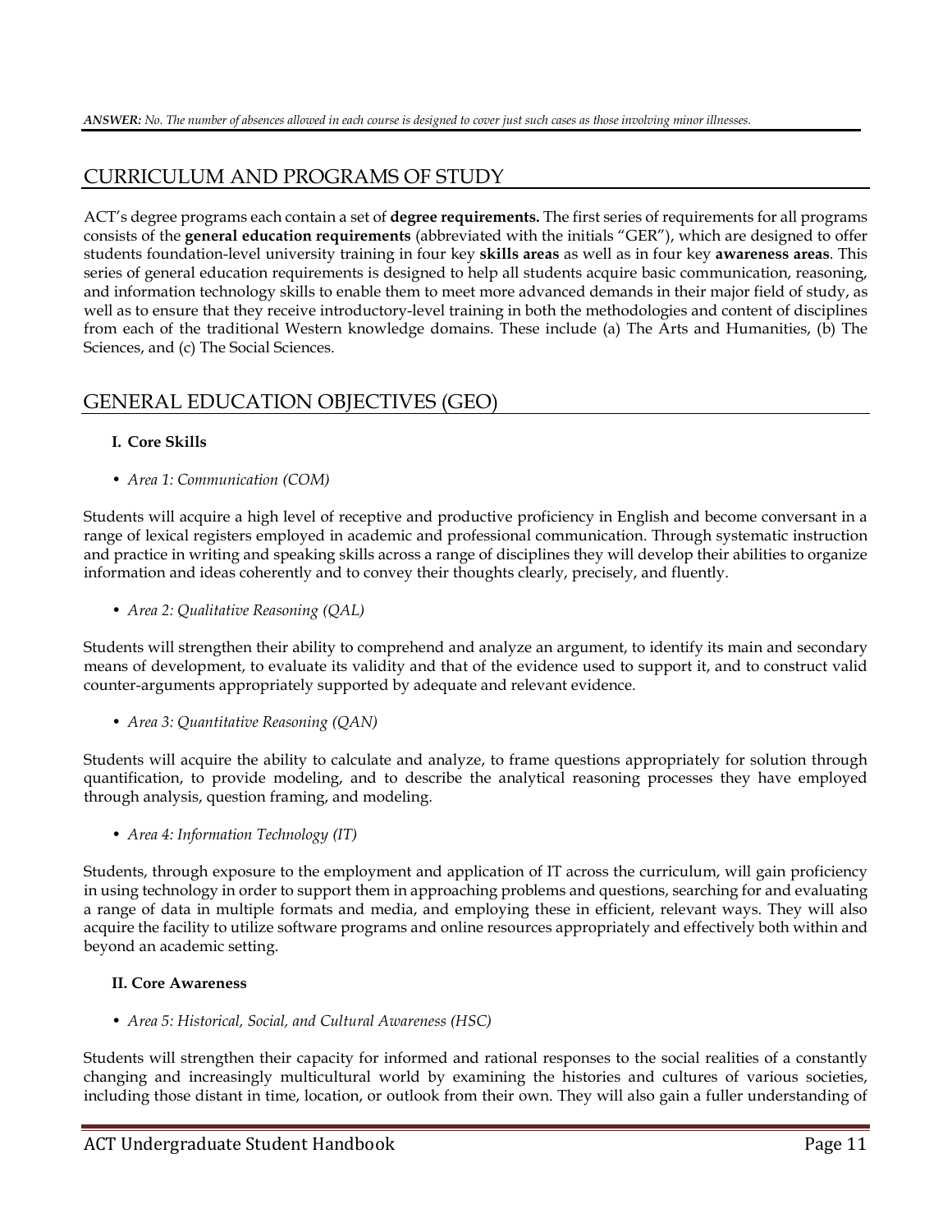***ANSWER:*** *No. The number of absences allowed in each course is designed to cover just such cases as those involving minor illnesses.*

## CURRICULUM AND PROGRAMS OF STUDY

ACT's degree programs each contain a set of **degree requirements.** The first series of requirements for all programs consists of the **general education requirements** (abbreviated with the initials "GER"), which are designed to offer students foundation-level university training in four key **skills areas** as well as in four key **awareness areas**. This series of general education requirements is designed to help all students acquire basic communication, reasoning, and information technology skills to enable them to meet more advanced demands in their major field of study, as well as to ensure that they receive introductory-level training in both the methodologies and content of disciplines from each of the traditional Western knowledge domains. These include (a) The Arts and Humanities, (b) The Sciences, and (c) The Social Sciences.

## GENERAL EDUCATION OBJECTIVES (GEO)

**I. Core Skills**

- *Area 1: Communication (COM)*

Students will acquire a high level of receptive and productive proficiency in English and become conversant in a range of lexical registers employed in academic and professional communication. Through systematic instruction and practice in writing and speaking skills across a range of disciplines they will develop their abilities to organize information and ideas coherently and to convey their thoughts clearly, precisely, and fluently.

- *Area 2: Qualitative Reasoning (QAL)*

Students will strengthen their ability to comprehend and analyze an argument, to identify its main and secondary means of development, to evaluate its validity and that of the evidence used to support it, and to construct valid counter-arguments appropriately supported by adequate and relevant evidence.

- *Area 3: Quantitative Reasoning (QAN)*

Students will acquire the ability to calculate and analyze, to frame questions appropriately for solution through quantification, to provide modeling, and to describe the analytical reasoning processes they have employed through analysis, question framing, and modeling.

- *Area 4: Information Technology (IT)*

Students, through exposure to the employment and application of IT across the curriculum, will gain proficiency in using technology in order to support them in approaching problems and questions, searching for and evaluating a range of data in multiple formats and media, and employing these in efficient, relevant ways. They will also acquire the facility to utilize software programs and online resources appropriately and effectively both within and beyond an academic setting.

**II. Core Awareness**

- *Area 5: Historical, Social, and Cultural Awareness (HSC)*

Students will strengthen their capacity for informed and rational responses to the social realities of a constantly changing and increasingly multicultural world by examining the histories and cultures of various societies, including those distant in time, location, or outlook from their own. They will also gain a fuller understanding of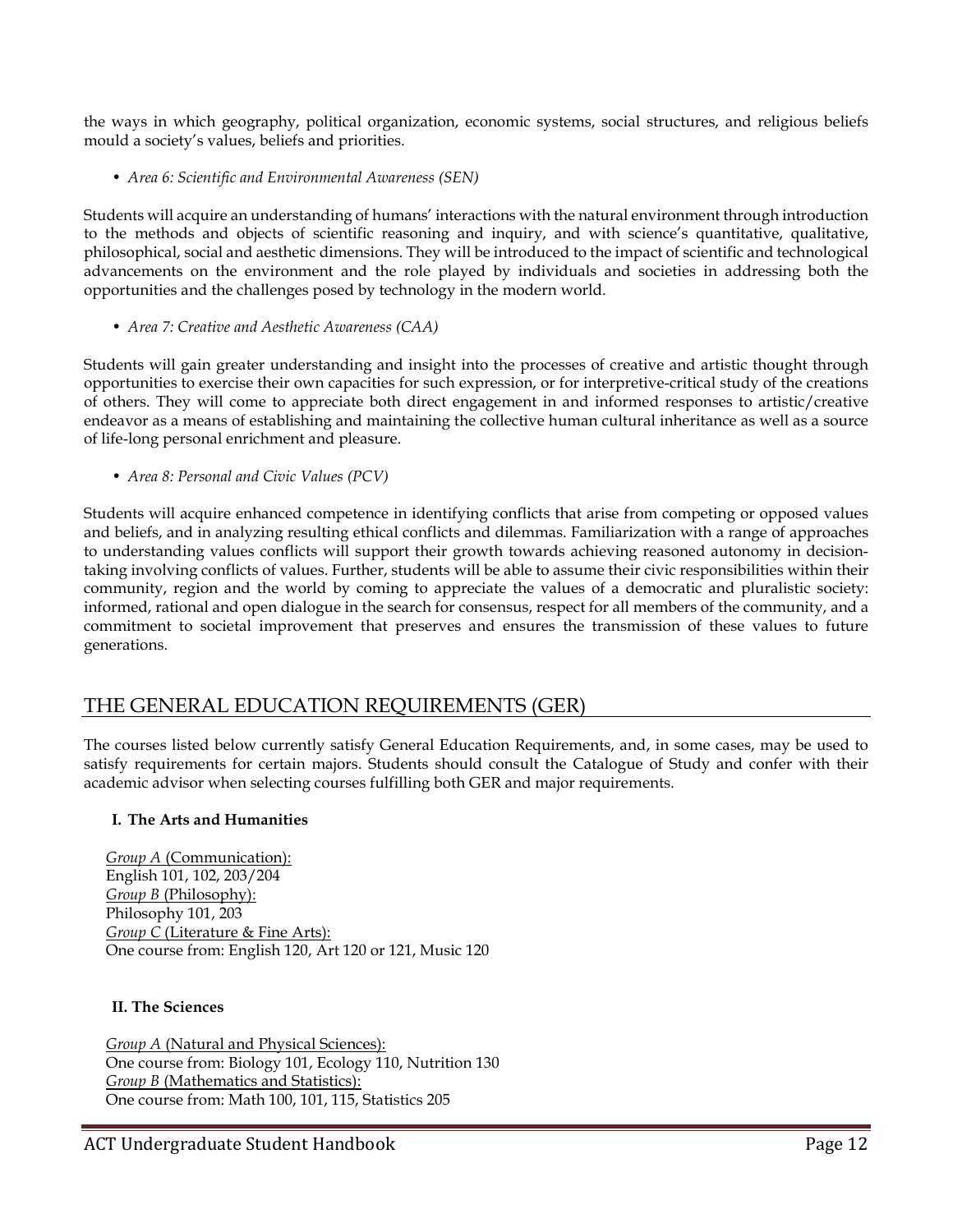the ways in which geography, political organization, economic systems, social structures, and religious beliefs mould a society's values, beliefs and priorities.

- *Area 6: Scientific and Environmental Awareness (SEN)*

Students will acquire an understanding of humans' interactions with the natural environment through introduction to the methods and objects of scientific reasoning and inquiry, and with science's quantitative, qualitative, philosophical, social and aesthetic dimensions. They will be introduced to the impact of scientific and technological advancements on the environment and the role played by individuals and societies in addressing both the opportunities and the challenges posed by technology in the modern world.

- *Area 7: Creative and Aesthetic Awareness (CAA)*

Students will gain greater understanding and insight into the processes of creative and artistic thought through opportunities to exercise their own capacities for such expression, or for interpretive-critical study of the creations of others. They will come to appreciate both direct engagement in and informed responses to artistic/creative endeavor as a means of establishing and maintaining the collective human cultural inheritance as well as a source of life-long personal enrichment and pleasure.

- *Area 8: Personal and Civic Values (PCV)*

Students will acquire enhanced competence in identifying conflicts that arise from competing or opposed values and beliefs, and in analyzing resulting ethical conflicts and dilemmas. Familiarization with a range of approaches to understanding values conflicts will support their growth towards achieving reasoned autonomy in decision-taking involving conflicts of values. Further, students will be able to assume their civic responsibilities within their community, region and the world by coming to appreciate the values of a democratic and pluralistic society: informed, rational and open dialogue in the search for consensus, respect for all members of the community, and a commitment to societal improvement that preserves and ensures the transmission of these values to future generations.

## THE GENERAL EDUCATION REQUIREMENTS (GER)

The courses listed below currently satisfy General Education Requirements, and, in some cases, may be used to satisfy requirements for certain majors. Students should consult the Catalogue of Study and confer with their academic advisor when selecting courses fulfilling both GER and major requirements.

### I. The Arts and Humanities

*Group A* (Communication):
English 101, 102, 203/204
*Group B* (Philosophy):
Philosophy 101, 203
*Group C* (Literature & Fine Arts):
One course from: English 120, Art 120 or 121, Music 120

### II. The Sciences

*Group A* (Natural and Physical Sciences):
One course from: Biology 101, Ecology 110, Nutrition 130
*Group B* (Mathematics and Statistics):
One course from: Math 100, 101, 115, Statistics 205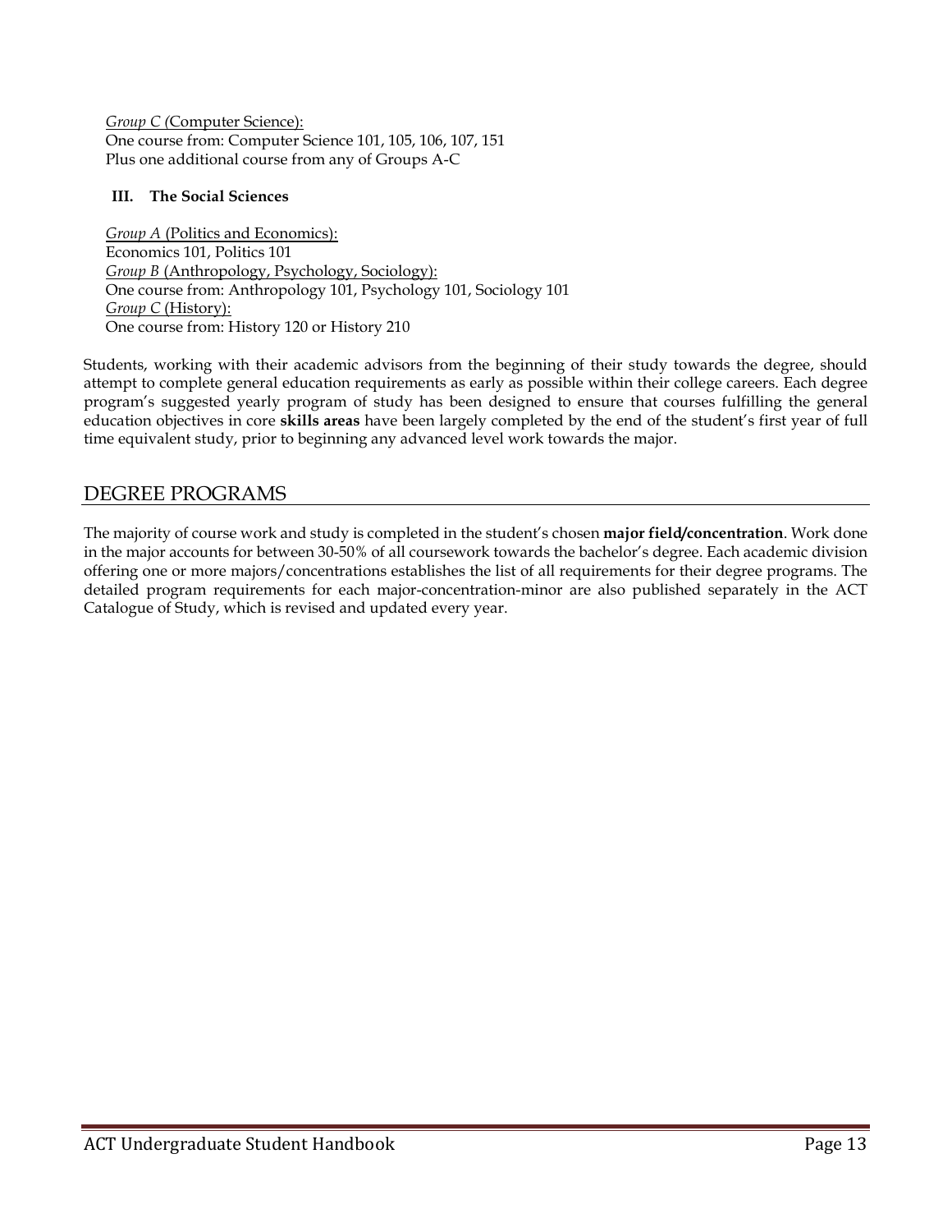*Group C (*Computer Science):
One course from: Computer Science 101, 105, 106, 107, 151
Plus one additional course from any of Groups A-C

### III. The Social Sciences

*Group A* (Politics and Economics):
Economics 101, Politics 101
*Group B* (Anthropology, Psychology, Sociology):
One course from: Anthropology 101, Psychology 101, Sociology 101
*Group C* (History):
One course from: History 120 or History 210

Students, working with their academic advisors from the beginning of their study towards the degree, should attempt to complete general education requirements as early as possible within their college careers. Each degree program's suggested yearly program of study has been designed to ensure that courses fulfilling the general education objectives in core **skills areas** have been largely completed by the end of the student's first year of full time equivalent study, prior to beginning any advanced level work towards the major.

## DEGREE PROGRAMS

The majority of course work and study is completed in the student's chosen **major field/concentration**. Work done in the major accounts for between 30-50% of all coursework towards the bachelor's degree. Each academic division offering one or more majors/concentrations establishes the list of all requirements for their degree programs. The detailed program requirements for each major-concentration-minor are also published separately in the ACT Catalogue of Study, which is revised and updated every year.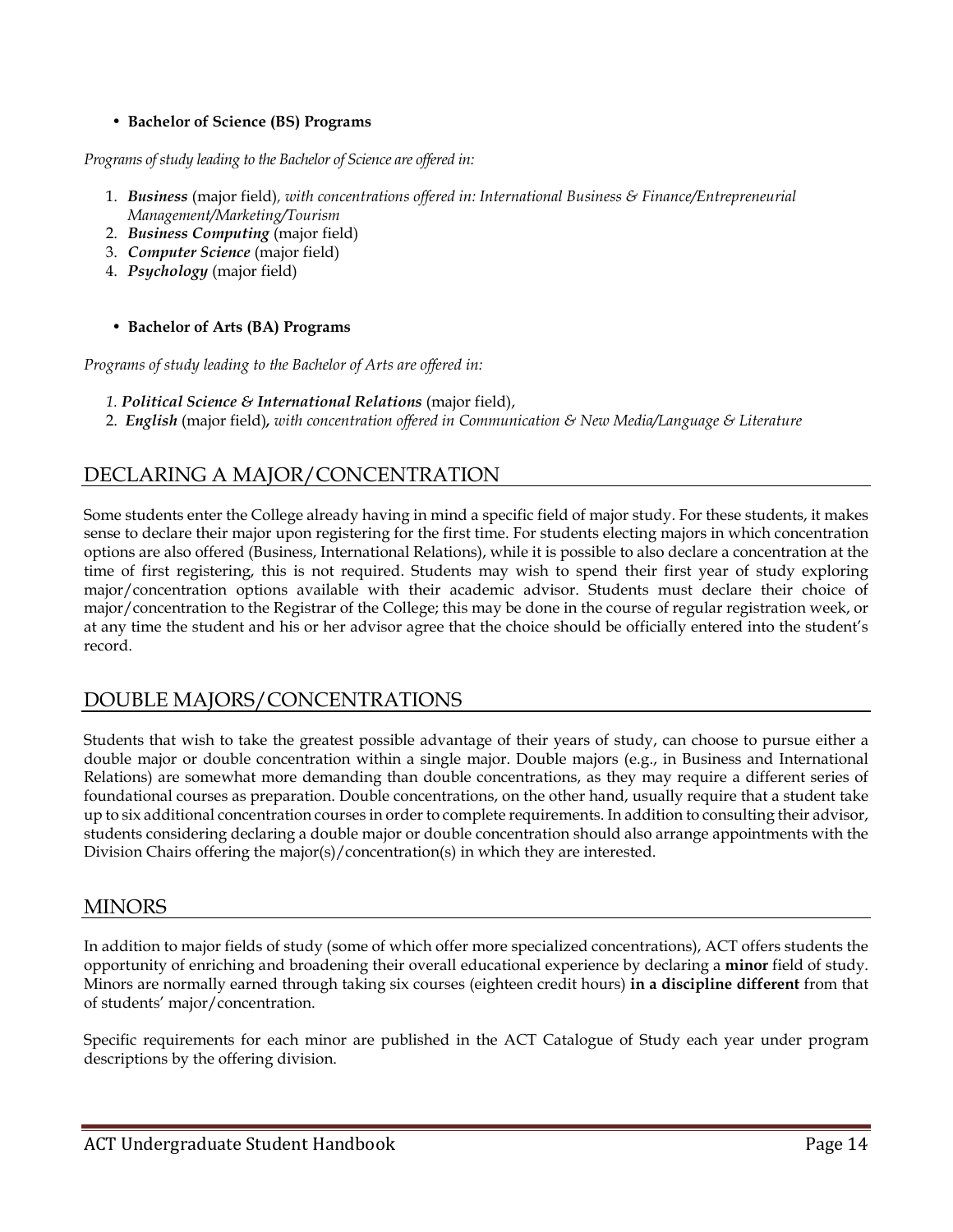- **Bachelor of Science (BS) Programs**

*Programs of study leading to the Bachelor of Science are offered in:*

1. ***Business*** (major field)*, with concentrations offered in: International Business & Finance/Entrepreneurial Management/Marketing/Tourism*
2. ***Business Computing*** (major field)
3. ***Computer Science*** (major field)
4. ***Psychology*** (major field)

- **Bachelor of Arts (BA) Programs**

*Programs of study leading to the Bachelor of Arts are offered in:*

1. ***Political Science & International Relations*** (major field),
2. ***English*** (major field)**,** *with concentration offered in Communication & New Media/Language & Literature*

## DECLARING A MAJOR/CONCENTRATION

Some students enter the College already having in mind a specific field of major study. For these students, it makes sense to declare their major upon registering for the first time. For students electing majors in which concentration options are also offered (Business, International Relations), while it is possible to also declare a concentration at the time of first registering, this is not required. Students may wish to spend their first year of study exploring major/concentration options available with their academic advisor. Students must declare their choice of major/concentration to the Registrar of the College; this may be done in the course of regular registration week, or at any time the student and his or her advisor agree that the choice should be officially entered into the student's record.

## DOUBLE MAJORS/CONCENTRATIONS

Students that wish to take the greatest possible advantage of their years of study, can choose to pursue either a double major or double concentration within a single major. Double majors (e.g., in Business and International Relations) are somewhat more demanding than double concentrations, as they may require a different series of foundational courses as preparation. Double concentrations, on the other hand, usually require that a student take up to six additional concentration courses in order to complete requirements. In addition to consulting their advisor, students considering declaring a double major or double concentration should also arrange appointments with the Division Chairs offering the major(s)/concentration(s) in which they are interested.

## MINORS

In addition to major fields of study (some of which offer more specialized concentrations), ACT offers students the opportunity of enriching and broadening their overall educational experience by declaring a **minor** field of study. Minors are normally earned through taking six courses (eighteen credit hours) **in a discipline different** from that of students' major/concentration.

Specific requirements for each minor are published in the ACT Catalogue of Study each year under program descriptions by the offering division.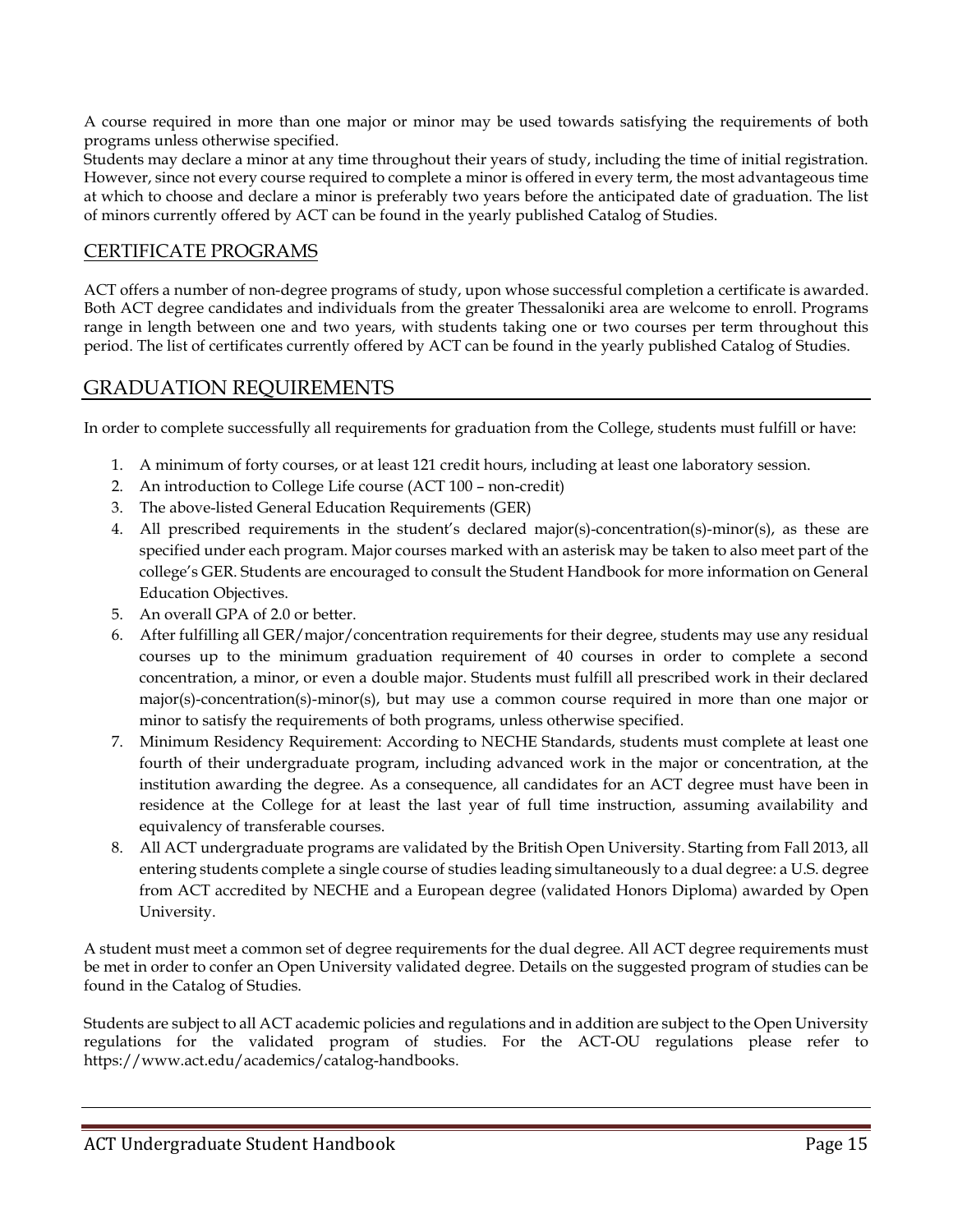A course required in more than one major or minor may be used towards satisfying the requirements of both programs unless otherwise specified.

Students may declare a minor at any time throughout their years of study, including the time of initial registration. However, since not every course required to complete a minor is offered in every term, the most advantageous time at which to choose and declare a minor is preferably two years before the anticipated date of graduation. The list of minors currently offered by ACT can be found in the yearly published Catalog of Studies.

### CERTIFICATE PROGRAMS

ACT offers a number of non-degree programs of study, upon whose successful completion a certificate is awarded. Both ACT degree candidates and individuals from the greater Thessaloniki area are welcome to enroll. Programs range in length between one and two years, with students taking one or two courses per term throughout this period. The list of certificates currently offered by ACT can be found in the yearly published Catalog of Studies.

## GRADUATION REQUIREMENTS

In order to complete successfully all requirements for graduation from the College, students must fulfill or have:

1. A minimum of forty courses, or at least 121 credit hours, including at least one laboratory session.
2. An introduction to College Life course (ACT 100 – non-credit)
3. The above-listed General Education Requirements (GER)
4. All prescribed requirements in the student's declared major(s)-concentration(s)-minor(s), as these are specified under each program. Major courses marked with an asterisk may be taken to also meet part of the college's GER. Students are encouraged to consult the Student Handbook for more information on General Education Objectives.
5. An overall GPA of 2.0 or better.
6. After fulfilling all GER/major/concentration requirements for their degree, students may use any residual courses up to the minimum graduation requirement of 40 courses in order to complete a second concentration, a minor, or even a double major. Students must fulfill all prescribed work in their declared major(s)-concentration(s)-minor(s), but may use a common course required in more than one major or minor to satisfy the requirements of both programs, unless otherwise specified.
7. Minimum Residency Requirement: According to NECHE Standards, students must complete at least one fourth of their undergraduate program, including advanced work in the major or concentration, at the institution awarding the degree. As a consequence, all candidates for an ACT degree must have been in residence at the College for at least the last year of full time instruction, assuming availability and equivalency of transferable courses.
8. All ACT undergraduate programs are validated by the British Open University. Starting from Fall 2013, all entering students complete a single course of studies leading simultaneously to a dual degree: a U.S. degree from ACT accredited by NECHE and a European degree (validated Honors Diploma) awarded by Open University.

A student must meet a common set of degree requirements for the dual degree. All ACT degree requirements must be met in order to confer an Open University validated degree. Details on the suggested program of studies can be found in the Catalog of Studies.

Students are subject to all ACT academic policies and regulations and in addition are subject to the Open University regulations for the validated program of studies. For the ACT-OU regulations please refer to https://www.act.edu/academics/catalog-handbooks.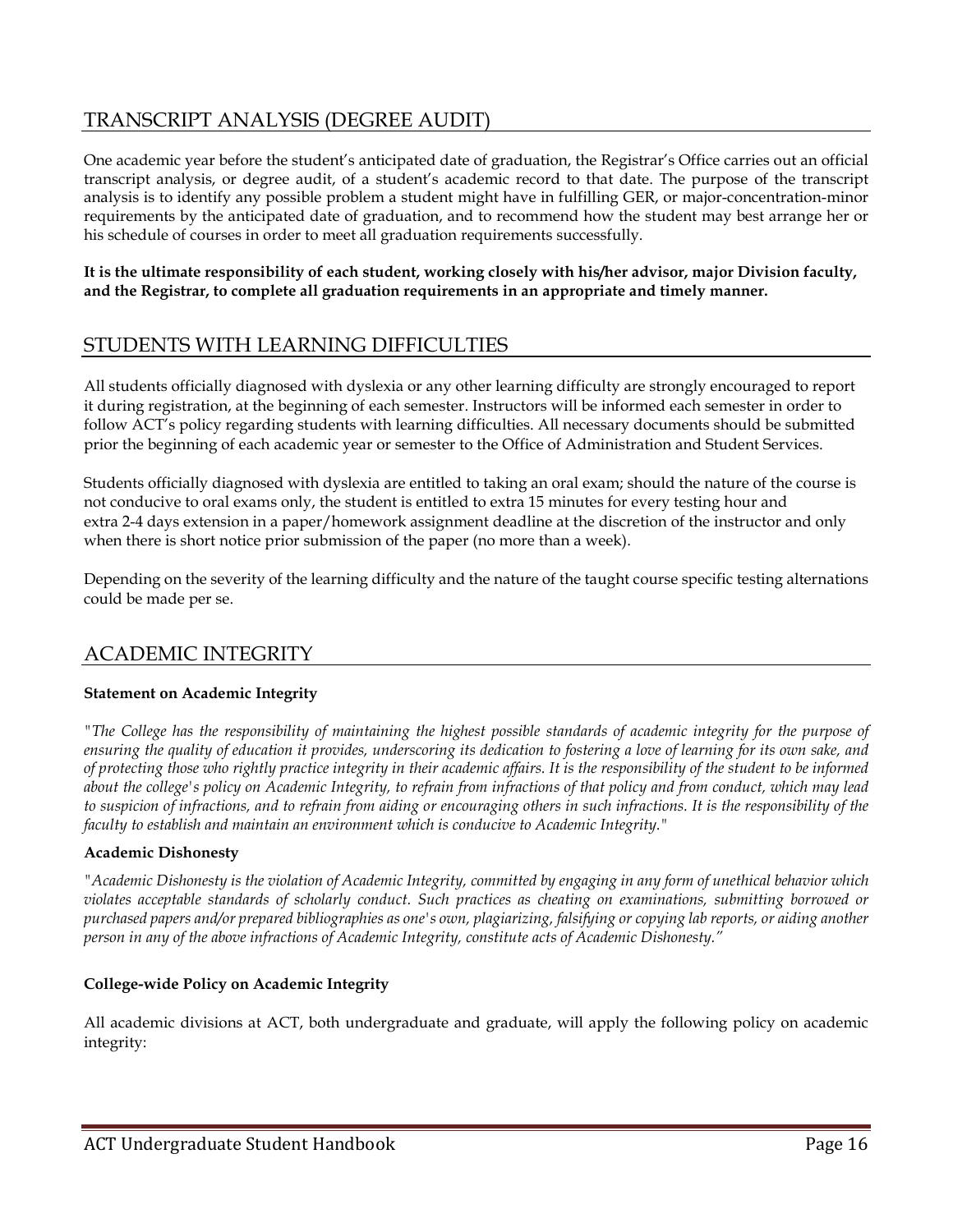## TRANSCRIPT ANALYSIS (DEGREE AUDIT)

One academic year before the student's anticipated date of graduation, the Registrar's Office carries out an official transcript analysis, or degree audit, of a student's academic record to that date. The purpose of the transcript analysis is to identify any possible problem a student might have in fulfilling GER, or major-concentration-minor requirements by the anticipated date of graduation, and to recommend how the student may best arrange her or his schedule of courses in order to meet all graduation requirements successfully.

**It is the ultimate responsibility of each student, working closely with his/her advisor, major Division faculty, and the Registrar, to complete all graduation requirements in an appropriate and timely manner.**

## STUDENTS WITH LEARNING DIFFICULTIES

All students officially diagnosed with dyslexia or any other learning difficulty are strongly encouraged to report it during registration, at the beginning of each semester. Instructors will be informed each semester in order to follow ACT's policy regarding students with learning difficulties. All necessary documents should be submitted prior the beginning of each academic year or semester to the Office of Administration and Student Services.

Students officially diagnosed with dyslexia are entitled to taking an oral exam; should the nature of the course is not conducive to oral exams only, the student is entitled to extra 15 minutes for every testing hour and extra 2-4 days extension in a paper/homework assignment deadline at the discretion of the instructor and only when there is short notice prior submission of the paper (no more than a week).

Depending on the severity of the learning difficulty and the nature of the taught course specific testing alternations could be made per se.

## ACADEMIC INTEGRITY

**Statement on Academic Integrity**

*"The College has the responsibility of maintaining the highest possible standards of academic integrity for the purpose of ensuring the quality of education it provides, underscoring its dedication to fostering a love of learning for its own sake, and of protecting those who rightly practice integrity in their academic affairs. It is the responsibility of the student to be informed about the college's policy on Academic Integrity, to refrain from infractions of that policy and from conduct, which may lead to suspicion of infractions, and to refrain from aiding or encouraging others in such infractions. It is the responsibility of the faculty to establish and maintain an environment which is conducive to Academic Integrity."*

**Academic Dishonesty**

*"Academic Dishonesty is the violation of Academic Integrity, committed by engaging in any form of unethical behavior which violates acceptable standards of scholarly conduct. Such practices as cheating on examinations, submitting borrowed or purchased papers and/or prepared bibliographies as one's own, plagiarizing, falsifying or copying lab reports, or aiding another person in any of the above infractions of Academic Integrity, constitute acts of Academic Dishonesty."*

**College-wide Policy on Academic Integrity**

All academic divisions at ACT, both undergraduate and graduate, will apply the following policy on academic integrity: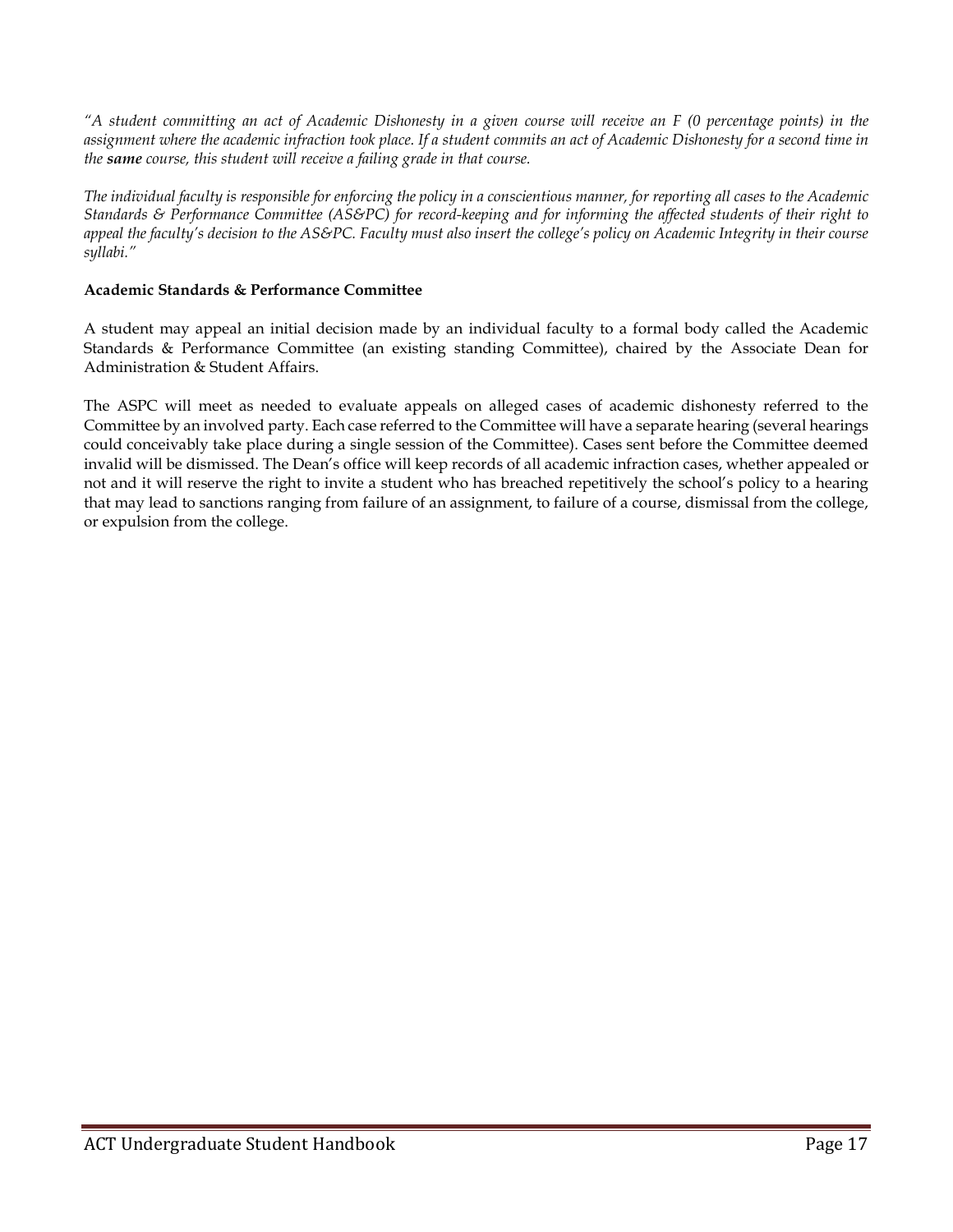*"A student committing an act of Academic Dishonesty in a given course will receive an F (0 percentage points) in the assignment where the academic infraction took place. If a student commits an act of Academic Dishonesty for a second time in the **same** course, this student will receive a failing grade in that course.*

*The individual faculty is responsible for enforcing the policy in a conscientious manner, for reporting all cases to the Academic Standards & Performance Committee (AS&PC) for record-keeping and for informing the affected students of their right to appeal the faculty's decision to the AS&PC. Faculty must also insert the college's policy on Academic Integrity in their course syllabi."*

**Academic Standards & Performance Committee**

A student may appeal an initial decision made by an individual faculty to a formal body called the Academic Standards & Performance Committee (an existing standing Committee), chaired by the Associate Dean for Administration & Student Affairs.

The ASPC will meet as needed to evaluate appeals on alleged cases of academic dishonesty referred to the Committee by an involved party. Each case referred to the Committee will have a separate hearing (several hearings could conceivably take place during a single session of the Committee). Cases sent before the Committee deemed invalid will be dismissed. The Dean's office will keep records of all academic infraction cases, whether appealed or not and it will reserve the right to invite a student who has breached repetitively the school's policy to a hearing that may lead to sanctions ranging from failure of an assignment, to failure of a course, dismissal from the college, or expulsion from the college.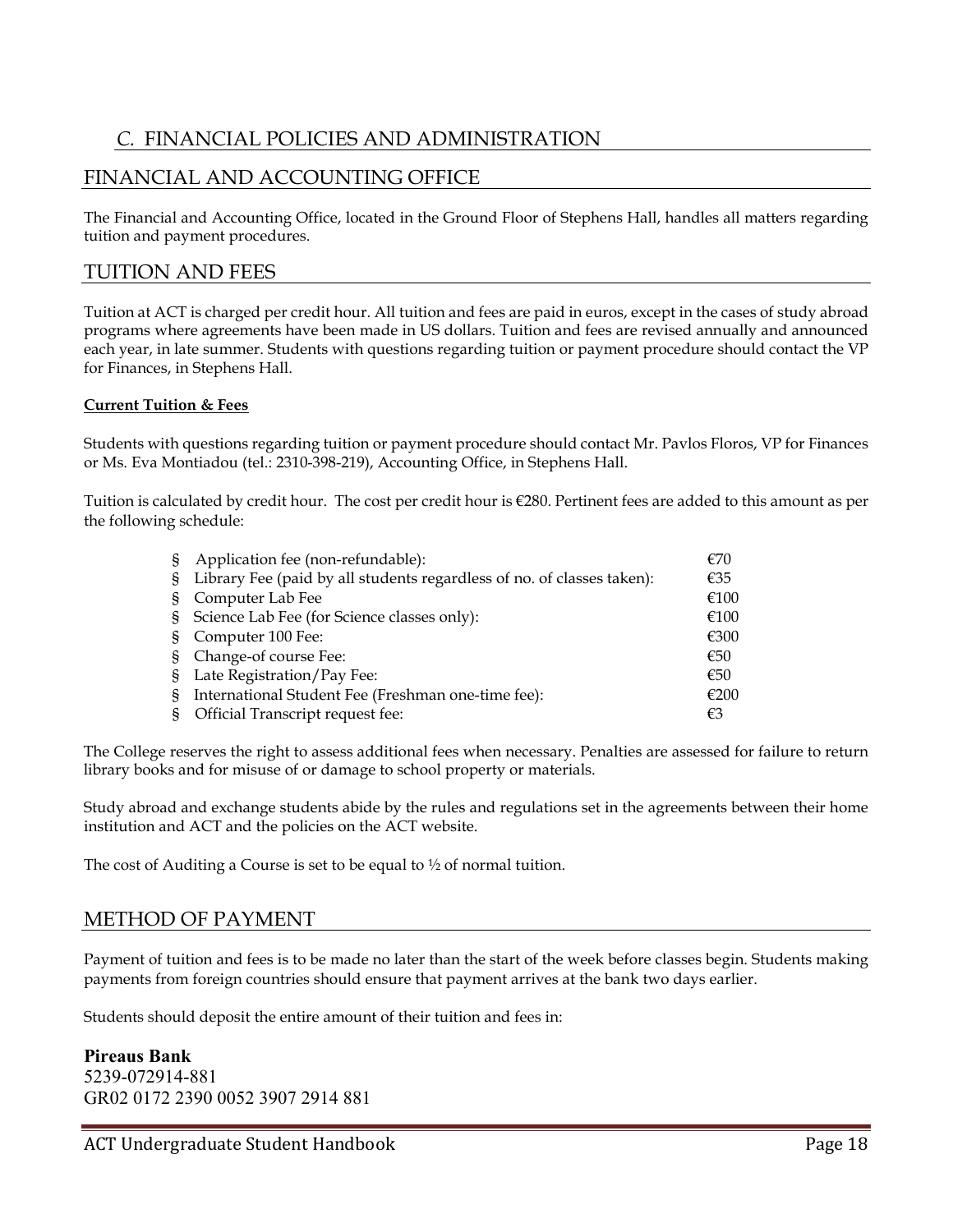## C. FINANCIAL POLICIES AND ADMINISTRATION

## FINANCIAL AND ACCOUNTING OFFICE

The Financial and Accounting Office, located in the Ground Floor of Stephens Hall, handles all matters regarding tuition and payment procedures.

## TUITION AND FEES

Tuition at ACT is charged per credit hour. All tuition and fees are paid in euros, except in the cases of study abroad programs where agreements have been made in US dollars. Tuition and fees are revised annually and announced each year, in late summer. Students with questions regarding tuition or payment procedure should contact the VP for Finances, in Stephens Hall.

**Current Tuition & Fees**

Students with questions regarding tuition or payment procedure should contact Mr. Pavlos Floros, VP for Finances or Ms. Eva Montiadou (tel.: 2310-398-219), Accounting Office, in Stephens Hall.

Tuition is calculated by credit hour. The cost per credit hour is €280. Pertinent fees are added to this amount as per the following schedule:

| Fee | Amount |
|---|---|
| Application fee (non-refundable): | €70 |
| Library Fee (paid by all students regardless of no. of classes taken): | €35 |
| Computer Lab Fee | €100 |
| Science Lab Fee (for Science classes only): | €100 |
| Computer 100 Fee: | €300 |
| Change-of course Fee: | €50 |
| Late Registration/Pay Fee: | €50 |
| International Student Fee (Freshman one-time fee): | €200 |
| Official Transcript request fee: | €3 |

The College reserves the right to assess additional fees when necessary. Penalties are assessed for failure to return library books and for misuse of or damage to school property or materials.

Study abroad and exchange students abide by the rules and regulations set in the agreements between their home institution and ACT and the policies on the ACT website.

The cost of Auditing a Course is set to be equal to ½ of normal tuition.

## METHOD OF PAYMENT

Payment of tuition and fees is to be made no later than the start of the week before classes begin. Students making payments from foreign countries should ensure that payment arrives at the bank two days earlier.

Students should deposit the entire amount of their tuition and fees in:

**Pireaus Bank**
5239-072914-881
GR02 0172 2390 0052 3907 2914 881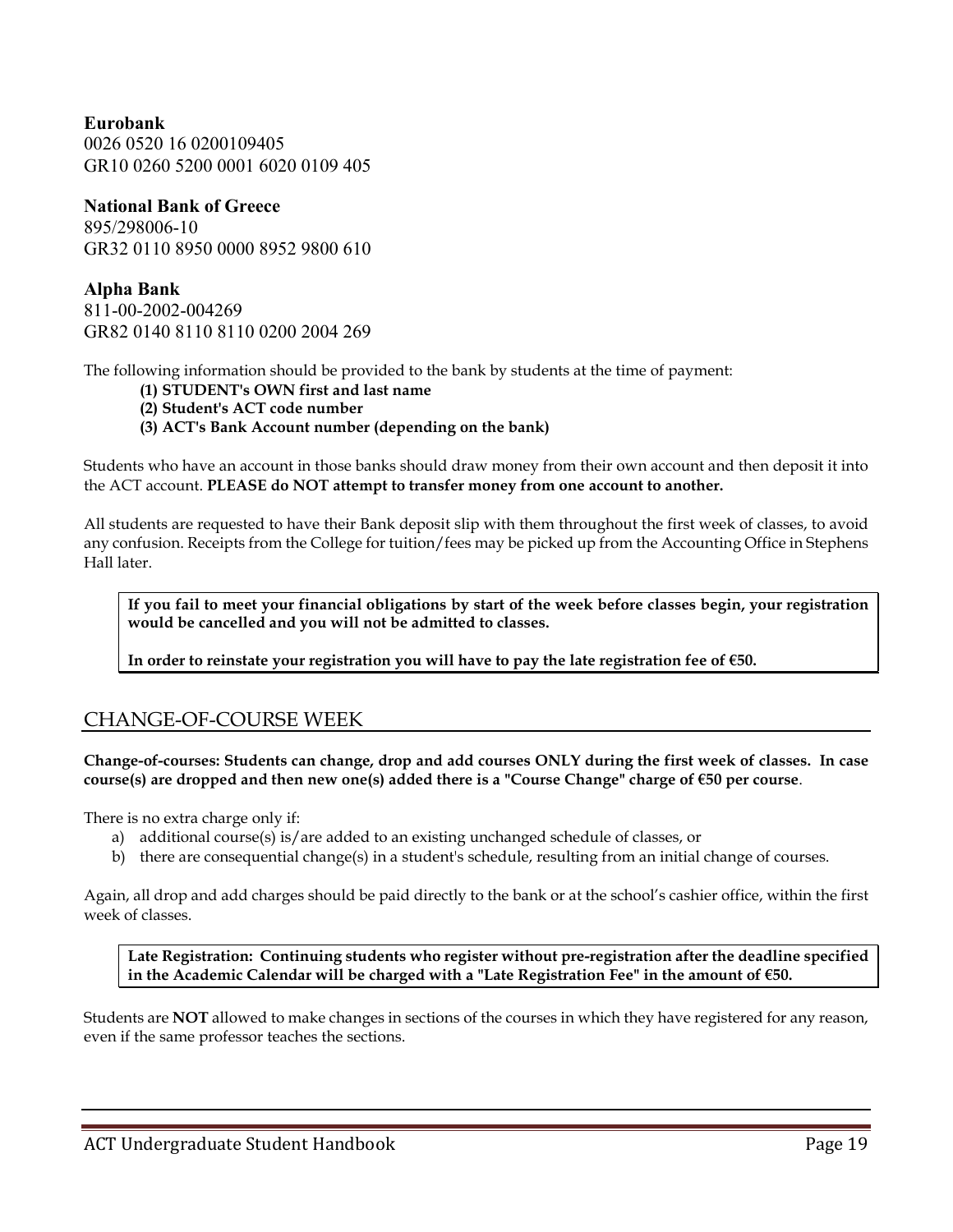**Eurobank**
0026 0520 16 0200109405
GR10 0260 5200 0001 6020 0109 405

**National Bank of Greece**
895/298006-10
GR32 0110 8950 0000 8952 9800 610

**Alpha Bank**
811-00-2002-004269
GR82 0140 8110 8110 0200 2004 269

The following information should be provided to the bank by students at the time of payment:

**(1) STUDENT's OWN first and last name**
**(2) Student's ACT code number**
**(3) ACT's Bank Account number (depending on the bank)**

Students who have an account in those banks should draw money from their own account and then deposit it into the ACT account. **PLEASE do NOT attempt to transfer money from one account to another.**

All students are requested to have their Bank deposit slip with them throughout the first week of classes, to avoid any confusion. Receipts from the College for tuition/fees may be picked up from the Accounting Office in Stephens Hall later.

> **If you fail to meet your financial obligations by start of the week before classes begin, your registration would be cancelled and you will not be admitted to classes.**
>
> **In order to reinstate your registration you will have to pay the late registration fee of €50.**

## CHANGE-OF-COURSE WEEK

**Change-of-courses: Students can change, drop and add courses ONLY during the first week of classes. In case course(s) are dropped and then new one(s) added there is a "Course Change" charge of €50 per course**.

There is no extra charge only if:

a) additional course(s) is/are added to an existing unchanged schedule of classes, or
b) there are consequential change(s) in a student's schedule, resulting from an initial change of courses.

Again, all drop and add charges should be paid directly to the bank or at the school's cashier office, within the first week of classes.

> **Late Registration: Continuing students who register without pre-registration after the deadline specified in the Academic Calendar will be charged with a "Late Registration Fee" in the amount of €50.**

Students are **NOT** allowed to make changes in sections of the courses in which they have registered for any reason, even if the same professor teaches the sections.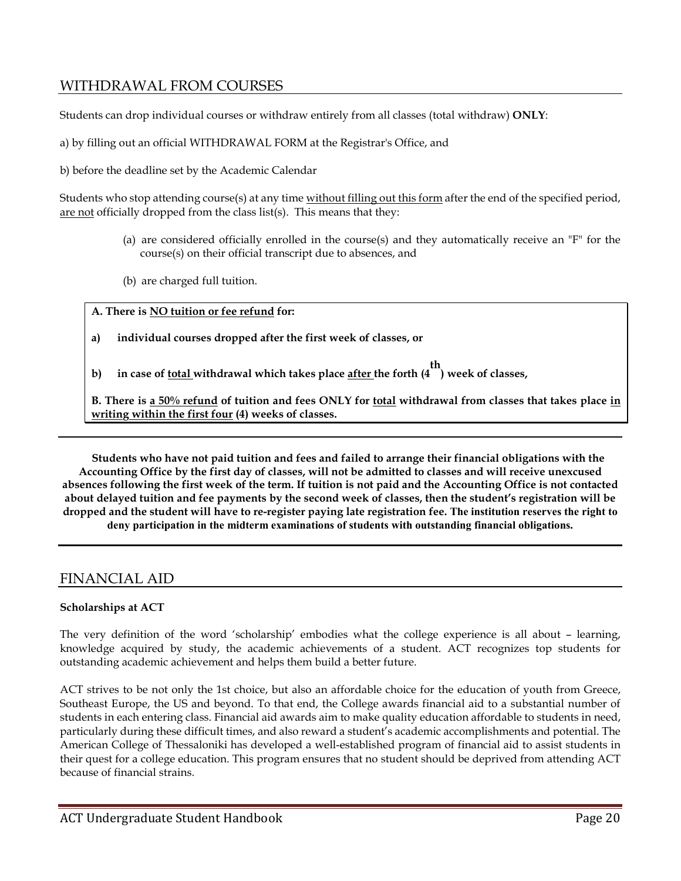## WITHDRAWAL FROM COURSES

Students can drop individual courses or withdraw entirely from all classes (total withdraw) **ONLY**:

a) by filling out an official WITHDRAWAL FORM at the Registrar's Office, and

b) before the deadline set by the Academic Calendar

Students who stop attending course(s) at any time without filling out this form after the end of the specified period, are not officially dropped from the class list(s). This means that they:

(a) are considered officially enrolled in the course(s) and they automatically receive an "F" for the course(s) on their official transcript due to absences, and

(b) are charged full tuition.

**A. There is NO tuition or fee refund for:**

**a) individual courses dropped after the first week of classes, or**

**b) in case of total withdrawal which takes place after the forth (4th) week of classes,**

**B. There is a 50% refund of tuition and fees ONLY for total withdrawal from classes that takes place in writing within the first four (4) weeks of classes.**

**Students who have not paid tuition and fees and failed to arrange their financial obligations with the Accounting Office by the first day of classes, will not be admitted to classes and will receive unexcused absences following the first week of the term. If tuition is not paid and the Accounting Office is not contacted about delayed tuition and fee payments by the second week of classes, then the student's registration will be dropped and the student will have to re-register paying late registration fee. The institution reserves the right to deny participation in the midterm examinations of students with outstanding financial obligations.**

## FINANCIAL AID

**Scholarships at ACT**

The very definition of the word 'scholarship' embodies what the college experience is all about – learning, knowledge acquired by study, the academic achievements of a student. ACT recognizes top students for outstanding academic achievement and helps them build a better future.

ACT strives to be not only the 1st choice, but also an affordable choice for the education of youth from Greece, Southeast Europe, the US and beyond. To that end, the College awards financial aid to a substantial number of students in each entering class. Financial aid awards aim to make quality education affordable to students in need, particularly during these difficult times, and also reward a student's academic accomplishments and potential. The American College of Thessaloniki has developed a well-established program of financial aid to assist students in their quest for a college education. This program ensures that no student should be deprived from attending ACT because of financial strains.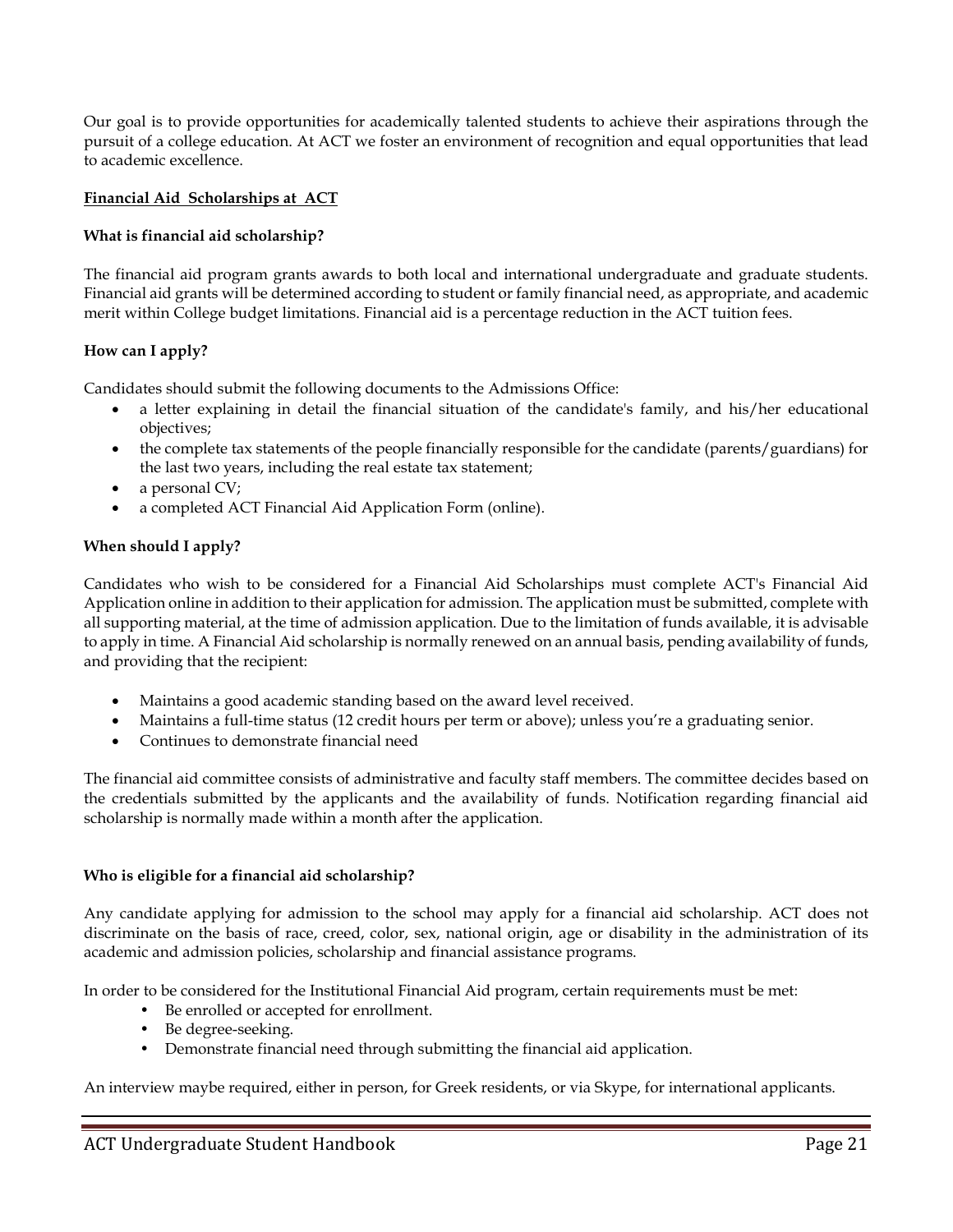Our goal is to provide opportunities for academically talented students to achieve their aspirations through the pursuit of a college education. At ACT we foster an environment of recognition and equal opportunities that lead to academic excellence.

**Financial Aid Scholarships at ACT**

**What is financial aid scholarship?**

The financial aid program grants awards to both local and international undergraduate and graduate students. Financial aid grants will be determined according to student or family financial need, as appropriate, and academic merit within College budget limitations. Financial aid is a percentage reduction in the ACT tuition fees.

**How can I apply?**

Candidates should submit the following documents to the Admissions Office:

- a letter explaining in detail the financial situation of the candidate's family, and his/her educational objectives;
- the complete tax statements of the people financially responsible for the candidate (parents/guardians) for the last two years, including the real estate tax statement;
- a personal CV;
- a completed ACT Financial Aid Application Form (online).

**When should I apply?**

Candidates who wish to be considered for a Financial Aid Scholarships must complete ACT's Financial Aid Application online in addition to their application for admission. The application must be submitted, complete with all supporting material, at the time of admission application. Due to the limitation of funds available, it is advisable to apply in time. A Financial Aid scholarship is normally renewed on an annual basis, pending availability of funds, and providing that the recipient:

- Maintains a good academic standing based on the award level received.
- Maintains a full-time status (12 credit hours per term or above); unless you're a graduating senior.
- Continues to demonstrate financial need

The financial aid committee consists of administrative and faculty staff members. The committee decides based on the credentials submitted by the applicants and the availability of funds. Notification regarding financial aid scholarship is normally made within a month after the application.

**Who is eligible for a financial aid scholarship?**

Any candidate applying for admission to the school may apply for a financial aid scholarship. ACT does not discriminate on the basis of race, creed, color, sex, national origin, age or disability in the administration of its academic and admission policies, scholarship and financial assistance programs.

In order to be considered for the Institutional Financial Aid program, certain requirements must be met:

- Be enrolled or accepted for enrollment.
- Be degree-seeking.
- Demonstrate financial need through submitting the financial aid application.

An interview maybe required, either in person, for Greek residents, or via Skype, for international applicants.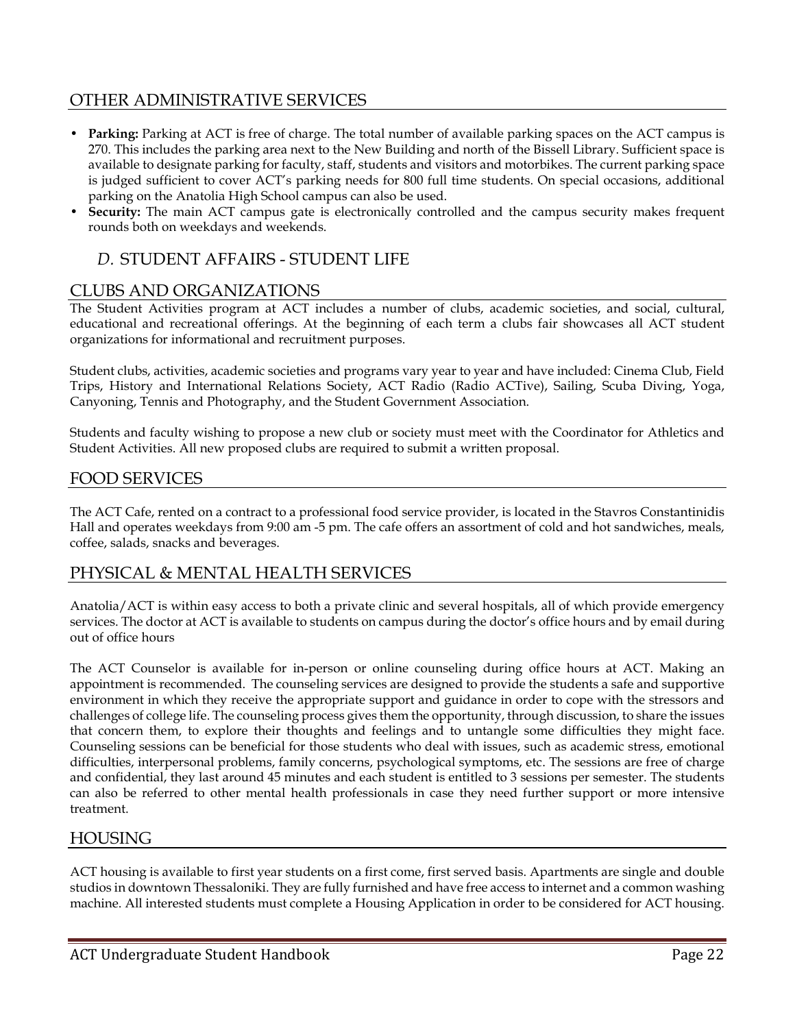## OTHER ADMINISTRATIVE SERVICES

- **Parking:** Parking at ACT is free of charge. The total number of available parking spaces on the ACT campus is 270. This includes the parking area next to the New Building and north of the Bissell Library. Sufficient space is available to designate parking for faculty, staff, students and visitors and motorbikes. The current parking space is judged sufficient to cover ACT's parking needs for 800 full time students. On special occasions, additional parking on the Anatolia High School campus can also be used.
- **Security:** The main ACT campus gate is electronically controlled and the campus security makes frequent rounds both on weekdays and weekends.

# *D.* STUDENT AFFAIRS - STUDENT LIFE

## CLUBS AND ORGANIZATIONS

The Student Activities program at ACT includes a number of clubs, academic societies, and social, cultural, educational and recreational offerings. At the beginning of each term a clubs fair showcases all ACT student organizations for informational and recruitment purposes.

Student clubs, activities, academic societies and programs vary year to year and have included: Cinema Club, Field Trips, History and International Relations Society, ACT Radio (Radio ACTive), Sailing, Scuba Diving, Yoga, Canyoning, Tennis and Photography, and the Student Government Association.

Students and faculty wishing to propose a new club or society must meet with the Coordinator for Athletics and Student Activities. All new proposed clubs are required to submit a written proposal.

## FOOD SERVICES

The ACT Cafe, rented on a contract to a professional food service provider, is located in the Stavros Constantinidis Hall and operates weekdays from 9:00 am -5 pm. The cafe offers an assortment of cold and hot sandwiches, meals, coffee, salads, snacks and beverages.

## PHYSICAL & MENTAL HEALTH SERVICES

Anatolia/ACT is within easy access to both a private clinic and several hospitals, all of which provide emergency services. The doctor at ACT is available to students on campus during the doctor's office hours and by email during out of office hours

The ACT Counselor is available for in-person or online counseling during office hours at ACT. Making an appointment is recommended. The counseling services are designed to provide the students a safe and supportive environment in which they receive the appropriate support and guidance in order to cope with the stressors and challenges of college life. The counseling process gives them the opportunity, through discussion, to share the issues that concern them, to explore their thoughts and feelings and to untangle some difficulties they might face. Counseling sessions can be beneficial for those students who deal with issues, such as academic stress, emotional difficulties, interpersonal problems, family concerns, psychological symptoms, etc. The sessions are free of charge and confidential, they last around 45 minutes and each student is entitled to 3 sessions per semester. The students can also be referred to other mental health professionals in case they need further support or more intensive treatment.

## HOUSING

ACT housing is available to first year students on a first come, first served basis. Apartments are single and double studios in downtown Thessaloniki. They are fully furnished and have free access to internet and a common washing machine. All interested students must complete a Housing Application in order to be considered for ACT housing.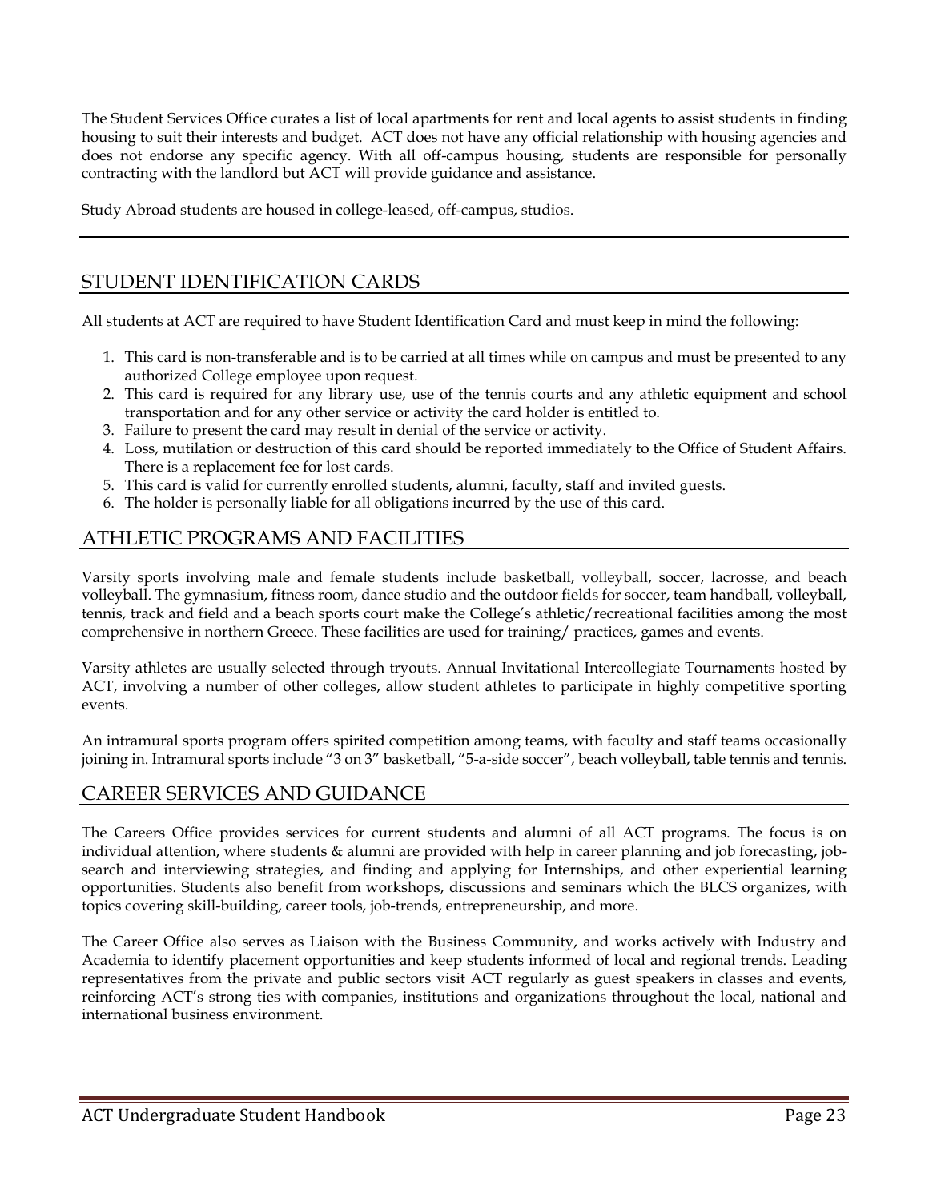The Student Services Office curates a list of local apartments for rent and local agents to assist students in finding housing to suit their interests and budget. ACT does not have any official relationship with housing agencies and does not endorse any specific agency. With all off-campus housing, students are responsible for personally contracting with the landlord but ACT will provide guidance and assistance.

Study Abroad students are housed in college-leased, off-campus, studios.

---

## STUDENT IDENTIFICATION CARDS

All students at ACT are required to have Student Identification Card and must keep in mind the following:

1. This card is non-transferable and is to be carried at all times while on campus and must be presented to any authorized College employee upon request.
2. This card is required for any library use, use of the tennis courts and any athletic equipment and school transportation and for any other service or activity the card holder is entitled to.
3. Failure to present the card may result in denial of the service or activity.
4. Loss, mutilation or destruction of this card should be reported immediately to the Office of Student Affairs. There is a replacement fee for lost cards.
5. This card is valid for currently enrolled students, alumni, faculty, staff and invited guests.
6. The holder is personally liable for all obligations incurred by the use of this card.

## ATHLETIC PROGRAMS AND FACILITIES

Varsity sports involving male and female students include basketball, volleyball, soccer, lacrosse, and beach volleyball. The gymnasium, fitness room, dance studio and the outdoor fields for soccer, team handball, volleyball, tennis, track and field and a beach sports court make the College's athletic/recreational facilities among the most comprehensive in northern Greece. These facilities are used for training/ practices, games and events.

Varsity athletes are usually selected through tryouts. Annual Invitational Intercollegiate Tournaments hosted by ACT, involving a number of other colleges, allow student athletes to participate in highly competitive sporting events.

An intramural sports program offers spirited competition among teams, with faculty and staff teams occasionally joining in. Intramural sports include "3 on 3" basketball, "5-a-side soccer", beach volleyball, table tennis and tennis.

## CAREER SERVICES AND GUIDANCE

The Careers Office provides services for current students and alumni of all ACT programs. The focus is on individual attention, where students & alumni are provided with help in career planning and job forecasting, job-search and interviewing strategies, and finding and applying for Internships, and other experiential learning opportunities. Students also benefit from workshops, discussions and seminars which the BLCS organizes, with topics covering skill-building, career tools, job-trends, entrepreneurship, and more.

The Career Office also serves as Liaison with the Business Community, and works actively with Industry and Academia to identify placement opportunities and keep students informed of local and regional trends. Leading representatives from the private and public sectors visit ACT regularly as guest speakers in classes and events, reinforcing ACT's strong ties with companies, institutions and organizations throughout the local, national and international business environment.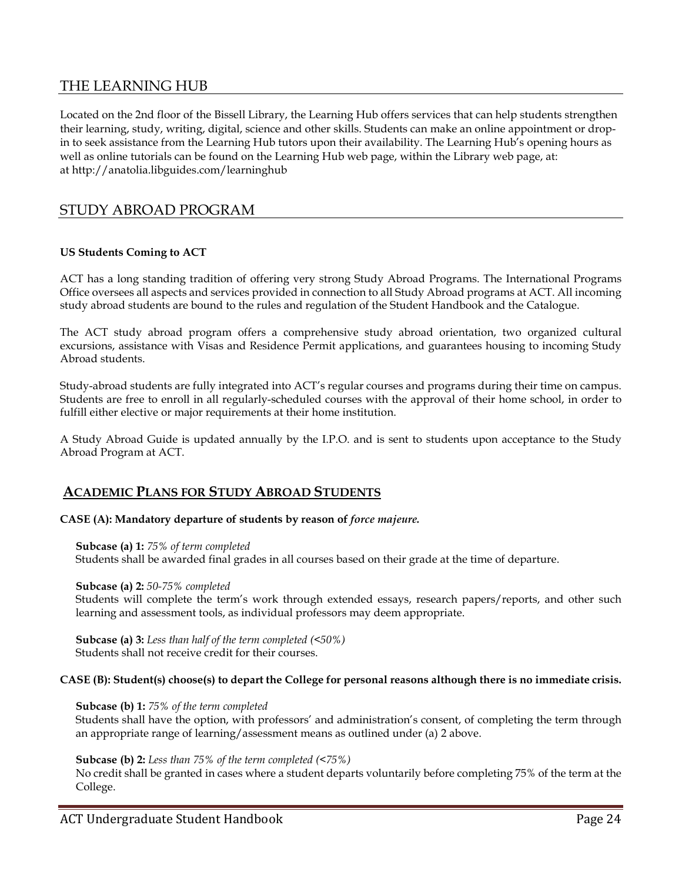## THE LEARNING HUB

Located on the 2nd floor of the Bissell Library, the Learning Hub offers services that can help students strengthen their learning, study, writing, digital, science and other skills. Students can make an online appointment or drop-in to seek assistance from the Learning Hub tutors upon their availability. The Learning Hub's opening hours as well as online tutorials can be found on the Learning Hub web page, within the Library web page, at: at http://anatolia.libguides.com/learninghub

## STUDY ABROAD PROGRAM

**US Students Coming to ACT**

ACT has a long standing tradition of offering very strong Study Abroad Programs. The International Programs Office oversees all aspects and services provided in connection to all Study Abroad programs at ACT. All incoming study abroad students are bound to the rules and regulation of the Student Handbook and the Catalogue.

The ACT study abroad program offers a comprehensive study abroad orientation, two organized cultural excursions, assistance with Visas and Residence Permit applications, and guarantees housing to incoming Study Abroad students.

Study-abroad students are fully integrated into ACT's regular courses and programs during their time on campus. Students are free to enroll in all regularly-scheduled courses with the approval of their home school, in order to fulfill either elective or major requirements at their home institution.

A Study Abroad Guide is updated annually by the I.P.O. and is sent to students upon acceptance to the Study Abroad Program at ACT.

### ACADEMIC PLANS FOR STUDY ABROAD STUDENTS

**CASE (A): Mandatory departure of students by reason of *force majeure.***

**Subcase (a) 1:** *75% of term completed*
Students shall be awarded final grades in all courses based on their grade at the time of departure.

**Subcase (a) 2:** *50-75% completed*
Students will complete the term's work through extended essays, research papers/reports, and other such learning and assessment tools, as individual professors may deem appropriate.

**Subcase (a) 3:** *Less than half of the term completed (<50%)*
Students shall not receive credit for their courses.

**CASE (B): Student(s) choose(s) to depart the College for personal reasons although there is no immediate crisis.**

**Subcase (b) 1:** *75% of the term completed*
Students shall have the option, with professors' and administration's consent, of completing the term through an appropriate range of learning/assessment means as outlined under (a) 2 above.

**Subcase (b) 2:** *Less than 75% of the term completed (<75%)*
No credit shall be granted in cases where a student departs voluntarily before completing 75% of the term at the College.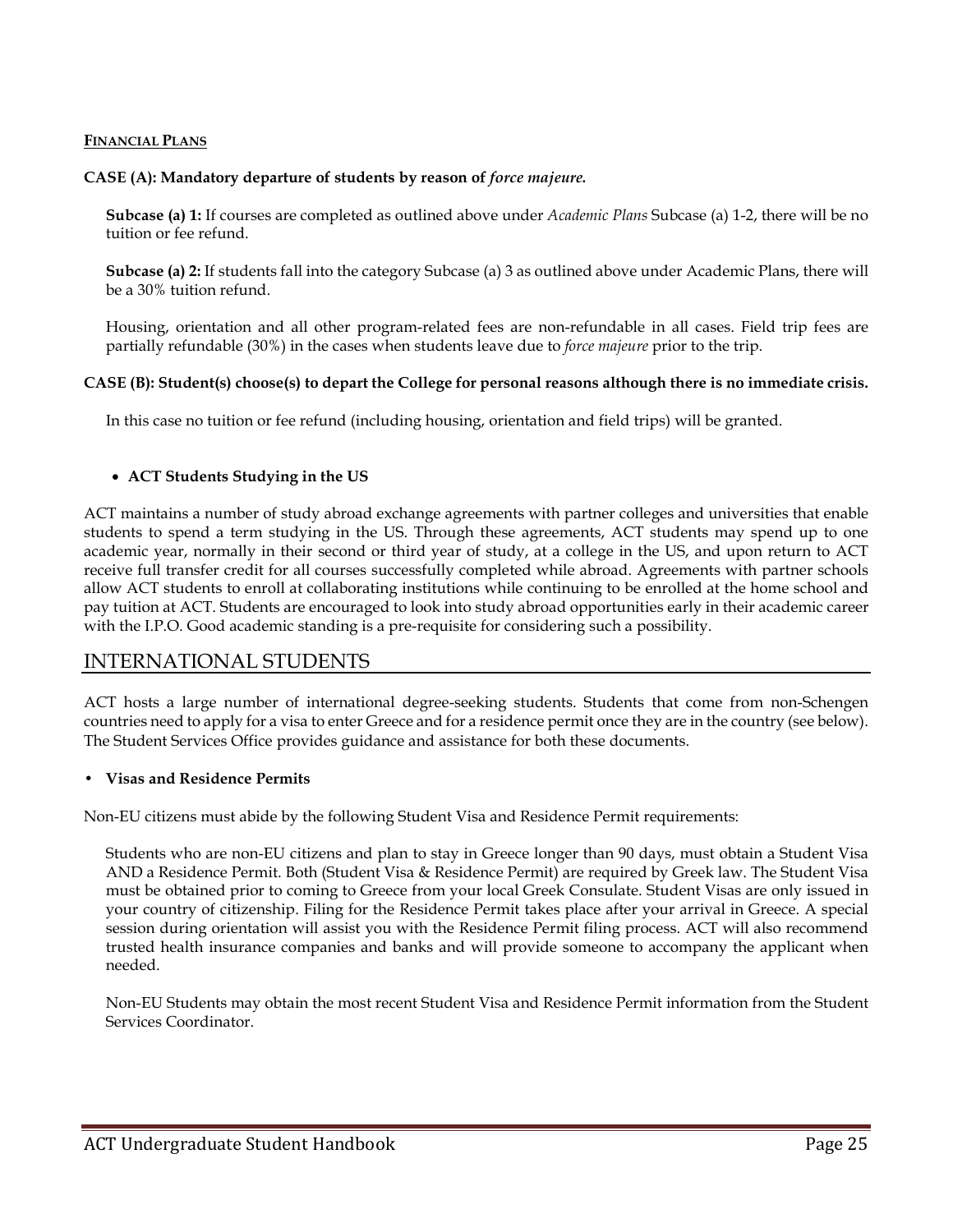**FINANCIAL PLANS**

**CASE (A): Mandatory departure of students by reason of *force majeure.***

**Subcase (a) 1:** If courses are completed as outlined above under *Academic Plans* Subcase (a) 1-2, there will be no tuition or fee refund.

**Subcase (a) 2:** If students fall into the category Subcase (a) 3 as outlined above under Academic Plans, there will be a 30% tuition refund.

Housing, orientation and all other program-related fees are non-refundable in all cases. Field trip fees are partially refundable (30%) in the cases when students leave due to *force majeure* prior to the trip.

**CASE (B): Student(s) choose(s) to depart the College for personal reasons although there is no immediate crisis.**

In this case no tuition or fee refund (including housing, orientation and field trips) will be granted.

- **ACT Students Studying in the US**

ACT maintains a number of study abroad exchange agreements with partner colleges and universities that enable students to spend a term studying in the US. Through these agreements, ACT students may spend up to one academic year, normally in their second or third year of study, at a college in the US, and upon return to ACT receive full transfer credit for all courses successfully completed while abroad. Agreements with partner schools allow ACT students to enroll at collaborating institutions while continuing to be enrolled at the home school and pay tuition at ACT. Students are encouraged to look into study abroad opportunities early in their academic career with the I.P.O. Good academic standing is a pre-requisite for considering such a possibility.

## INTERNATIONAL STUDENTS

ACT hosts a large number of international degree-seeking students. Students that come from non-Schengen countries need to apply for a visa to enter Greece and for a residence permit once they are in the country (see below). The Student Services Office provides guidance and assistance for both these documents.

- **Visas and Residence Permits**

Non-EU citizens must abide by the following Student Visa and Residence Permit requirements:

Students who are non-EU citizens and plan to stay in Greece longer than 90 days, must obtain a Student Visa AND a Residence Permit. Both (Student Visa & Residence Permit) are required by Greek law. The Student Visa must be obtained prior to coming to Greece from your local Greek Consulate. Student Visas are only issued in your country of citizenship. Filing for the Residence Permit takes place after your arrival in Greece. A special session during orientation will assist you with the Residence Permit filing process. ACT will also recommend trusted health insurance companies and banks and will provide someone to accompany the applicant when needed.

Non-EU Students may obtain the most recent Student Visa and Residence Permit information from the Student Services Coordinator.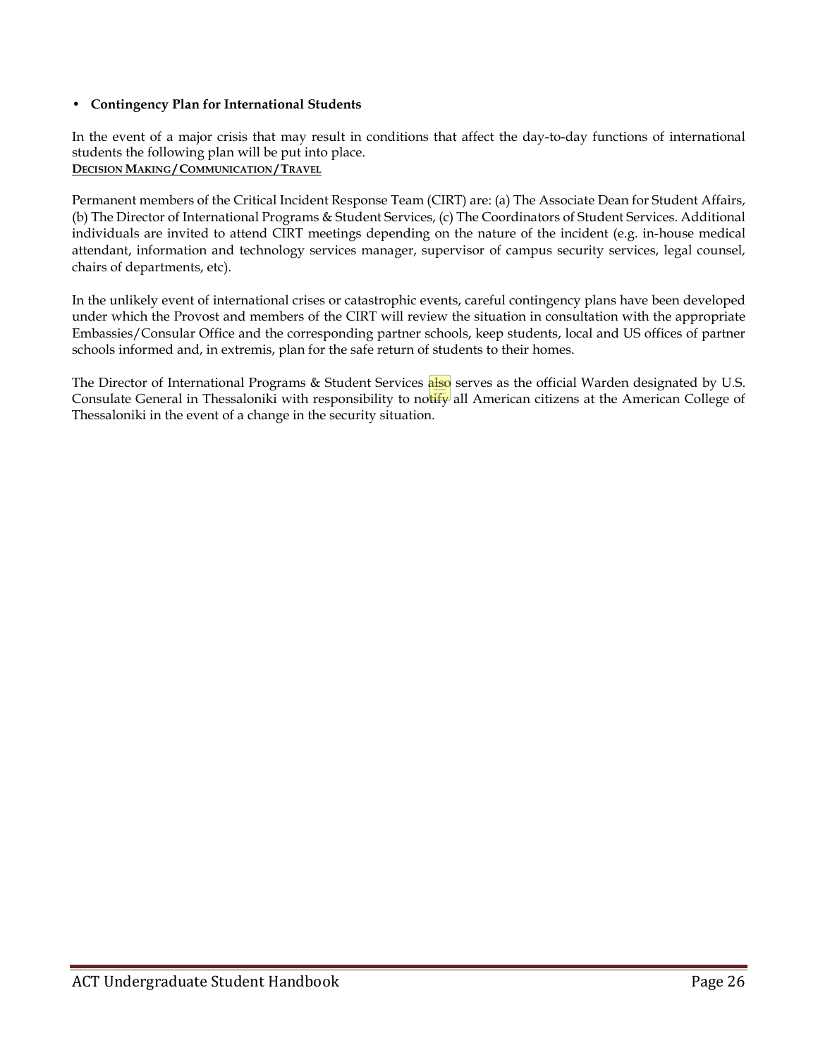- **Contingency Plan for International Students**

In the event of a major crisis that may result in conditions that affect the day-to-day functions of international students the following plan will be put into place.

**DECISION MAKING/COMMUNICATION/TRAVEL**

Permanent members of the Critical Incident Response Team (CIRT) are: (a) The Associate Dean for Student Affairs, (b) The Director of International Programs & Student Services, (c) The Coordinators of Student Services. Additional individuals are invited to attend CIRT meetings depending on the nature of the incident (e.g. in-house medical attendant, information and technology services manager, supervisor of campus security services, legal counsel, chairs of departments, etc).

In the unlikely event of international crises or catastrophic events, careful contingency plans have been developed under which the Provost and members of the CIRT will review the situation in consultation with the appropriate Embassies/Consular Office and the corresponding partner schools, keep students, local and US offices of partner schools informed and, in extremis, plan for the safe return of students to their homes.

The Director of International Programs & Student Services also serves as the official Warden designated by U.S. Consulate General in Thessaloniki with responsibility to notify all American citizens at the American College of Thessaloniki in the event of a change in the security situation.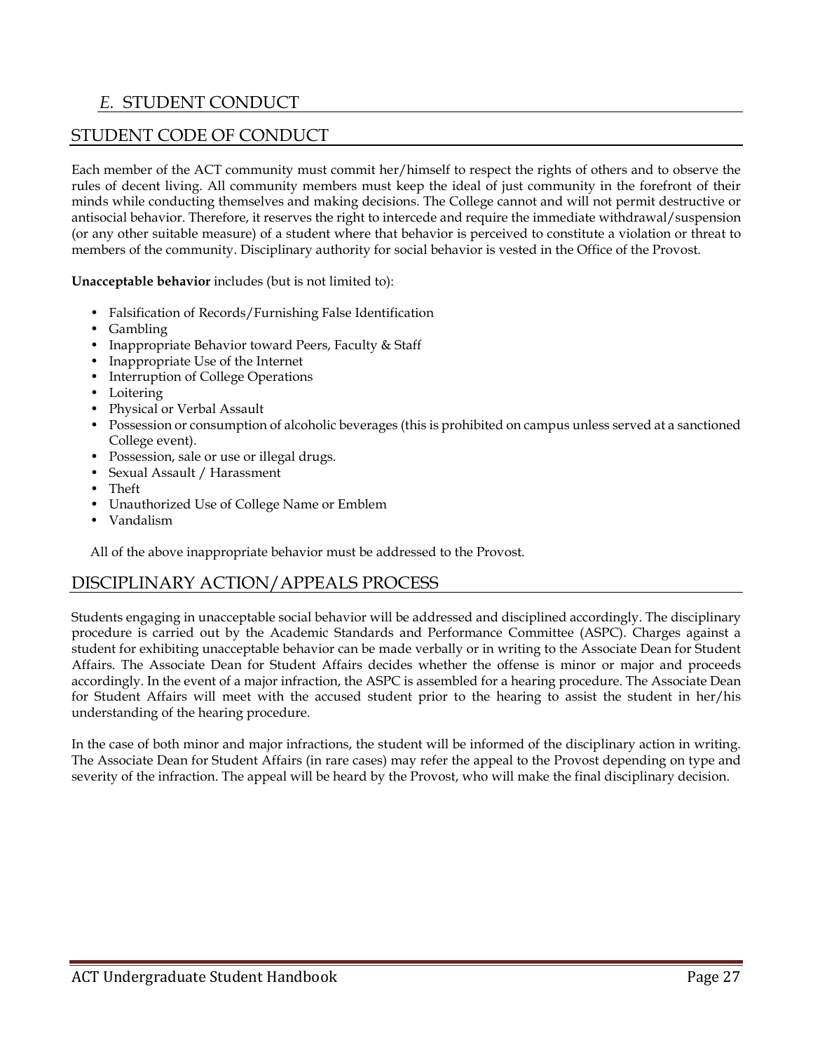## *E.* STUDENT CONDUCT

## STUDENT CODE OF CONDUCT

Each member of the ACT community must commit her/himself to respect the rights of others and to observe the rules of decent living. All community members must keep the ideal of just community in the forefront of their minds while conducting themselves and making decisions. The College cannot and will not permit destructive or antisocial behavior. Therefore, it reserves the right to intercede and require the immediate withdrawal/suspension (or any other suitable measure) of a student where that behavior is perceived to constitute a violation or threat to members of the community. Disciplinary authority for social behavior is vested in the Office of the Provost.

**Unacceptable behavior** includes (but is not limited to):

- Falsification of Records/Furnishing False Identification
- Gambling
- Inappropriate Behavior toward Peers, Faculty & Staff
- Inappropriate Use of the Internet
- Interruption of College Operations
- Loitering
- Physical or Verbal Assault
- Possession or consumption of alcoholic beverages (this is prohibited on campus unless served at a sanctioned College event).
- Possession, sale or use or illegal drugs.
- Sexual Assault / Harassment
- Theft
- Unauthorized Use of College Name or Emblem
- Vandalism

All of the above inappropriate behavior must be addressed to the Provost.

## DISCIPLINARY ACTION/APPEALS PROCESS

Students engaging in unacceptable social behavior will be addressed and disciplined accordingly. The disciplinary procedure is carried out by the Academic Standards and Performance Committee (ASPC). Charges against a student for exhibiting unacceptable behavior can be made verbally or in writing to the Associate Dean for Student Affairs. The Associate Dean for Student Affairs decides whether the offense is minor or major and proceeds accordingly. In the event of a major infraction, the ASPC is assembled for a hearing procedure. The Associate Dean for Student Affairs will meet with the accused student prior to the hearing to assist the student in her/his understanding of the hearing procedure.

In the case of both minor and major infractions, the student will be informed of the disciplinary action in writing. The Associate Dean for Student Affairs (in rare cases) may refer the appeal to the Provost depending on type and severity of the infraction. The appeal will be heard by the Provost, who will make the final disciplinary decision.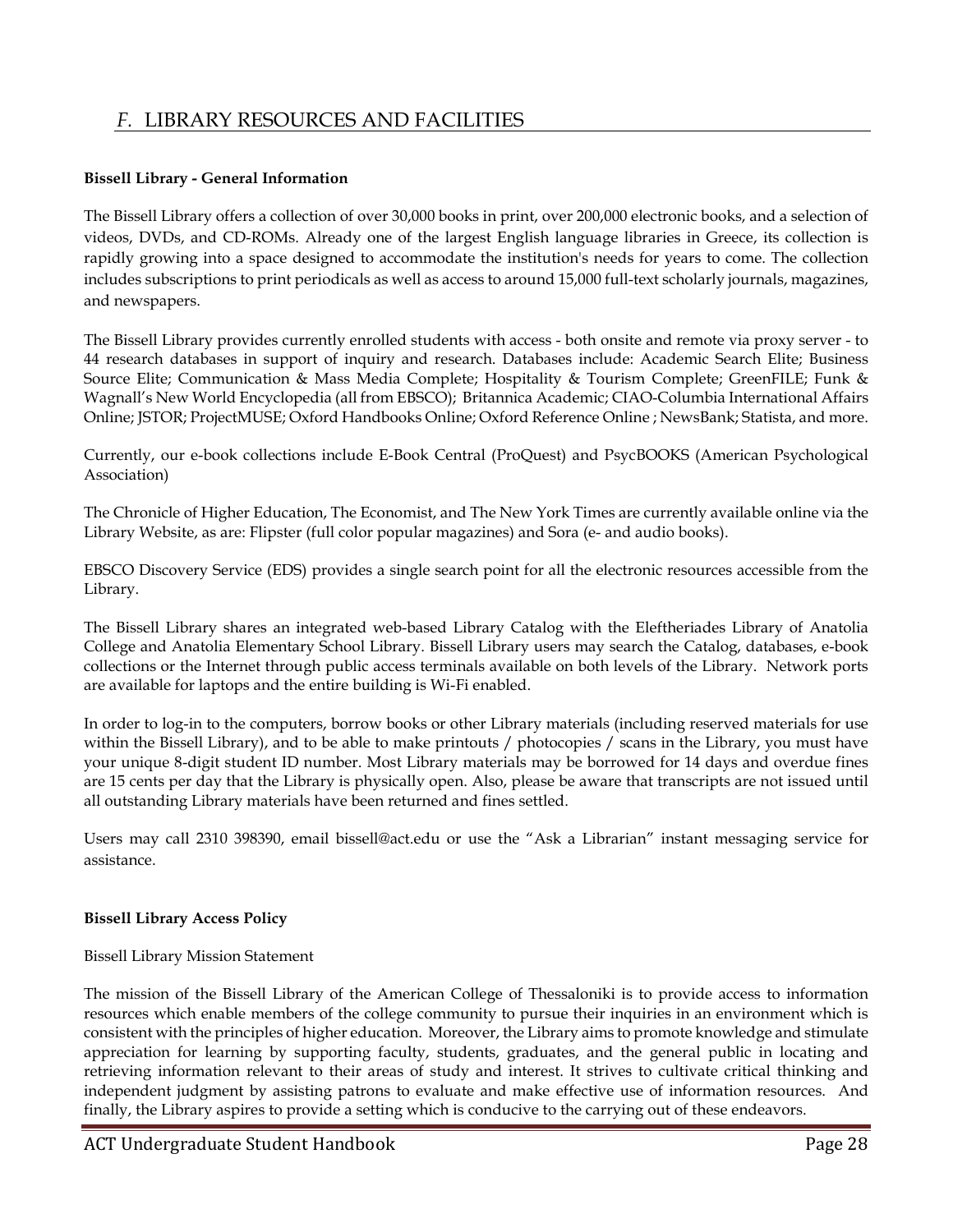## *F.* LIBRARY RESOURCES AND FACILITIES

**Bissell Library - General Information**

The Bissell Library offers a collection of over 30,000 books in print, over 200,000 electronic books, and a selection of videos, DVDs, and CD-ROMs. Already one of the largest English language libraries in Greece, its collection is rapidly growing into a space designed to accommodate the institution's needs for years to come. The collection includes subscriptions to print periodicals as well as access to around 15,000 full-text scholarly journals, magazines, and newspapers.

The Bissell Library provides currently enrolled students with access - both onsite and remote via proxy server - to 44 research databases in support of inquiry and research. Databases include: Academic Search Elite; Business Source Elite; Communication & Mass Media Complete; Hospitality & Tourism Complete; GreenFILE; Funk & Wagnall's New World Encyclopedia (all from EBSCO); Britannica Academic; CIAO-Columbia International Affairs Online; JSTOR; ProjectMUSE; Oxford Handbooks Online; Oxford Reference Online ; NewsBank; Statista, and more.

Currently, our e-book collections include E-Book Central (ProQuest) and PsycBOOKS (American Psychological Association)

The Chronicle of Higher Education, The Economist, and The New York Times are currently available online via the Library Website, as are: Flipster (full color popular magazines) and Sora (e- and audio books).

EBSCO Discovery Service (EDS) provides a single search point for all the electronic resources accessible from the Library.

The Bissell Library shares an integrated web-based Library Catalog with the Eleftheriades Library of Anatolia College and Anatolia Elementary School Library. Bissell Library users may search the Catalog, databases, e-book collections or the Internet through public access terminals available on both levels of the Library. Network ports are available for laptops and the entire building is Wi-Fi enabled.

In order to log-in to the computers, borrow books or other Library materials (including reserved materials for use within the Bissell Library), and to be able to make printouts / photocopies / scans in the Library, you must have your unique 8-digit student ID number. Most Library materials may be borrowed for 14 days and overdue fines are 15 cents per day that the Library is physically open. Also, please be aware that transcripts are not issued until all outstanding Library materials have been returned and fines settled.

Users may call 2310 398390, email bissell@act.edu or use the "Ask a Librarian" instant messaging service for assistance.

**Bissell Library Access Policy**

Bissell Library Mission Statement

The mission of the Bissell Library of the American College of Thessaloniki is to provide access to information resources which enable members of the college community to pursue their inquiries in an environment which is consistent with the principles of higher education. Moreover, the Library aims to promote knowledge and stimulate appreciation for learning by supporting faculty, students, graduates, and the general public in locating and retrieving information relevant to their areas of study and interest. It strives to cultivate critical thinking and independent judgment by assisting patrons to evaluate and make effective use of information resources. And finally, the Library aspires to provide a setting which is conducive to the carrying out of these endeavors.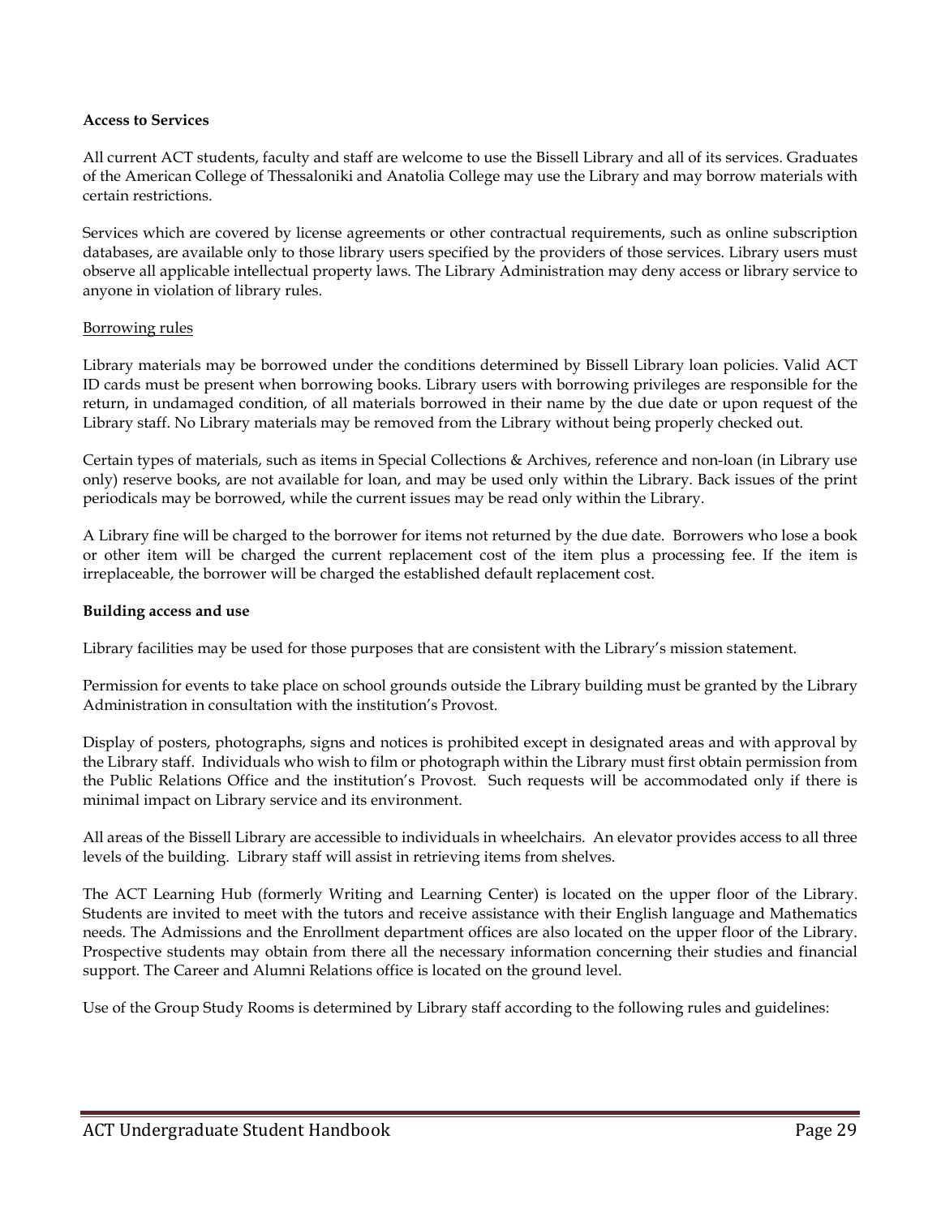**Access to Services**

All current ACT students, faculty and staff are welcome to use the Bissell Library and all of its services. Graduates of the American College of Thessaloniki and Anatolia College may use the Library and may borrow materials with certain restrictions.

Services which are covered by license agreements or other contractual requirements, such as online subscription databases, are available only to those library users specified by the providers of those services. Library users must observe all applicable intellectual property laws. The Library Administration may deny access or library service to anyone in violation of library rules.

<u>Borrowing rules</u>

Library materials may be borrowed under the conditions determined by Bissell Library loan policies. Valid ACT ID cards must be present when borrowing books. Library users with borrowing privileges are responsible for the return, in undamaged condition, of all materials borrowed in their name by the due date or upon request of the Library staff. No Library materials may be removed from the Library without being properly checked out.

Certain types of materials, such as items in Special Collections & Archives, reference and non-loan (in Library use only) reserve books, are not available for loan, and may be used only within the Library. Back issues of the print periodicals may be borrowed, while the current issues may be read only within the Library.

A Library fine will be charged to the borrower for items not returned by the due date. Borrowers who lose a book or other item will be charged the current replacement cost of the item plus a processing fee. If the item is irreplaceable, the borrower will be charged the established default replacement cost.

**Building access and use**

Library facilities may be used for those purposes that are consistent with the Library's mission statement.

Permission for events to take place on school grounds outside the Library building must be granted by the Library Administration in consultation with the institution's Provost.

Display of posters, photographs, signs and notices is prohibited except in designated areas and with approval by the Library staff. Individuals who wish to film or photograph within the Library must first obtain permission from the Public Relations Office and the institution's Provost. Such requests will be accommodated only if there is minimal impact on Library service and its environment.

All areas of the Bissell Library are accessible to individuals in wheelchairs. An elevator provides access to all three levels of the building. Library staff will assist in retrieving items from shelves.

The ACT Learning Hub (formerly Writing and Learning Center) is located on the upper floor of the Library. Students are invited to meet with the tutors and receive assistance with their English language and Mathematics needs. The Admissions and the Enrollment department offices are also located on the upper floor of the Library. Prospective students may obtain from there all the necessary information concerning their studies and financial support. The Career and Alumni Relations office is located on the ground level.

Use of the Group Study Rooms is determined by Library staff according to the following rules and guidelines: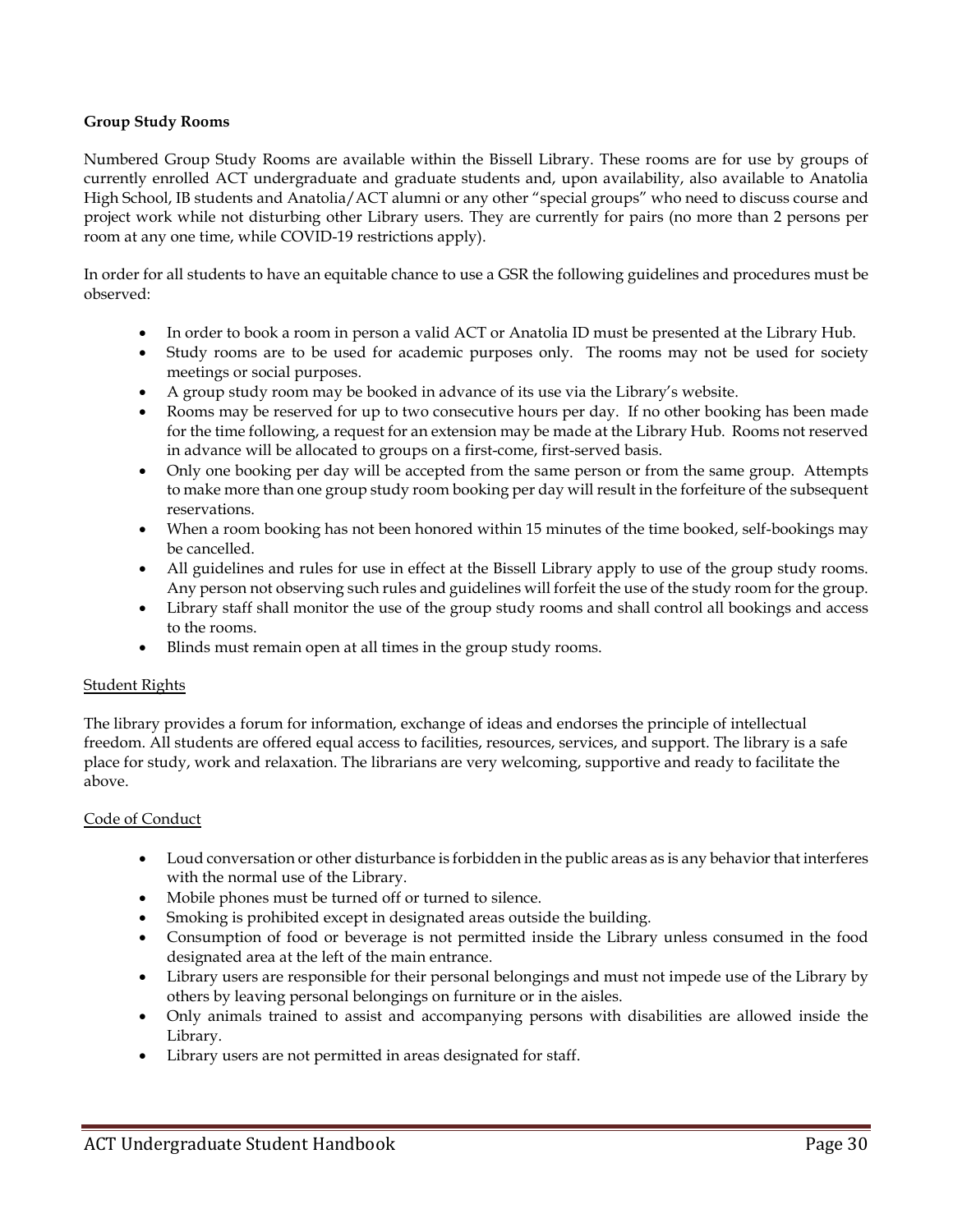**Group Study Rooms**

Numbered Group Study Rooms are available within the Bissell Library. These rooms are for use by groups of currently enrolled ACT undergraduate and graduate students and, upon availability, also available to Anatolia High School, IB students and Anatolia/ACT alumni or any other "special groups" who need to discuss course and project work while not disturbing other Library users. They are currently for pairs (no more than 2 persons per room at any one time, while COVID-19 restrictions apply).

In order for all students to have an equitable chance to use a GSR the following guidelines and procedures must be observed:

- In order to book a room in person a valid ACT or Anatolia ID must be presented at the Library Hub.
- Study rooms are to be used for academic purposes only. The rooms may not be used for society meetings or social purposes.
- A group study room may be booked in advance of its use via the Library's website.
- Rooms may be reserved for up to two consecutive hours per day. If no other booking has been made for the time following, a request for an extension may be made at the Library Hub. Rooms not reserved in advance will be allocated to groups on a first-come, first-served basis.
- Only one booking per day will be accepted from the same person or from the same group. Attempts to make more than one group study room booking per day will result in the forfeiture of the subsequent reservations.
- When a room booking has not been honored within 15 minutes of the time booked, self-bookings may be cancelled.
- All guidelines and rules for use in effect at the Bissell Library apply to use of the group study rooms. Any person not observing such rules and guidelines will forfeit the use of the study room for the group.
- Library staff shall monitor the use of the group study rooms and shall control all bookings and access to the rooms.
- Blinds must remain open at all times in the group study rooms.

Student Rights

The library provides a forum for information, exchange of ideas and endorses the principle of intellectual freedom. All students are offered equal access to facilities, resources, services, and support. The library is a safe place for study, work and relaxation. The librarians are very welcoming, supportive and ready to facilitate the above.

Code of Conduct

- Loud conversation or other disturbance is forbidden in the public areas as is any behavior that interferes with the normal use of the Library.
- Mobile phones must be turned off or turned to silence.
- Smoking is prohibited except in designated areas outside the building.
- Consumption of food or beverage is not permitted inside the Library unless consumed in the food designated area at the left of the main entrance.
- Library users are responsible for their personal belongings and must not impede use of the Library by others by leaving personal belongings on furniture or in the aisles.
- Only animals trained to assist and accompanying persons with disabilities are allowed inside the Library.
- Library users are not permitted in areas designated for staff.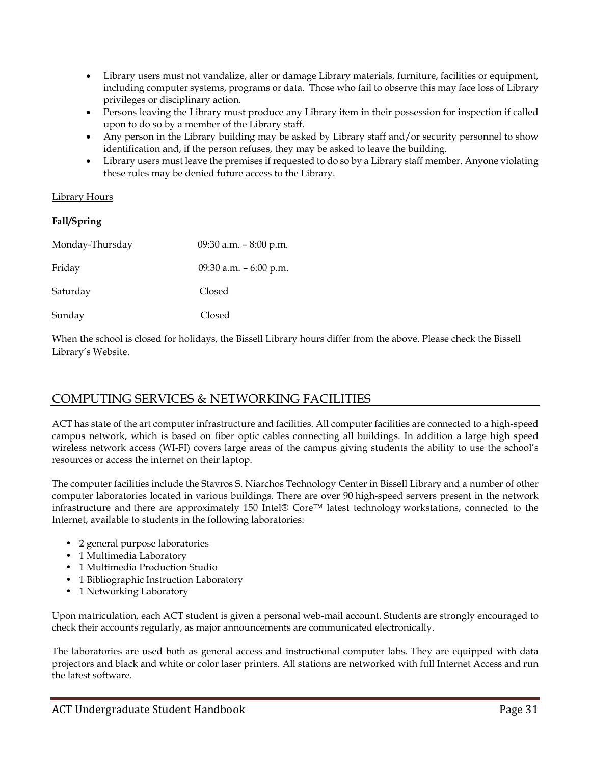- Library users must not vandalize, alter or damage Library materials, furniture, facilities or equipment, including computer systems, programs or data. Those who fail to observe this may face loss of Library privileges or disciplinary action.
- Persons leaving the Library must produce any Library item in their possession for inspection if called upon to do so by a member of the Library staff.
- Any person in the Library building may be asked by Library staff and/or security personnel to show identification and, if the person refuses, they may be asked to leave the building.
- Library users must leave the premises if requested to do so by a Library staff member. Anyone violating these rules may be denied future access to the Library.

Library Hours

**Fall/Spring**

| | |
|---|---|
| Monday-Thursday | 09:30 a.m. – 8:00 p.m. |
| Friday | 09:30 a.m. – 6:00 p.m. |
| Saturday | Closed |
| Sunday | Closed |

When the school is closed for holidays, the Bissell Library hours differ from the above. Please check the Bissell Library's Website.

## COMPUTING SERVICES & NETWORKING FACILITIES

ACT has state of the art computer infrastructure and facilities. All computer facilities are connected to a high-speed campus network, which is based on fiber optic cables connecting all buildings. In addition a large high speed wireless network access (WI-FI) covers large areas of the campus giving students the ability to use the school's resources or access the internet on their laptop.

The computer facilities include the Stavros S. Niarchos Technology Center in Bissell Library and a number of other computer laboratories located in various buildings. There are over 90 high-speed servers present in the network infrastructure and there are approximately 150 Intel® Core™ latest technology workstations, connected to the Internet, available to students in the following laboratories:

- 2 general purpose laboratories
- 1 Multimedia Laboratory
- 1 Multimedia Production Studio
- 1 Bibliographic Instruction Laboratory
- 1 Networking Laboratory

Upon matriculation, each ACT student is given a personal web-mail account. Students are strongly encouraged to check their accounts regularly, as major announcements are communicated electronically.

The laboratories are used both as general access and instructional computer labs. They are equipped with data projectors and black and white or color laser printers. All stations are networked with full Internet Access and run the latest software.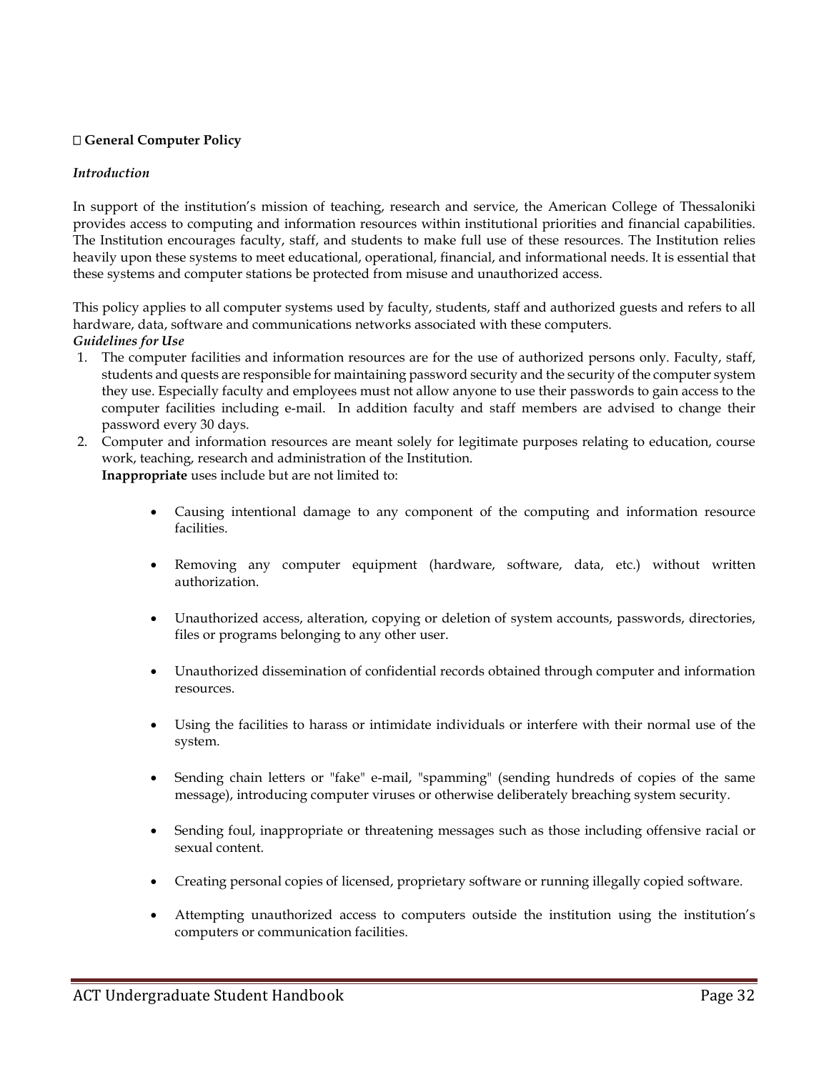**General Computer Policy**

*Introduction*

In support of the institution's mission of teaching, research and service, the American College of Thessaloniki provides access to computing and information resources within institutional priorities and financial capabilities. The Institution encourages faculty, staff, and students to make full use of these resources. The Institution relies heavily upon these systems to meet educational, operational, financial, and informational needs. It is essential that these systems and computer stations be protected from misuse and unauthorized access.

This policy applies to all computer systems used by faculty, students, staff and authorized guests and refers to all hardware, data, software and communications networks associated with these computers.

***Guidelines for Use***

1. The computer facilities and information resources are for the use of authorized persons only. Faculty, staff, students and quests are responsible for maintaining password security and the security of the computer system they use. Especially faculty and employees must not allow anyone to use their passwords to gain access to the computer facilities including e-mail. In addition faculty and staff members are advised to change their password every 30 days.
2. Computer and information resources are meant solely for legitimate purposes relating to education, course work, teaching, research and administration of the Institution.
   **Inappropriate** uses include but are not limited to:

   - Causing intentional damage to any component of the computing and information resource facilities.
   - Removing any computer equipment (hardware, software, data, etc.) without written authorization.
   - Unauthorized access, alteration, copying or deletion of system accounts, passwords, directories, files or programs belonging to any other user.
   - Unauthorized dissemination of confidential records obtained through computer and information resources.
   - Using the facilities to harass or intimidate individuals or interfere with their normal use of the system.
   - Sending chain letters or "fake" e-mail, "spamming" (sending hundreds of copies of the same message), introducing computer viruses or otherwise deliberately breaching system security.
   - Sending foul, inappropriate or threatening messages such as those including offensive racial or sexual content.
   - Creating personal copies of licensed, proprietary software or running illegally copied software.
   - Attempting unauthorized access to computers outside the institution using the institution's computers or communication facilities.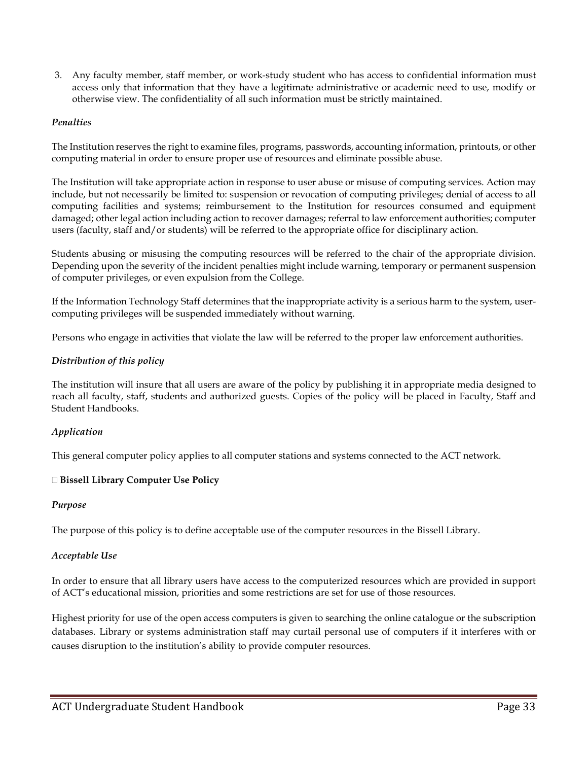3. Any faculty member, staff member, or work-study student who has access to confidential information must access only that information that they have a legitimate administrative or academic need to use, modify or otherwise view. The confidentiality of all such information must be strictly maintained.

*Penalties*

The Institution reserves the right to examine files, programs, passwords, accounting information, printouts, or other computing material in order to ensure proper use of resources and eliminate possible abuse.

The Institution will take appropriate action in response to user abuse or misuse of computing services. Action may include, but not necessarily be limited to: suspension or revocation of computing privileges; denial of access to all computing facilities and systems; reimbursement to the Institution for resources consumed and equipment damaged; other legal action including action to recover damages; referral to law enforcement authorities; computer users (faculty, staff and/or students) will be referred to the appropriate office for disciplinary action.

Students abusing or misusing the computing resources will be referred to the chair of the appropriate division. Depending upon the severity of the incident penalties might include warning, temporary or permanent suspension of computer privileges, or even expulsion from the College.

If the Information Technology Staff determines that the inappropriate activity is a serious harm to the system, user-computing privileges will be suspended immediately without warning.

Persons who engage in activities that violate the law will be referred to the proper law enforcement authorities.

*Distribution of this policy*

The institution will insure that all users are aware of the policy by publishing it in appropriate media designed to reach all faculty, staff, students and authorized guests. Copies of the policy will be placed in Faculty, Staff and Student Handbooks.

*Application*

This general computer policy applies to all computer stations and systems connected to the ACT network.

**Bissell Library Computer Use Policy**

*Purpose*

The purpose of this policy is to define acceptable use of the computer resources in the Bissell Library.

*Acceptable Use*

In order to ensure that all library users have access to the computerized resources which are provided in support of ACT's educational mission, priorities and some restrictions are set for use of those resources.

Highest priority for use of the open access computers is given to searching the online catalogue or the subscription databases. Library or systems administration staff may curtail personal use of computers if it interferes with or causes disruption to the institution's ability to provide computer resources.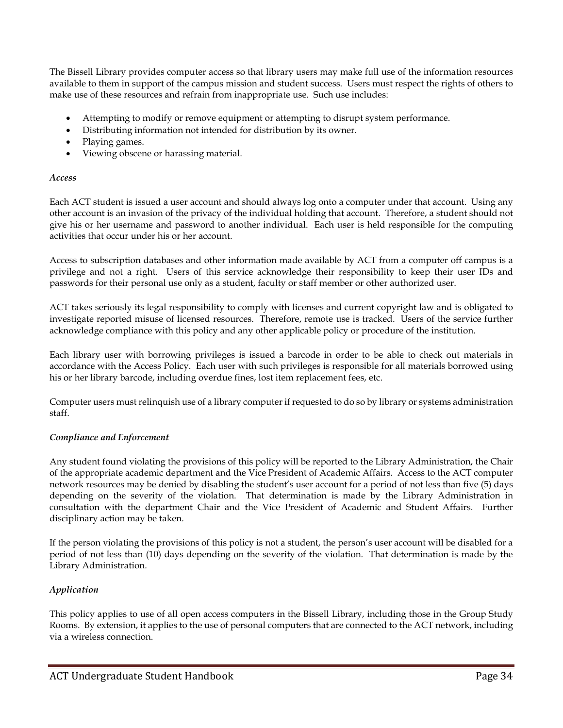The Bissell Library provides computer access so that library users may make full use of the information resources available to them in support of the campus mission and student success. Users must respect the rights of others to make use of these resources and refrain from inappropriate use. Such use includes:

- Attempting to modify or remove equipment or attempting to disrupt system performance.
- Distributing information not intended for distribution by its owner.
- Playing games.
- Viewing obscene or harassing material.

*Access*

Each ACT student is issued a user account and should always log onto a computer under that account. Using any other account is an invasion of the privacy of the individual holding that account. Therefore, a student should not give his or her username and password to another individual. Each user is held responsible for the computing activities that occur under his or her account.

Access to subscription databases and other information made available by ACT from a computer off campus is a privilege and not a right. Users of this service acknowledge their responsibility to keep their user IDs and passwords for their personal use only as a student, faculty or staff member or other authorized user.

ACT takes seriously its legal responsibility to comply with licenses and current copyright law and is obligated to investigate reported misuse of licensed resources. Therefore, remote use is tracked. Users of the service further acknowledge compliance with this policy and any other applicable policy or procedure of the institution.

Each library user with borrowing privileges is issued a barcode in order to be able to check out materials in accordance with the Access Policy. Each user with such privileges is responsible for all materials borrowed using his or her library barcode, including overdue fines, lost item replacement fees, etc.

Computer users must relinquish use of a library computer if requested to do so by library or systems administration staff.

***Compliance and Enforcement***

Any student found violating the provisions of this policy will be reported to the Library Administration, the Chair of the appropriate academic department and the Vice President of Academic Affairs. Access to the ACT computer network resources may be denied by disabling the student's user account for a period of not less than five (5) days depending on the severity of the violation. That determination is made by the Library Administration in consultation with the department Chair and the Vice President of Academic and Student Affairs. Further disciplinary action may be taken.

If the person violating the provisions of this policy is not a student, the person's user account will be disabled for a period of not less than (10) days depending on the severity of the violation. That determination is made by the Library Administration.

***Application***

This policy applies to use of all open access computers in the Bissell Library, including those in the Group Study Rooms. By extension, it applies to the use of personal computers that are connected to the ACT network, including via a wireless connection.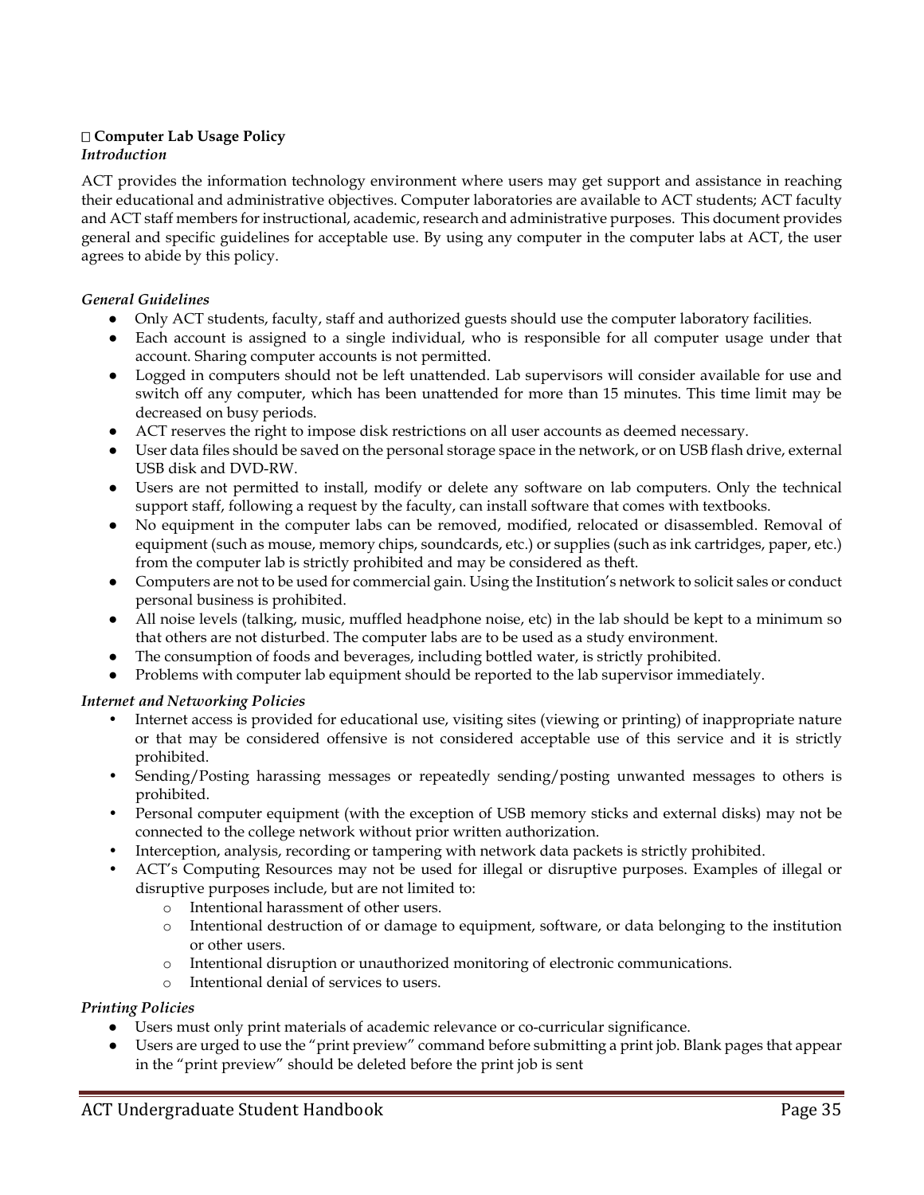**Computer Lab Usage Policy**

*Introduction*

ACT provides the information technology environment where users may get support and assistance in reaching their educational and administrative objectives. Computer laboratories are available to ACT students; ACT faculty and ACT staff members for instructional, academic, research and administrative purposes. This document provides general and specific guidelines for acceptable use. By using any computer in the computer labs at ACT, the user agrees to abide by this policy.

*General Guidelines*

- Only ACT students, faculty, staff and authorized guests should use the computer laboratory facilities.
- Each account is assigned to a single individual, who is responsible for all computer usage under that account. Sharing computer accounts is not permitted.
- Logged in computers should not be left unattended. Lab supervisors will consider available for use and switch off any computer, which has been unattended for more than 15 minutes. This time limit may be decreased on busy periods.
- ACT reserves the right to impose disk restrictions on all user accounts as deemed necessary.
- User data files should be saved on the personal storage space in the network, or on USB flash drive, external USB disk and DVD-RW.
- Users are not permitted to install, modify or delete any software on lab computers. Only the technical support staff, following a request by the faculty, can install software that comes with textbooks.
- No equipment in the computer labs can be removed, modified, relocated or disassembled. Removal of equipment (such as mouse, memory chips, soundcards, etc.) or supplies (such as ink cartridges, paper, etc.) from the computer lab is strictly prohibited and may be considered as theft.
- Computers are not to be used for commercial gain. Using the Institution's network to solicit sales or conduct personal business is prohibited.
- All noise levels (talking, music, muffled headphone noise, etc) in the lab should be kept to a minimum so that others are not disturbed. The computer labs are to be used as a study environment.
- The consumption of foods and beverages, including bottled water, is strictly prohibited.
- Problems with computer lab equipment should be reported to the lab supervisor immediately.

*Internet and Networking Policies*

- Internet access is provided for educational use, visiting sites (viewing or printing) of inappropriate nature or that may be considered offensive is not considered acceptable use of this service and it is strictly prohibited.
- Sending/Posting harassing messages or repeatedly sending/posting unwanted messages to others is prohibited.
- Personal computer equipment (with the exception of USB memory sticks and external disks) may not be connected to the college network without prior written authorization.
- Interception, analysis, recording or tampering with network data packets is strictly prohibited.
- ACT's Computing Resources may not be used for illegal or disruptive purposes. Examples of illegal or disruptive purposes include, but are not limited to:
  - Intentional harassment of other users.
  - Intentional destruction of or damage to equipment, software, or data belonging to the institution or other users.
  - Intentional disruption or unauthorized monitoring of electronic communications.
  - Intentional denial of services to users.

*Printing Policies*

- Users must only print materials of academic relevance or co-curricular significance.
- Users are urged to use the "print preview" command before submitting a print job. Blank pages that appear in the "print preview" should be deleted before the print job is sent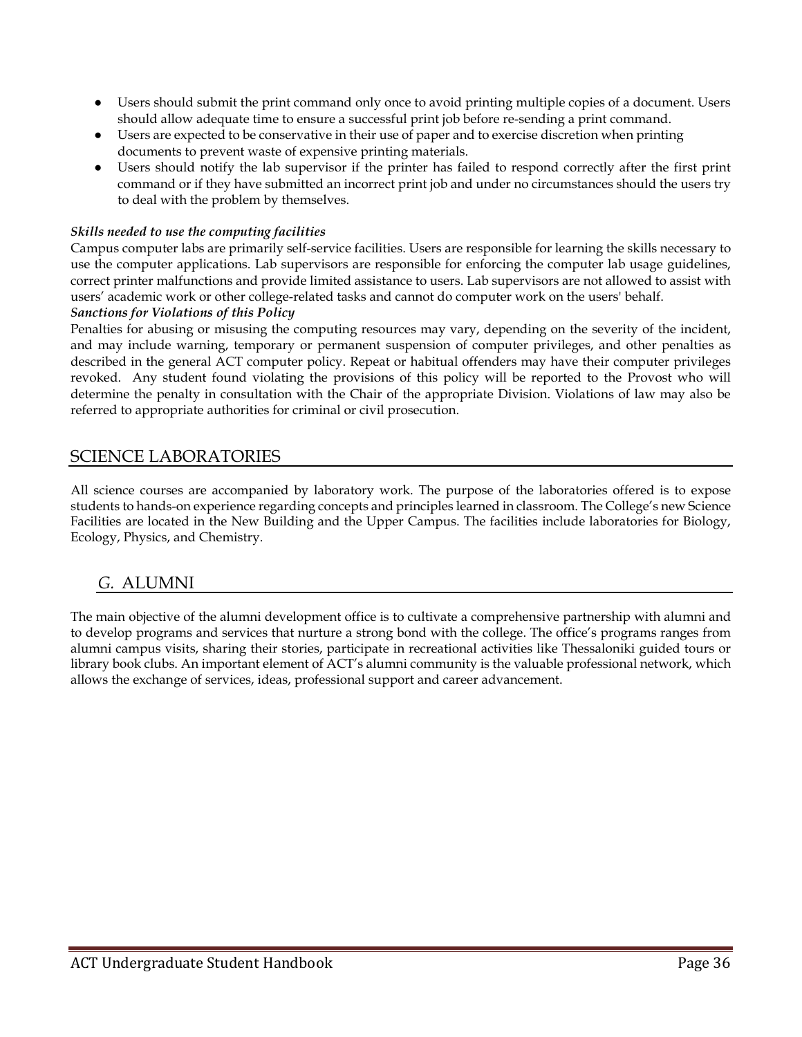- Users should submit the print command only once to avoid printing multiple copies of a document. Users should allow adequate time to ensure a successful print job before re-sending a print command.
- Users are expected to be conservative in their use of paper and to exercise discretion when printing documents to prevent waste of expensive printing materials.
- Users should notify the lab supervisor if the printer has failed to respond correctly after the first print command or if they have submitted an incorrect print job and under no circumstances should the users try to deal with the problem by themselves.

***Skills needed to use the computing facilities***

Campus computer labs are primarily self-service facilities. Users are responsible for learning the skills necessary to use the computer applications. Lab supervisors are responsible for enforcing the computer lab usage guidelines, correct printer malfunctions and provide limited assistance to users. Lab supervisors are not allowed to assist with users' academic work or other college-related tasks and cannot do computer work on the users' behalf.

***Sanctions for Violations of this Policy***

Penalties for abusing or misusing the computing resources may vary, depending on the severity of the incident, and may include warning, temporary or permanent suspension of computer privileges, and other penalties as described in the general ACT computer policy. Repeat or habitual offenders may have their computer privileges revoked. Any student found violating the provisions of this policy will be reported to the Provost who will determine the penalty in consultation with the Chair of the appropriate Division. Violations of law may also be referred to appropriate authorities for criminal or civil prosecution.

## SCIENCE LABORATORIES

All science courses are accompanied by laboratory work. The purpose of the laboratories offered is to expose students to hands-on experience regarding concepts and principles learned in classroom. The College's new Science Facilities are located in the New Building and the Upper Campus. The facilities include laboratories for Biology, Ecology, Physics, and Chemistry.

## *G.* ALUMNI

The main objective of the alumni development office is to cultivate a comprehensive partnership with alumni and to develop programs and services that nurture a strong bond with the college. The office's programs ranges from alumni campus visits, sharing their stories, participate in recreational activities like Thessaloniki guided tours or library book clubs. An important element of ACT's alumni community is the valuable professional network, which allows the exchange of services, ideas, professional support and career advancement.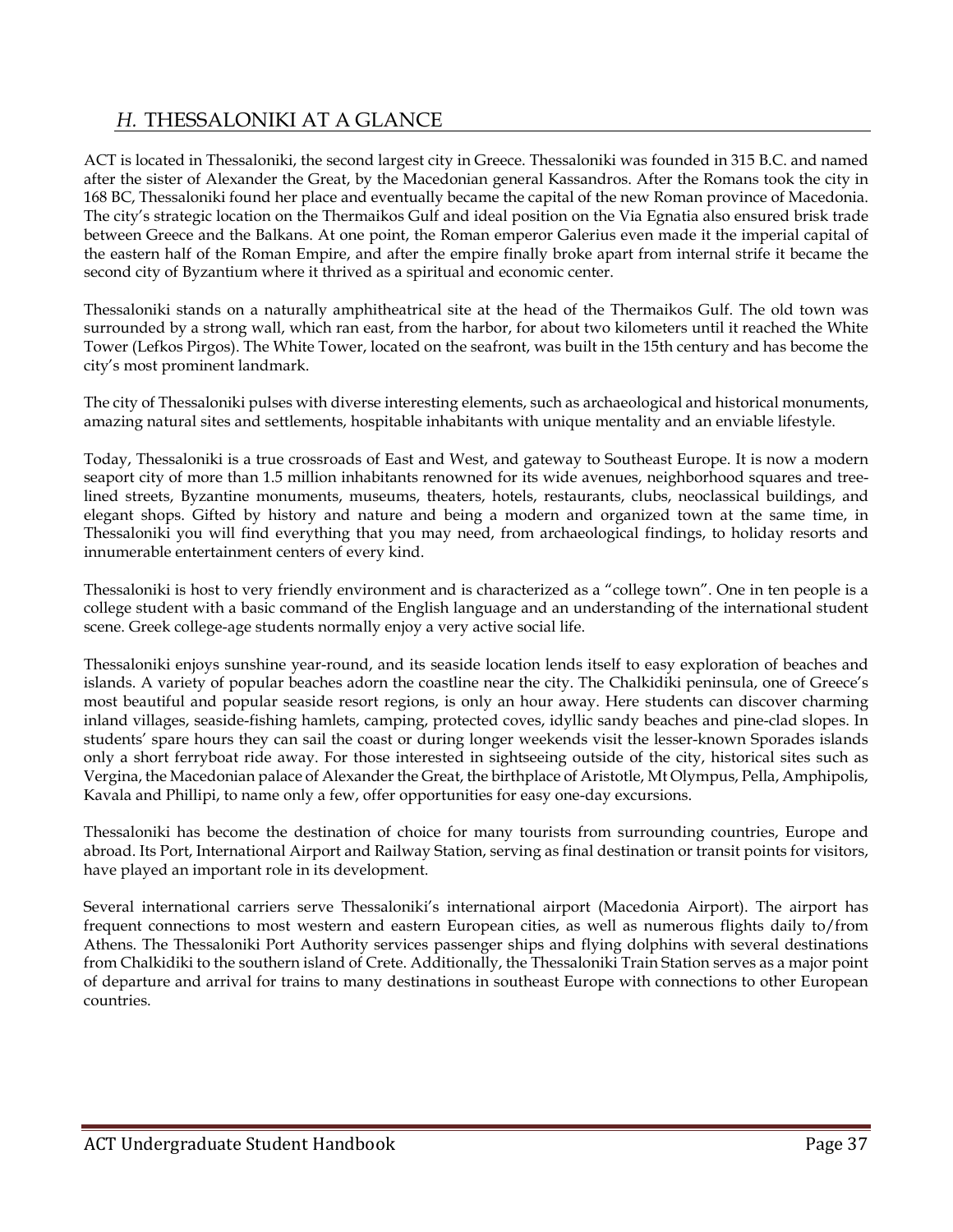## *H.* THESSALONIKI AT A GLANCE

ACT is located in Thessaloniki, the second largest city in Greece. Thessaloniki was founded in 315 B.C. and named after the sister of Alexander the Great, by the Macedonian general Kassandros. After the Romans took the city in 168 BC, Thessaloniki found her place and eventually became the capital of the new Roman province of Macedonia. The city's strategic location on the Thermaikos Gulf and ideal position on the Via Egnatia also ensured brisk trade between Greece and the Balkans. At one point, the Roman emperor Galerius even made it the imperial capital of the eastern half of the Roman Empire, and after the empire finally broke apart from internal strife it became the second city of Byzantium where it thrived as a spiritual and economic center.

Thessaloniki stands on a naturally amphitheatrical site at the head of the Thermaikos Gulf. The old town was surrounded by a strong wall, which ran east, from the harbor, for about two kilometers until it reached the White Tower (Lefkos Pirgos). The White Tower, located on the seafront, was built in the 15th century and has become the city's most prominent landmark.

The city of Thessaloniki pulses with diverse interesting elements, such as archaeological and historical monuments, amazing natural sites and settlements, hospitable inhabitants with unique mentality and an enviable lifestyle.

Today, Thessaloniki is a true crossroads of East and West, and gateway to Southeast Europe. It is now a modern seaport city of more than 1.5 million inhabitants renowned for its wide avenues, neighborhood squares and tree-lined streets, Byzantine monuments, museums, theaters, hotels, restaurants, clubs, neoclassical buildings, and elegant shops. Gifted by history and nature and being a modern and organized town at the same time, in Thessaloniki you will find everything that you may need, from archaeological findings, to holiday resorts and innumerable entertainment centers of every kind.

Thessaloniki is host to very friendly environment and is characterized as a "college town". One in ten people is a college student with a basic command of the English language and an understanding of the international student scene. Greek college-age students normally enjoy a very active social life.

Thessaloniki enjoys sunshine year-round, and its seaside location lends itself to easy exploration of beaches and islands. A variety of popular beaches adorn the coastline near the city. The Chalkidiki peninsula, one of Greece's most beautiful and popular seaside resort regions, is only an hour away. Here students can discover charming inland villages, seaside-fishing hamlets, camping, protected coves, idyllic sandy beaches and pine-clad slopes. In students' spare hours they can sail the coast or during longer weekends visit the lesser-known Sporades islands only a short ferryboat ride away. For those interested in sightseeing outside of the city, historical sites such as Vergina, the Macedonian palace of Alexander the Great, the birthplace of Aristotle, Mt Olympus, Pella, Amphipolis, Kavala and Phillipi, to name only a few, offer opportunities for easy one-day excursions.

Thessaloniki has become the destination of choice for many tourists from surrounding countries, Europe and abroad. Its Port, International Airport and Railway Station, serving as final destination or transit points for visitors, have played an important role in its development.

Several international carriers serve Thessaloniki's international airport (Macedonia Airport). The airport has frequent connections to most western and eastern European cities, as well as numerous flights daily to/from Athens. The Thessaloniki Port Authority services passenger ships and flying dolphins with several destinations from Chalkidiki to the southern island of Crete. Additionally, the Thessaloniki Train Station serves as a major point of departure and arrival for trains to many destinations in southeast Europe with connections to other European countries.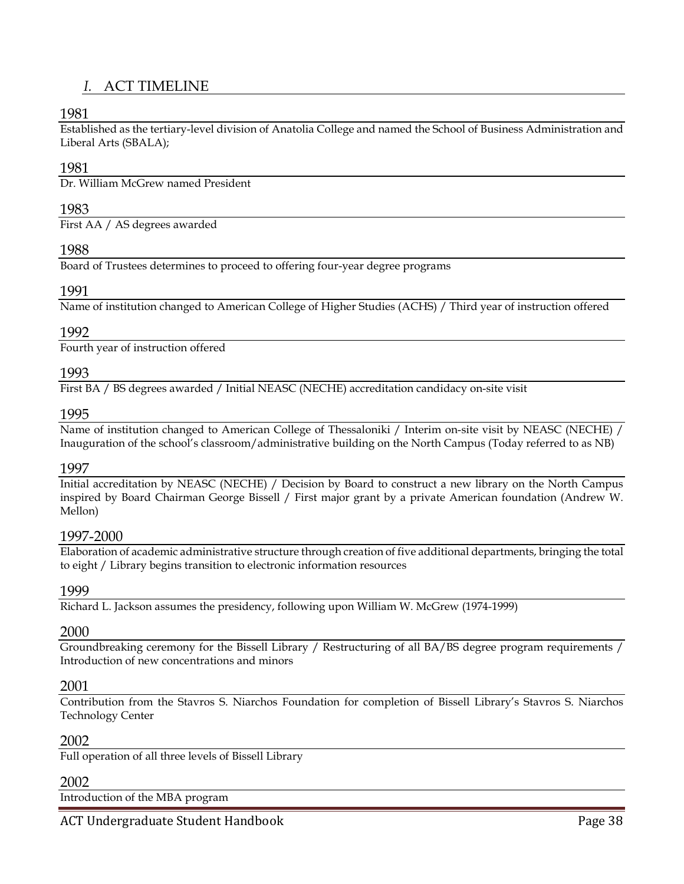## *I.* ACT TIMELINE

### 1981

Established as the tertiary-level division of Anatolia College and named the School of Business Administration and Liberal Arts (SBALA);

### 1981

Dr. William McGrew named President

### 1983

First AA / AS degrees awarded

### 1988

Board of Trustees determines to proceed to offering four-year degree programs

### 1991

Name of institution changed to American College of Higher Studies (ACHS) / Third year of instruction offered

### 1992

Fourth year of instruction offered

### 1993

First BA / BS degrees awarded / Initial NEASC (NECHE) accreditation candidacy on-site visit

### 1995

Name of institution changed to American College of Thessaloniki / Interim on-site visit by NEASC (NECHE) / Inauguration of the school's classroom/administrative building on the North Campus (Today referred to as NB)

### 1997

Initial accreditation by NEASC (NECHE) / Decision by Board to construct a new library on the North Campus inspired by Board Chairman George Bissell / First major grant by a private American foundation (Andrew W. Mellon)

### 1997-2000

Elaboration of academic administrative structure through creation of five additional departments, bringing the total to eight / Library begins transition to electronic information resources

### 1999

Richard L. Jackson assumes the presidency, following upon William W. McGrew (1974-1999)

### 2000

Groundbreaking ceremony for the Bissell Library / Restructuring of all BA/BS degree program requirements / Introduction of new concentrations and minors

### 2001

Contribution from the Stavros S. Niarchos Foundation for completion of Bissell Library's Stavros S. Niarchos Technology Center

### 2002

Full operation of all three levels of Bissell Library

### 2002

Introduction of the MBA program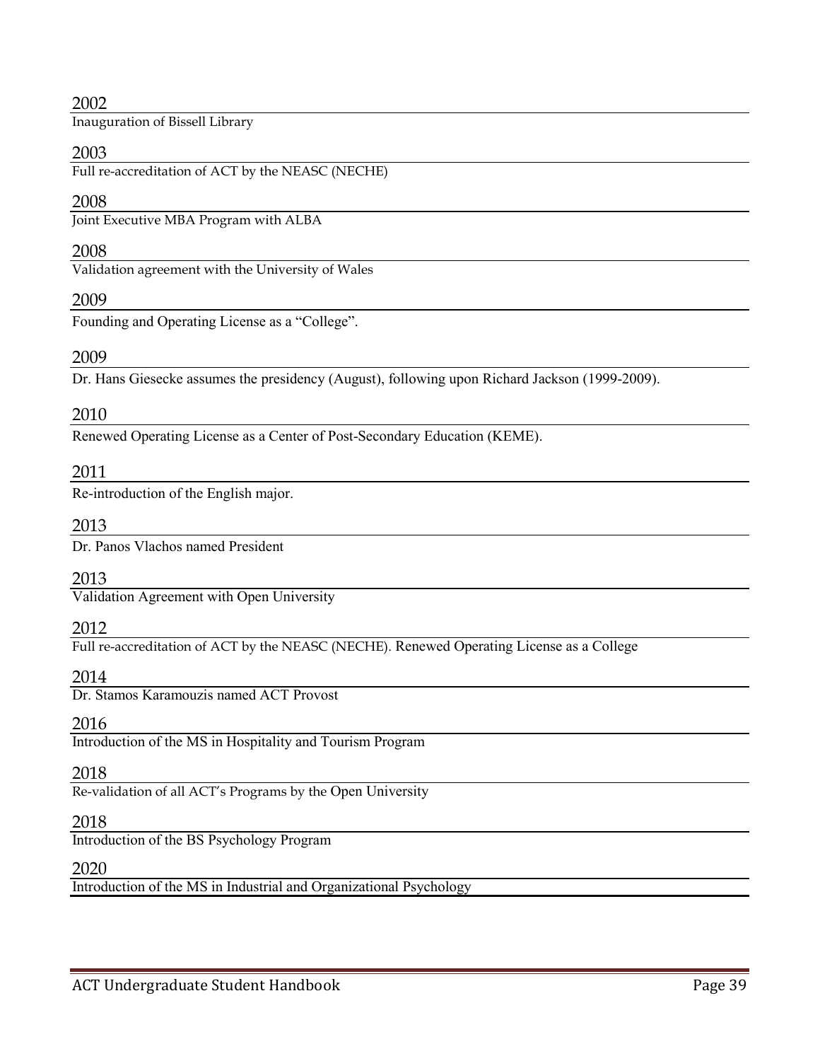2002

Inauguration of Bissell Library

2003

Full re-accreditation of ACT by the NEASC (NECHE)

2008

Joint Executive MBA Program with ALBA

2008

Validation agreement with the University of Wales

2009

Founding and Operating License as a "College".

2009

Dr. Hans Giesecke assumes the presidency (August), following upon Richard Jackson (1999-2009).

2010

Renewed Operating License as a Center of Post-Secondary Education (KEME).

2011

Re-introduction of the English major.

2013

Dr. Panos Vlachos named President

2013

Validation Agreement with Open University

2012

Full re-accreditation of ACT by the NEASC (NECHE). Renewed Operating License as a College

2014

Dr. Stamos Karamouzis named ACT Provost

2016

Introduction of the MS in Hospitality and Tourism Program

2018

Re-validation of all ACT's Programs by the Open University

2018

Introduction of the BS Psychology Program

2020

Introduction of the MS in Industrial and Organizational Psychology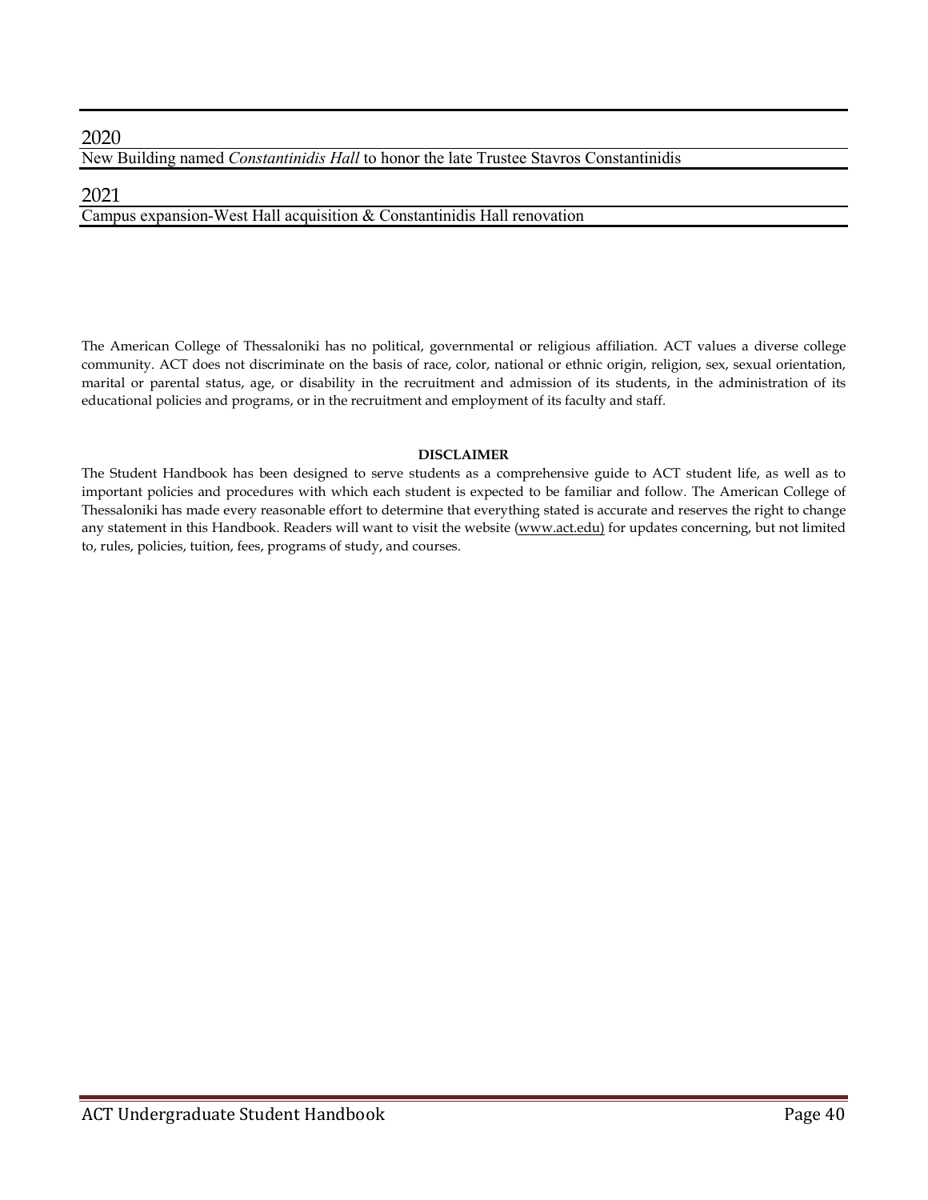2020

New Building named *Constantinidis Hall* to honor the late Trustee Stavros Constantinidis

2021

Campus expansion-West Hall acquisition & Constantinidis Hall renovation

The American College of Thessaloniki has no political, governmental or religious affiliation. ACT values a diverse college community. ACT does not discriminate on the basis of race, color, national or ethnic origin, religion, sex, sexual orientation, marital or parental status, age, or disability in the recruitment and admission of its students, in the administration of its educational policies and programs, or in the recruitment and employment of its faculty and staff.

**DISCLAIMER**

The Student Handbook has been designed to serve students as a comprehensive guide to ACT student life, as well as to important policies and procedures with which each student is expected to be familiar and follow. The American College of Thessaloniki has made every reasonable effort to determine that everything stated is accurate and reserves the right to change any statement in this Handbook. Readers will want to visit the website (www.act.edu) for updates concerning, but not limited to, rules, policies, tuition, fees, programs of study, and courses.